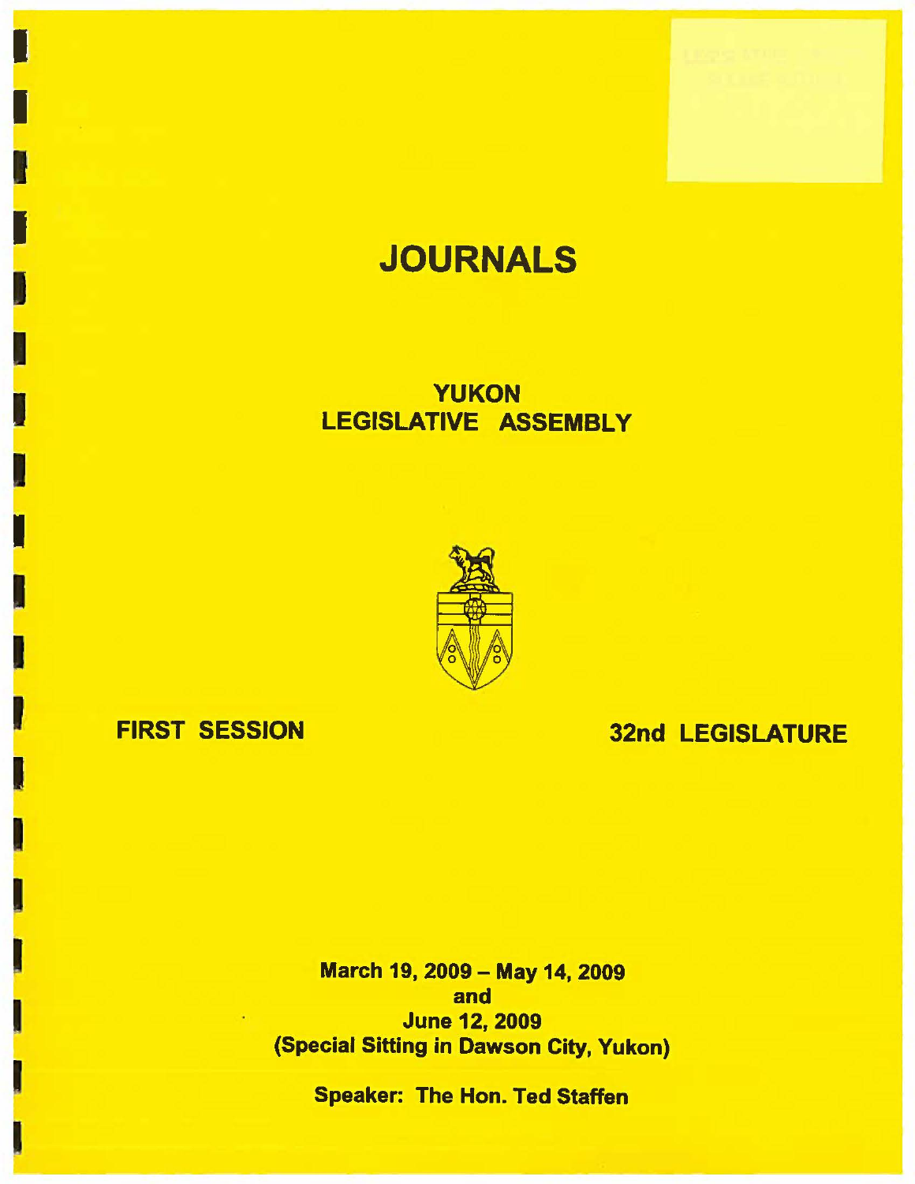# JOURNALS

## YUKON
## LEGISLATIVE ASSEMBLY

**FIRST SESSION** **32nd LEGISLATURE**

**March 19, 2009 – May 14, 2009**
**and**
**June 12, 2009**
**(Special Sitting in Dawson City, Yukon)**

**Speaker: The Hon. Ted Staffen**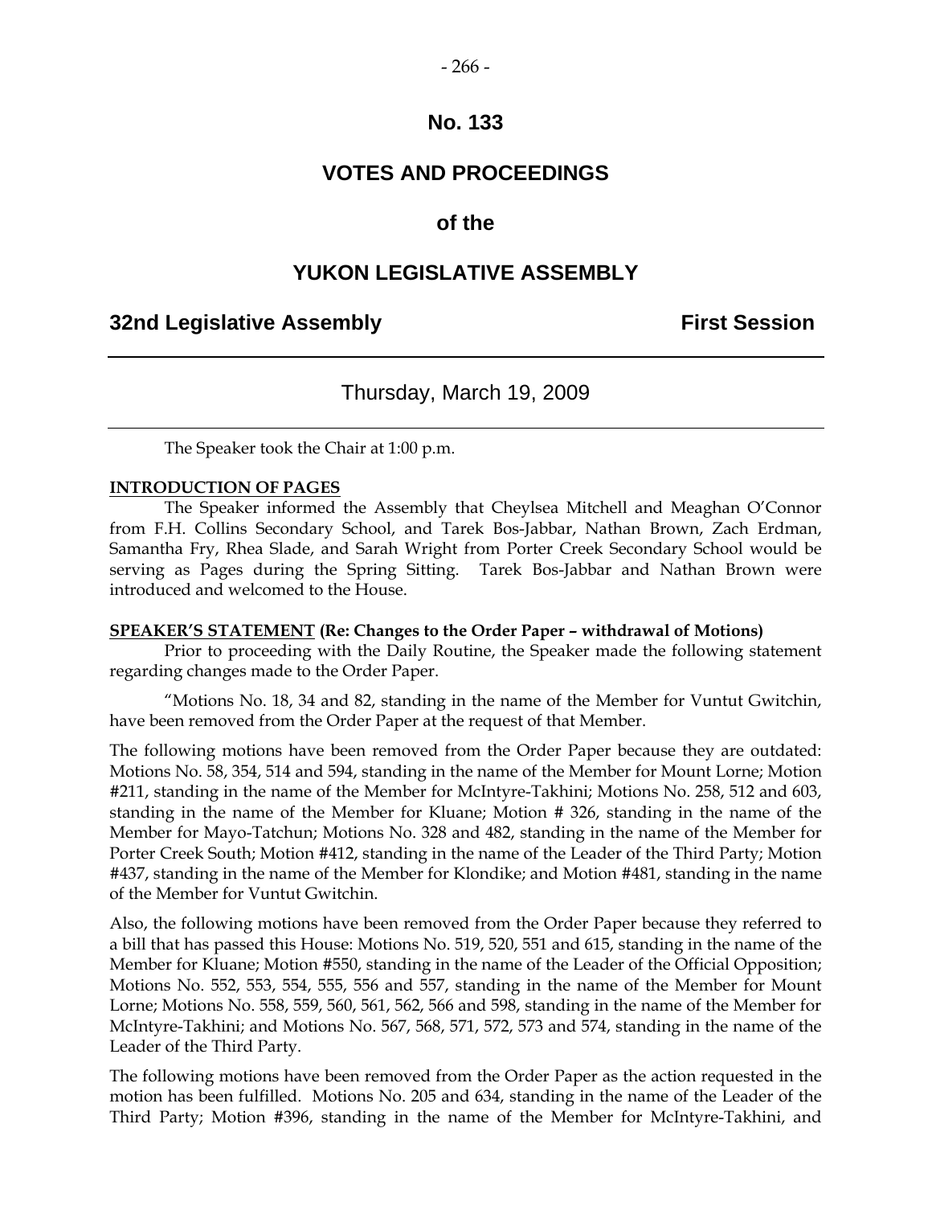# No. 133

# VOTES AND PROCEEDINGS

## of the

# YUKON LEGISLATIVE ASSEMBLY

**32nd Legislative Assembly** **First Session**

---

Thursday, March 19, 2009

---

The Speaker took the Chair at 1:00 p.m.

**INTRODUCTION OF PAGES**

The Speaker informed the Assembly that Cheylsea Mitchell and Meaghan O'Connor from F.H. Collins Secondary School, and Tarek Bos-Jabbar, Nathan Brown, Zach Erdman, Samantha Fry, Rhea Slade, and Sarah Wright from Porter Creek Secondary School would be serving as Pages during the Spring Sitting. Tarek Bos-Jabbar and Nathan Brown were introduced and welcomed to the House.

**SPEAKER'S STATEMENT (Re: Changes to the Order Paper – withdrawal of Motions)**

Prior to proceeding with the Daily Routine, the Speaker made the following statement regarding changes made to the Order Paper.

"Motions No. 18, 34 and 82, standing in the name of the Member for Vuntut Gwitchin, have been removed from the Order Paper at the request of that Member.

The following motions have been removed from the Order Paper because they are outdated: Motions No. 58, 354, 514 and 594, standing in the name of the Member for Mount Lorne; Motion #211, standing in the name of the Member for McIntyre-Takhini; Motions No. 258, 512 and 603, standing in the name of the Member for Kluane; Motion # 326, standing in the name of the Member for Mayo-Tatchun; Motions No. 328 and 482, standing in the name of the Member for Porter Creek South; Motion #412, standing in the name of the Leader of the Third Party; Motion #437, standing in the name of the Member for Klondike; and Motion #481, standing in the name of the Member for Vuntut Gwitchin.

Also, the following motions have been removed from the Order Paper because they referred to a bill that has passed this House: Motions No. 519, 520, 551 and 615, standing in the name of the Member for Kluane; Motion #550, standing in the name of the Leader of the Official Opposition; Motions No. 552, 553, 554, 555, 556 and 557, standing in the name of the Member for Mount Lorne; Motions No. 558, 559, 560, 561, 562, 566 and 598, standing in the name of the Member for McIntyre-Takhini; and Motions No. 567, 568, 571, 572, 573 and 574, standing in the name of the Leader of the Third Party.

The following motions have been removed from the Order Paper as the action requested in the motion has been fulfilled. Motions No. 205 and 634, standing in the name of the Leader of the Third Party; Motion #396, standing in the name of the Member for McIntyre-Takhini, and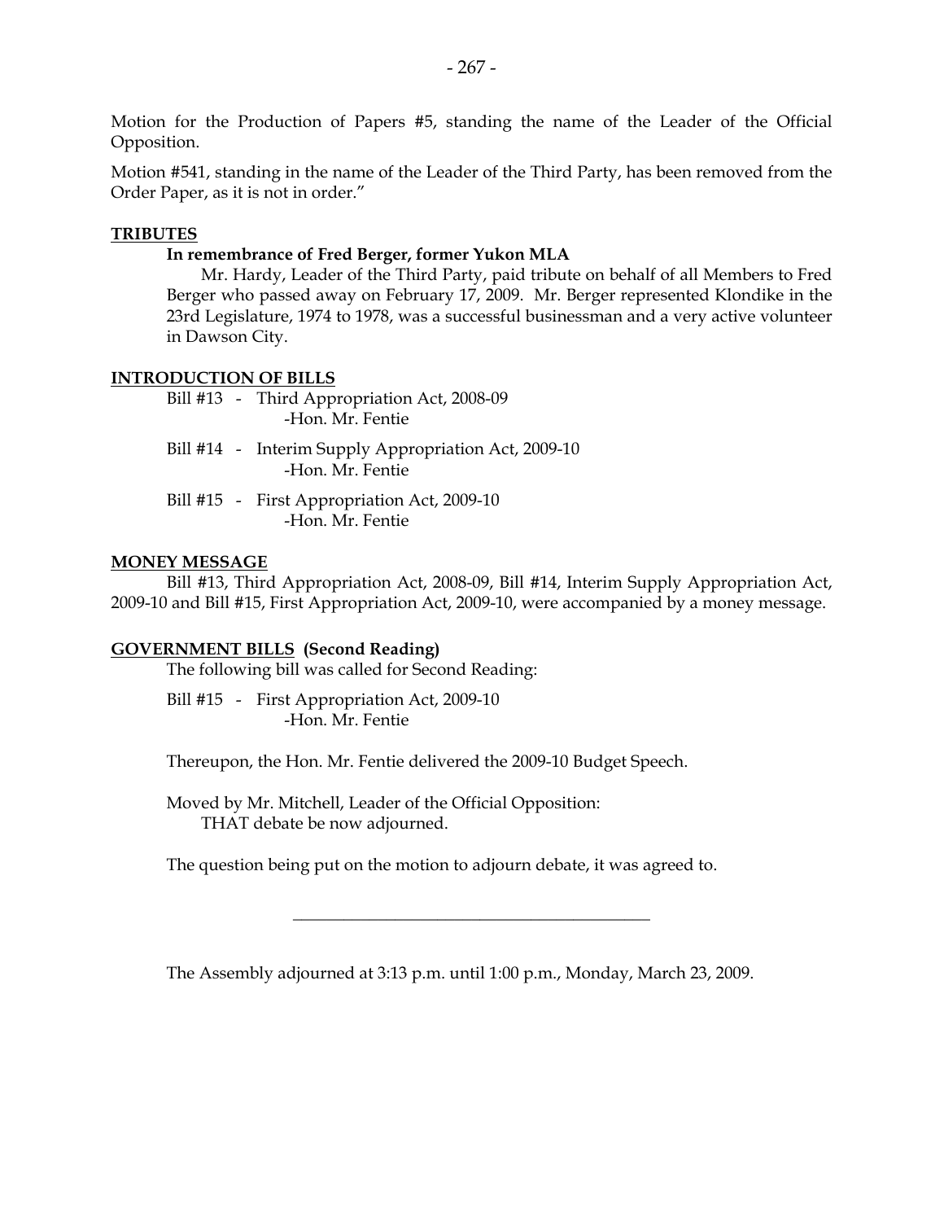Motion for the Production of Papers #5, standing the name of the Leader of the Official Opposition.

Motion #541, standing in the name of the Leader of the Third Party, has been removed from the Order Paper, as it is not in order."

**TRIBUTES**

**In remembrance of Fred Berger, former Yukon MLA**

Mr. Hardy, Leader of the Third Party, paid tribute on behalf of all Members to Fred Berger who passed away on February 17, 2009. Mr. Berger represented Klondike in the 23rd Legislature, 1974 to 1978, was a successful businessman and a very active volunteer in Dawson City.

**INTRODUCTION OF BILLS**

Bill #13 - Third Appropriation Act, 2008-09
-Hon. Mr. Fentie

Bill #14 - Interim Supply Appropriation Act, 2009-10
-Hon. Mr. Fentie

Bill #15 - First Appropriation Act, 2009-10
-Hon. Mr. Fentie

**MONEY MESSAGE**

Bill #13, Third Appropriation Act, 2008-09, Bill #14, Interim Supply Appropriation Act, 2009-10 and Bill #15, First Appropriation Act, 2009-10, were accompanied by a money message.

**GOVERNMENT BILLS (Second Reading)**

The following bill was called for Second Reading:

Bill #15 - First Appropriation Act, 2009-10
-Hon. Mr. Fentie

Thereupon, the Hon. Mr. Fentie delivered the 2009-10 Budget Speech.

Moved by Mr. Mitchell, Leader of the Official Opposition:
THAT debate be now adjourned.

The question being put on the motion to adjourn debate, it was agreed to.

---

The Assembly adjourned at 3:13 p.m. until 1:00 p.m., Monday, March 23, 2009.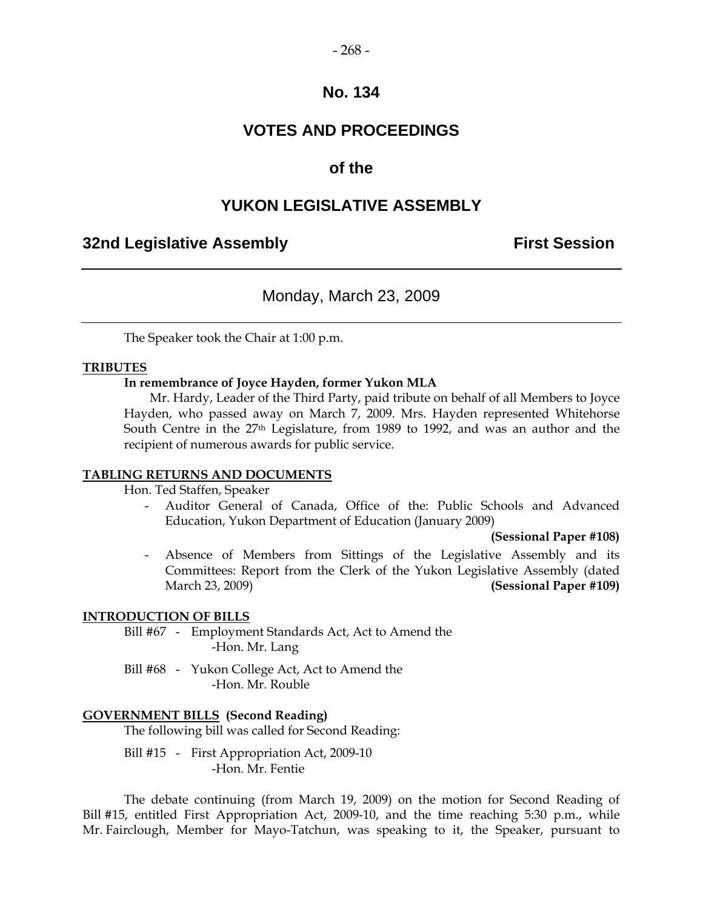# No. 134

# VOTES AND PROCEEDINGS

# of the

# YUKON LEGISLATIVE ASSEMBLY

**32nd Legislative Assembly** **First Session**

Monday, March 23, 2009

The Speaker took the Chair at 1:00 p.m.

**TRIBUTES**

**In remembrance of Joyce Hayden, former Yukon MLA**

Mr. Hardy, Leader of the Third Party, paid tribute on behalf of all Members to Joyce Hayden, who passed away on March 7, 2009. Mrs. Hayden represented Whitehorse South Centre in the 27th Legislature, from 1989 to 1992, and was an author and the recipient of numerous awards for public service.

**TABLING RETURNS AND DOCUMENTS**

Hon. Ted Staffen, Speaker

- Auditor General of Canada, Office of the: Public Schools and Advanced Education, Yukon Department of Education (January 2009) **(Sessional Paper #108)**
- Absence of Members from Sittings of the Legislative Assembly and its Committees: Report from the Clerk of the Yukon Legislative Assembly (dated March 23, 2009) **(Sessional Paper #109)**

**INTRODUCTION OF BILLS**

Bill #67 - Employment Standards Act, Act to Amend the
-Hon. Mr. Lang

Bill #68 - Yukon College Act, Act to Amend the
-Hon. Mr. Rouble

**GOVERNMENT BILLS (Second Reading)**

The following bill was called for Second Reading:

Bill #15 - First Appropriation Act, 2009-10
-Hon. Mr. Fentie

The debate continuing (from March 19, 2009) on the motion for Second Reading of Bill #15, entitled First Appropriation Act, 2009-10, and the time reaching 5:30 p.m., while Mr. Fairclough, Member for Mayo-Tatchun, was speaking to it, the Speaker, pursuant to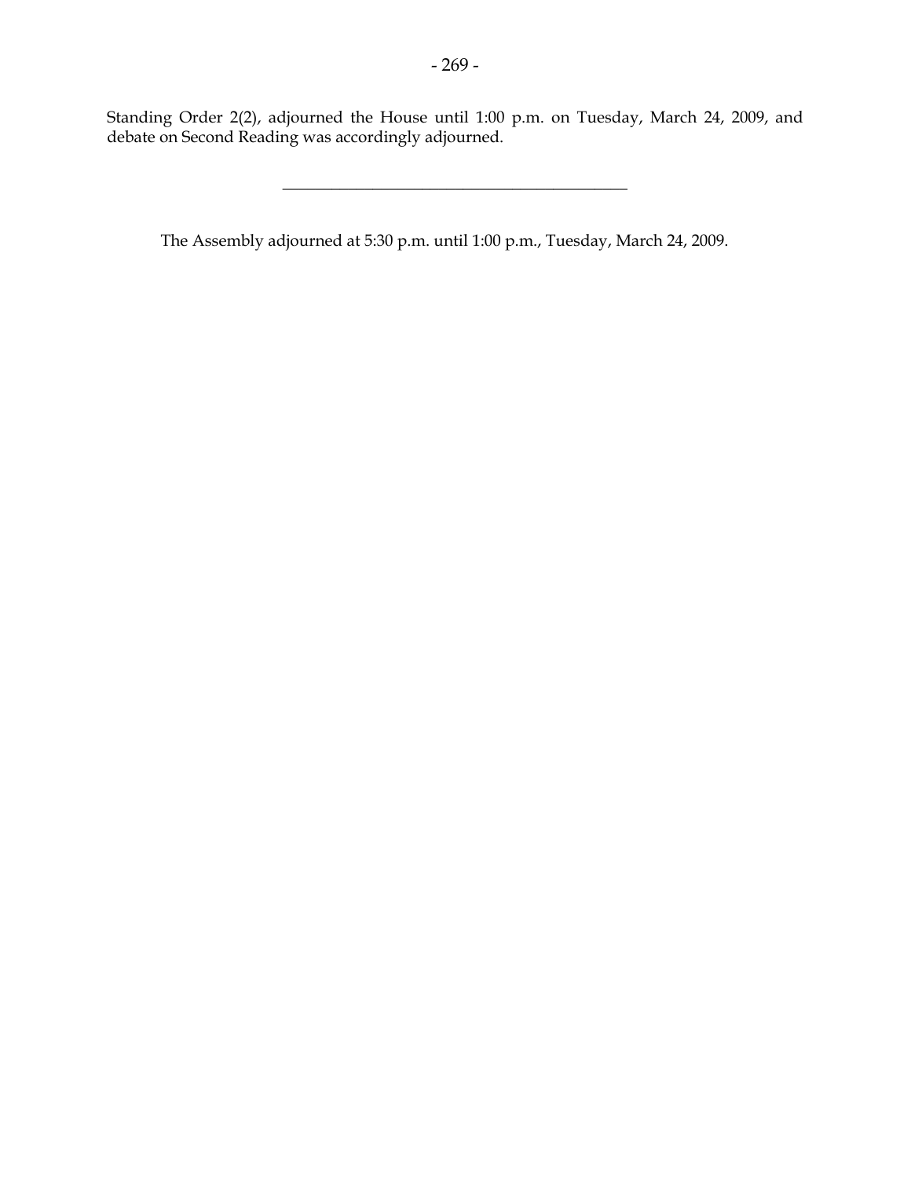Standing Order 2(2), adjourned the House until 1:00 p.m. on Tuesday, March 24, 2009, and debate on Second Reading was accordingly adjourned.

---

The Assembly adjourned at 5:30 p.m. until 1:00 p.m., Tuesday, March 24, 2009.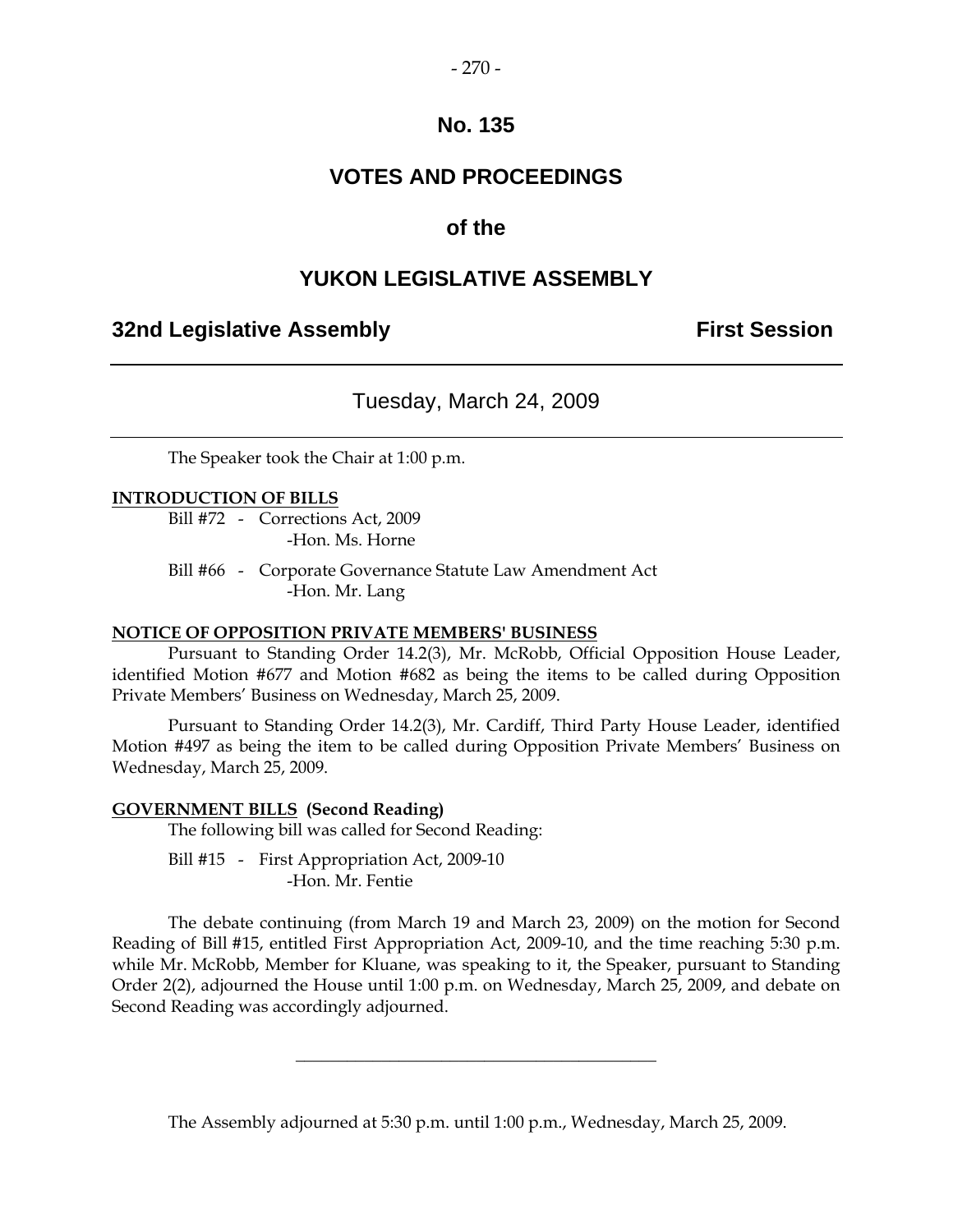# No. 135

## VOTES AND PROCEEDINGS

## of the

## YUKON LEGISLATIVE ASSEMBLY

**32nd Legislative Assembly** **First Session**

---

Tuesday, March 24, 2009

---

The Speaker took the Chair at 1:00 p.m.

**INTRODUCTION OF BILLS**

Bill #72 - Corrections Act, 2009
-Hon. Ms. Horne

Bill #66 - Corporate Governance Statute Law Amendment Act
-Hon. Mr. Lang

**NOTICE OF OPPOSITION PRIVATE MEMBERS' BUSINESS**

Pursuant to Standing Order 14.2(3), Mr. McRobb, Official Opposition House Leader, identified Motion #677 and Motion #682 as being the items to be called during Opposition Private Members' Business on Wednesday, March 25, 2009.

Pursuant to Standing Order 14.2(3), Mr. Cardiff, Third Party House Leader, identified Motion #497 as being the item to be called during Opposition Private Members' Business on Wednesday, March 25, 2009.

**GOVERNMENT BILLS (Second Reading)**

The following bill was called for Second Reading:

Bill #15 - First Appropriation Act, 2009-10
-Hon. Mr. Fentie

The debate continuing (from March 19 and March 23, 2009) on the motion for Second Reading of Bill #15, entitled First Appropriation Act, 2009-10, and the time reaching 5:30 p.m. while Mr. McRobb, Member for Kluane, was speaking to it, the Speaker, pursuant to Standing Order 2(2), adjourned the House until 1:00 p.m. on Wednesday, March 25, 2009, and debate on Second Reading was accordingly adjourned.

---

The Assembly adjourned at 5:30 p.m. until 1:00 p.m., Wednesday, March 25, 2009.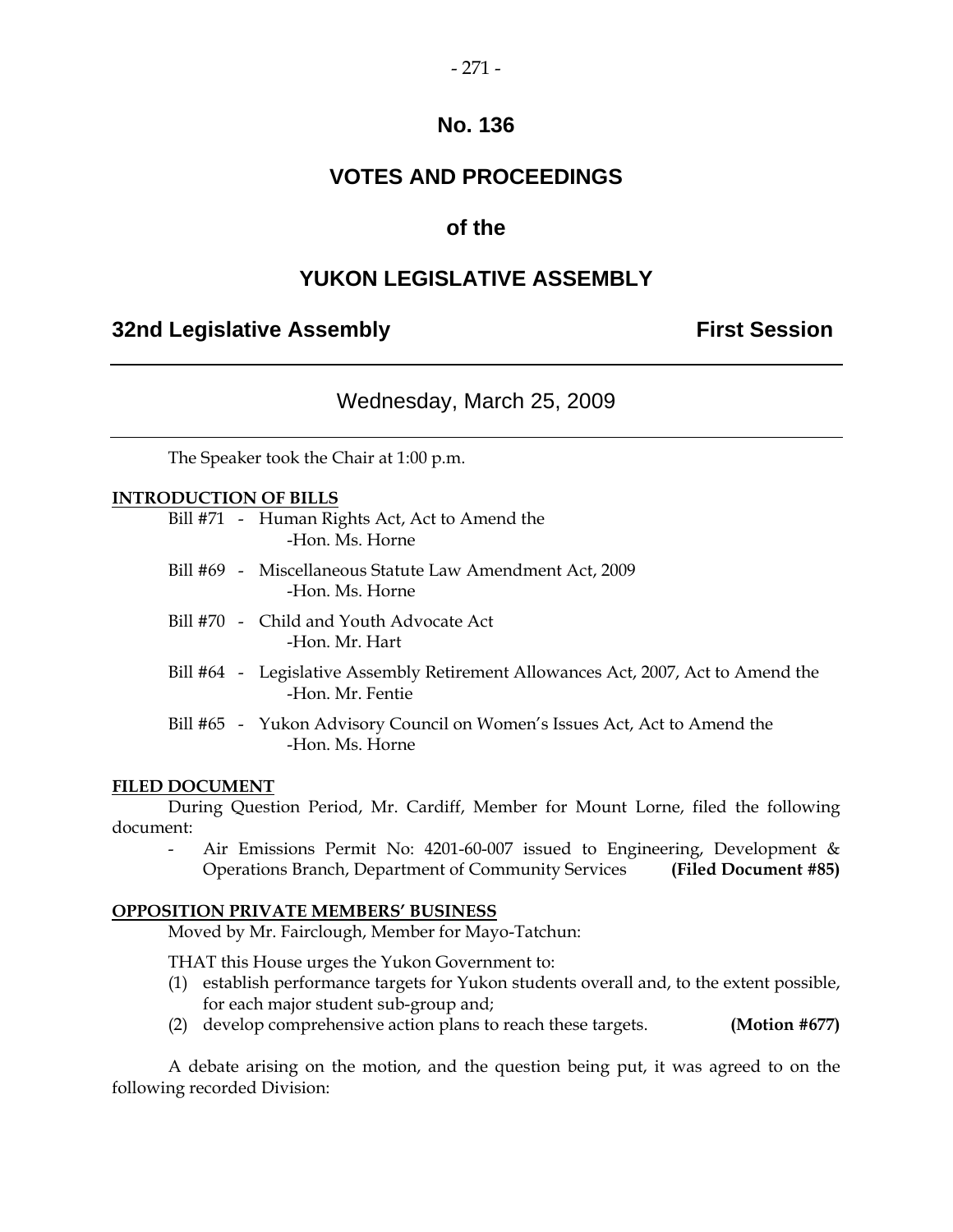# No. 136

# VOTES AND PROCEEDINGS

# of the

# YUKON LEGISLATIVE ASSEMBLY

**32nd Legislative Assembly** **First Session**

Wednesday, March 25, 2009

The Speaker took the Chair at 1:00 p.m.

**INTRODUCTION OF BILLS**

Bill #71 - Human Rights Act, Act to Amend the
-Hon. Ms. Horne

Bill #69 - Miscellaneous Statute Law Amendment Act, 2009
-Hon. Ms. Horne

Bill #70 - Child and Youth Advocate Act
-Hon. Mr. Hart

Bill #64 - Legislative Assembly Retirement Allowances Act, 2007, Act to Amend the
-Hon. Mr. Fentie

Bill #65 - Yukon Advisory Council on Women's Issues Act, Act to Amend the
-Hon. Ms. Horne

**FILED DOCUMENT**

During Question Period, Mr. Cardiff, Member for Mount Lorne, filed the following document:

- Air Emissions Permit No: 4201-60-007 issued to Engineering, Development & Operations Branch, Department of Community Services **(Filed Document #85)**

**OPPOSITION PRIVATE MEMBERS' BUSINESS**

Moved by Mr. Fairclough, Member for Mayo-Tatchun:

THAT this House urges the Yukon Government to:

(1) establish performance targets for Yukon students overall and, to the extent possible, for each major student sub-group and;
(2) develop comprehensive action plans to reach these targets. **(Motion #677)**

A debate arising on the motion, and the question being put, it was agreed to on the following recorded Division: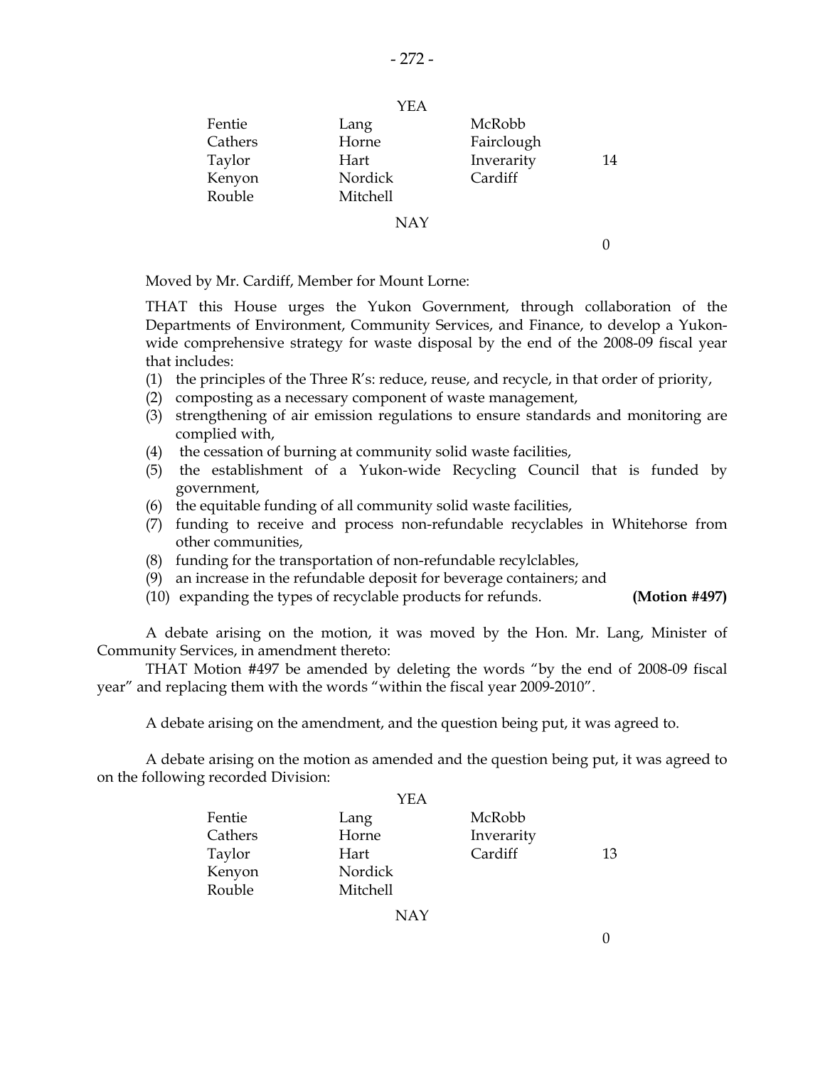| | YEA | | |
|---|---|---|---|
| Fentie | Lang | McRobb | |
| Cathers | Horne | Fairclough | |
| Taylor | Hart | Inverarity | 14 |
| Kenyon | Nordick | Cardiff | |
| Rouble | Mitchell | | |
| | NAY | | |
| | | | 0 |

Moved by Mr. Cardiff, Member for Mount Lorne:

THAT this House urges the Yukon Government, through collaboration of the Departments of Environment, Community Services, and Finance, to develop a Yukon-wide comprehensive strategy for waste disposal by the end of the 2008-09 fiscal year that includes:

(1) the principles of the Three R's: reduce, reuse, and recycle, in that order of priority,
(2) composting as a necessary component of waste management,
(3) strengthening of air emission regulations to ensure standards and monitoring are complied with,
(4) the cessation of burning at community solid waste facilities,
(5) the establishment of a Yukon-wide Recycling Council that is funded by government,
(6) the equitable funding of all community solid waste facilities,
(7) funding to receive and process non-refundable recyclables in Whitehorse from other communities,
(8) funding for the transportation of non-refundable recylclables,
(9) an increase in the refundable deposit for beverage containers; and
(10) expanding the types of recyclable products for refunds. **(Motion #497)**

A debate arising on the motion, it was moved by the Hon. Mr. Lang, Minister of Community Services, in amendment thereto:

THAT Motion #497 be amended by deleting the words "by the end of 2008-09 fiscal year" and replacing them with the words "within the fiscal year 2009-2010".

A debate arising on the amendment, and the question being put, it was agreed to.

A debate arising on the motion as amended and the question being put, it was agreed to on the following recorded Division:

| | YEA | | |
|---|---|---|---|
| Fentie | Lang | McRobb | |
| Cathers | Horne | Inverarity | |
| Taylor | Hart | Cardiff | 13 |
| Kenyon | Nordick | | |
| Rouble | Mitchell | | |
| | NAY | | |
| | | | 0 |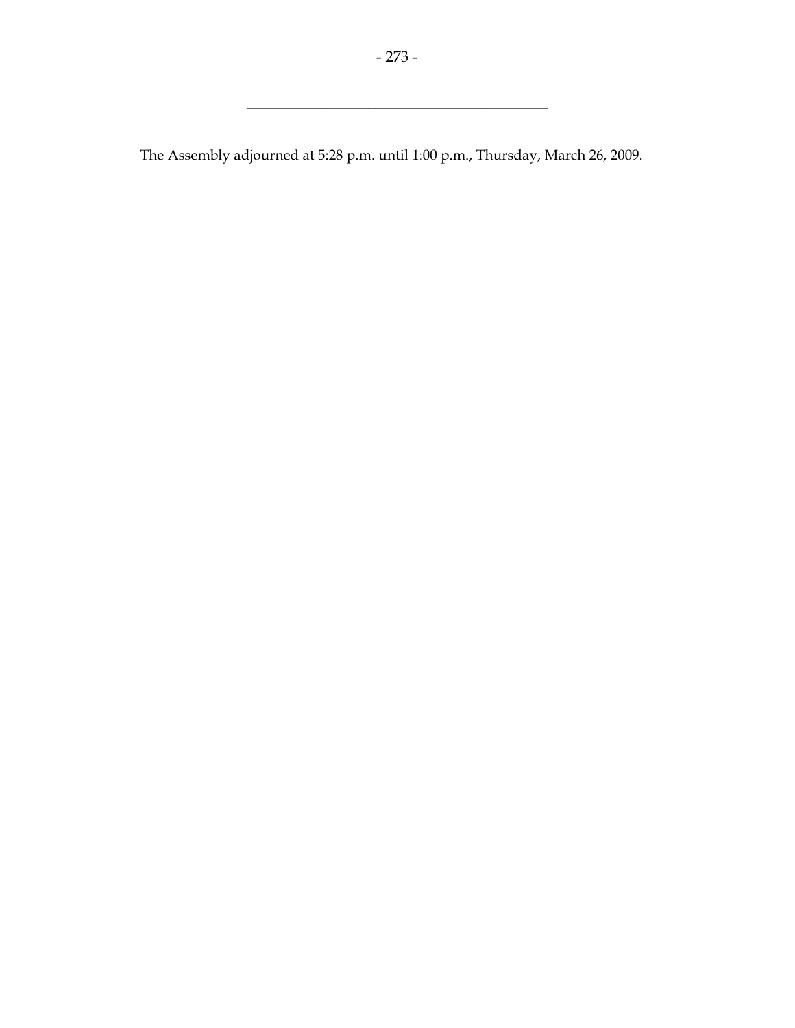---

The Assembly adjourned at 5:28 p.m. until 1:00 p.m., Thursday, March 26, 2009.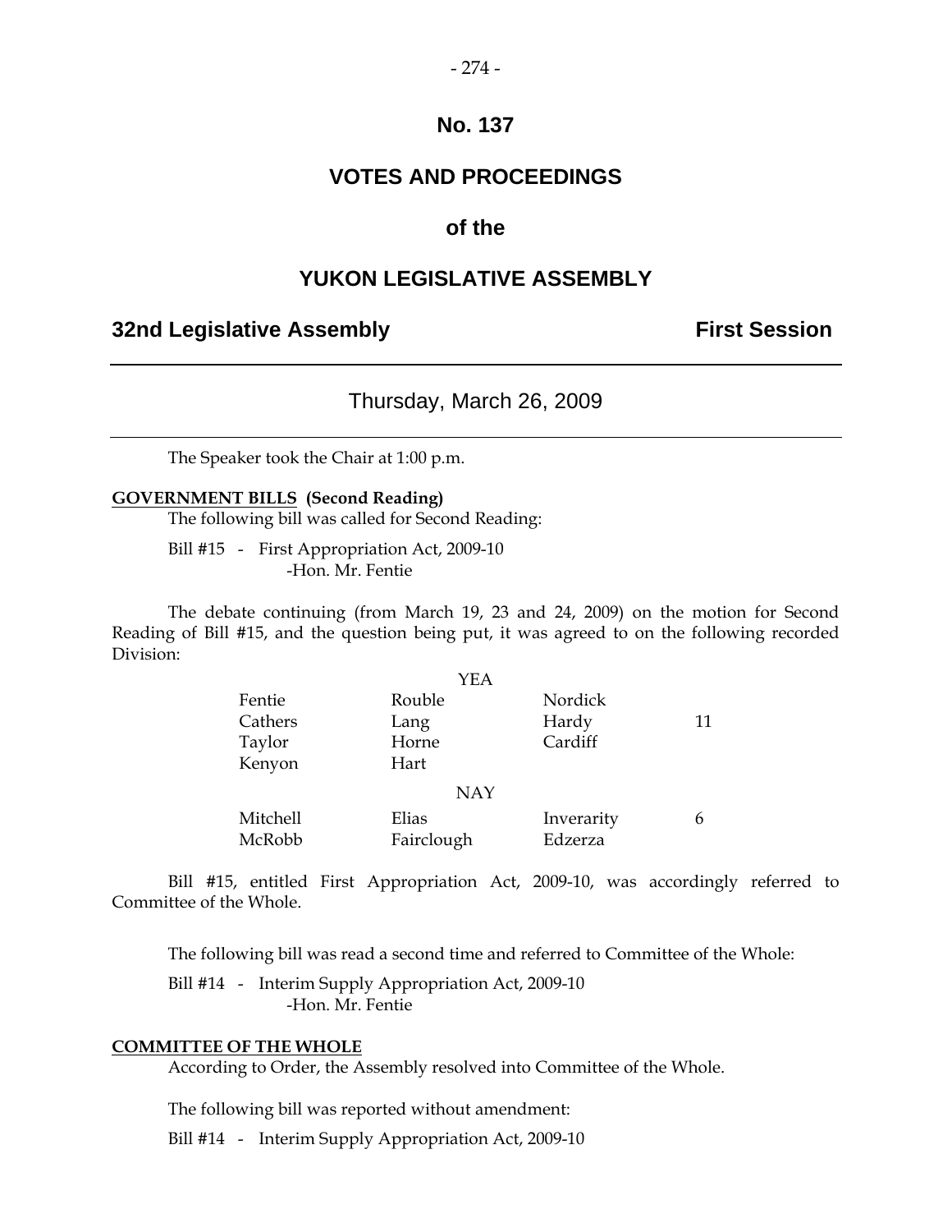# No. 137

## VOTES AND PROCEEDINGS

### of the

## YUKON LEGISLATIVE ASSEMBLY

**32nd Legislative Assembly** **First Session**

---

Thursday, March 26, 2009

---

The Speaker took the Chair at 1:00 p.m.

**GOVERNMENT BILLS (Second Reading)**

The following bill was called for Second Reading:

Bill #15 - First Appropriation Act, 2009-10
-Hon. Mr. Fentie

The debate continuing (from March 19, 23 and 24, 2009) on the motion for Second Reading of Bill #15, and the question being put, it was agreed to on the following recorded Division:

| | YEA | | |
|---|---|---|---|
| Fentie | Rouble | Nordick | |
| Cathers | Lang | Hardy | 11 |
| Taylor | Horne | Cardiff | |
| Kenyon | Hart | | |
| | **NAY** | | |
| Mitchell | Elias | Inverarity | 6 |
| McRobb | Fairclough | Edzerza | |

Bill #15, entitled First Appropriation Act, 2009-10, was accordingly referred to Committee of the Whole.

The following bill was read a second time and referred to Committee of the Whole:

Bill #14 - Interim Supply Appropriation Act, 2009-10
-Hon. Mr. Fentie

**COMMITTEE OF THE WHOLE**

According to Order, the Assembly resolved into Committee of the Whole.

The following bill was reported without amendment:

Bill #14 - Interim Supply Appropriation Act, 2009-10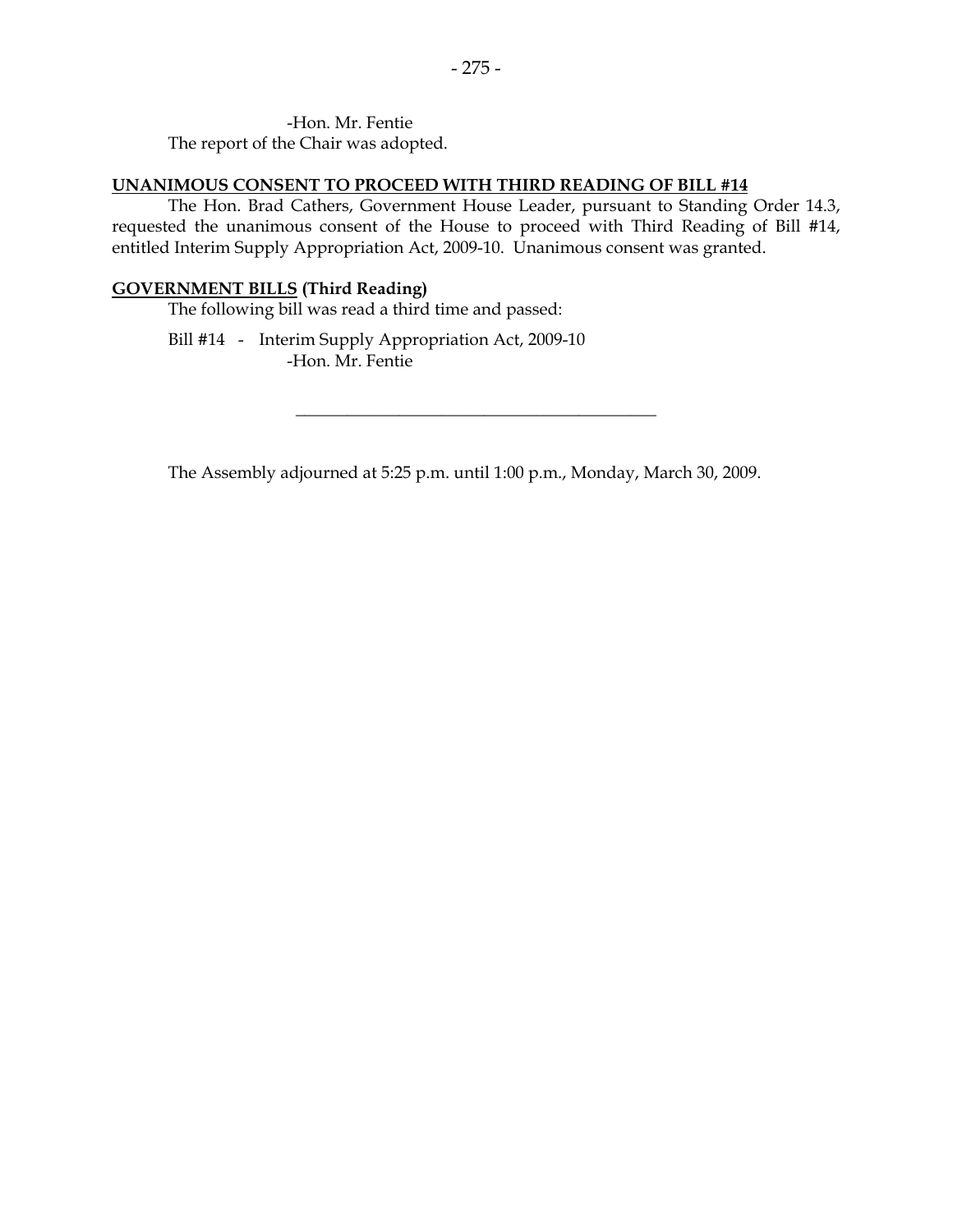-Hon. Mr. Fentie

The report of the Chair was adopted.

**UNANIMOUS CONSENT TO PROCEED WITH THIRD READING OF BILL #14**

The Hon. Brad Cathers, Government House Leader, pursuant to Standing Order 14.3, requested the unanimous consent of the House to proceed with Third Reading of Bill #14, entitled Interim Supply Appropriation Act, 2009-10. Unanimous consent was granted.

**GOVERNMENT BILLS (Third Reading)**

The following bill was read a third time and passed:

Bill #14 - Interim Supply Appropriation Act, 2009-10
-Hon. Mr. Fentie

---

The Assembly adjourned at 5:25 p.m. until 1:00 p.m., Monday, March 30, 2009.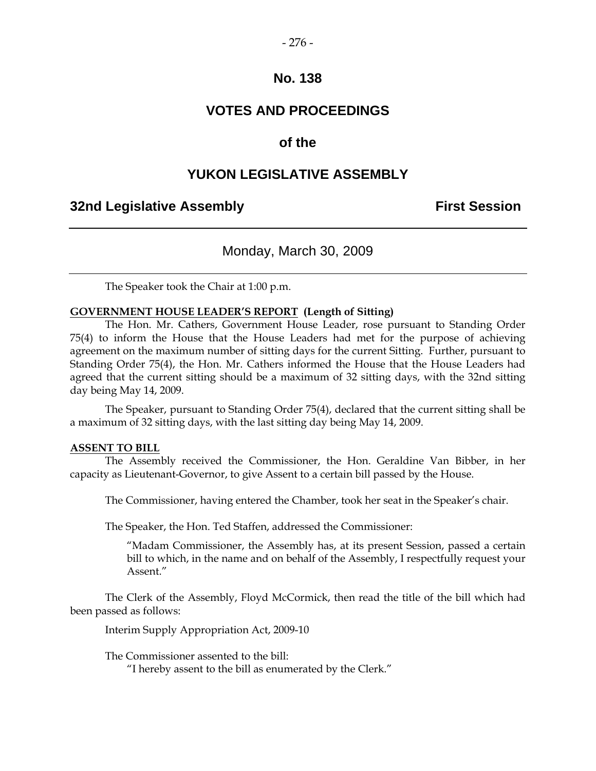# No. 138

# VOTES AND PROCEEDINGS

## of the

# YUKON LEGISLATIVE ASSEMBLY

**32nd Legislative Assembly** **First Session**

---

Monday, March 30, 2009

---

The Speaker took the Chair at 1:00 p.m.

**GOVERNMENT HOUSE LEADER'S REPORT (Length of Sitting)**

The Hon. Mr. Cathers, Government House Leader, rose pursuant to Standing Order 75(4) to inform the House that the House Leaders had met for the purpose of achieving agreement on the maximum number of sitting days for the current Sitting. Further, pursuant to Standing Order 75(4), the Hon. Mr. Cathers informed the House that the House Leaders had agreed that the current sitting should be a maximum of 32 sitting days, with the 32nd sitting day being May 14, 2009.

The Speaker, pursuant to Standing Order 75(4), declared that the current sitting shall be a maximum of 32 sitting days, with the last sitting day being May 14, 2009.

**ASSENT TO BILL**

The Assembly received the Commissioner, the Hon. Geraldine Van Bibber, in her capacity as Lieutenant-Governor, to give Assent to a certain bill passed by the House.

The Commissioner, having entered the Chamber, took her seat in the Speaker's chair.

The Speaker, the Hon. Ted Staffen, addressed the Commissioner:

> "Madam Commissioner, the Assembly has, at its present Session, passed a certain bill to which, in the name and on behalf of the Assembly, I respectfully request your Assent."

The Clerk of the Assembly, Floyd McCormick, then read the title of the bill which had been passed as follows:

Interim Supply Appropriation Act, 2009-10

The Commissioner assented to the bill:

> "I hereby assent to the bill as enumerated by the Clerk."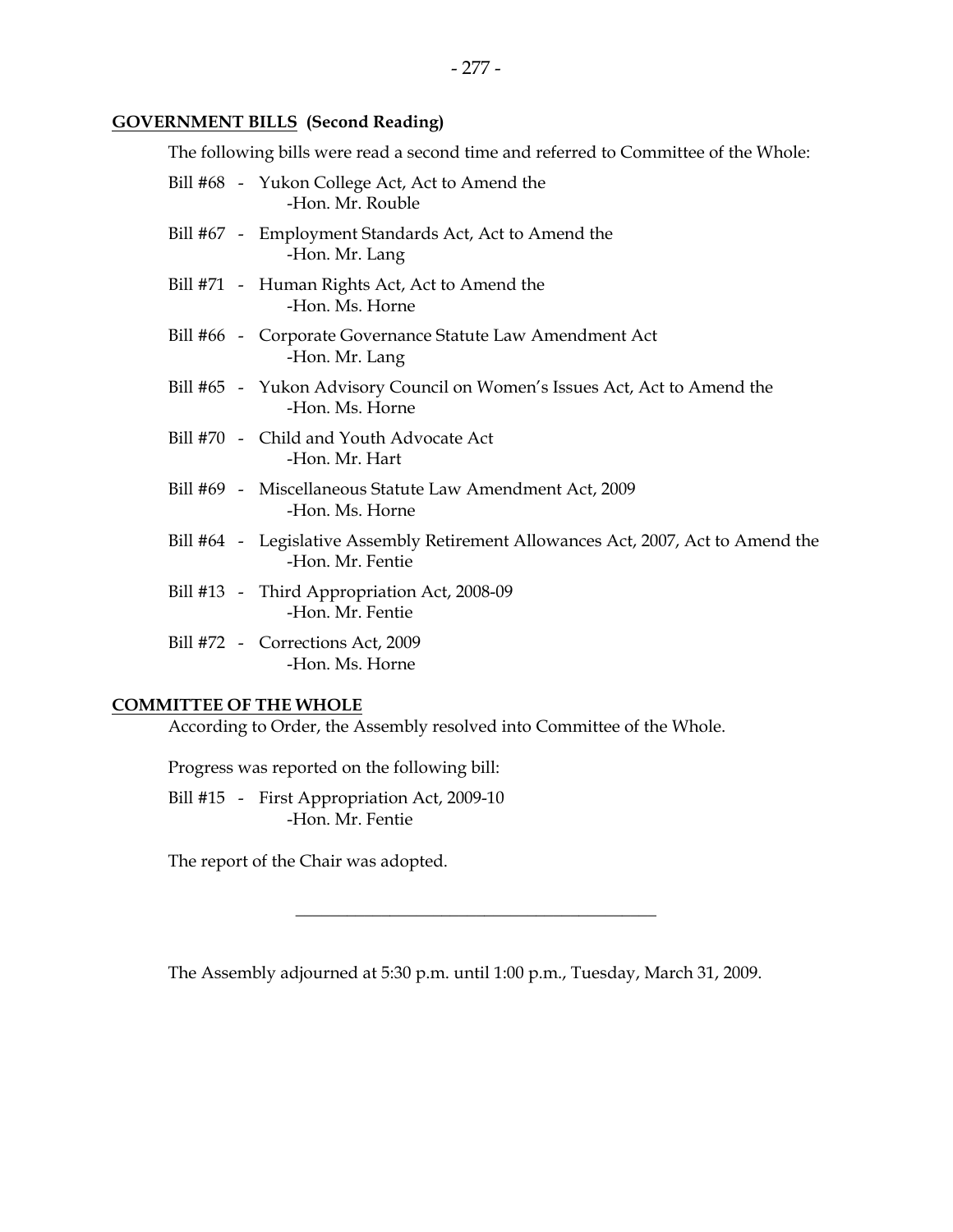**GOVERNMENT BILLS (Second Reading)**

The following bills were read a second time and referred to Committee of the Whole:

Bill #68 - Yukon College Act, Act to Amend the
-Hon. Mr. Rouble

Bill #67 - Employment Standards Act, Act to Amend the
-Hon. Mr. Lang

Bill #71 - Human Rights Act, Act to Amend the
-Hon. Ms. Horne

Bill #66 - Corporate Governance Statute Law Amendment Act
-Hon. Mr. Lang

Bill #65 - Yukon Advisory Council on Women's Issues Act, Act to Amend the
-Hon. Ms. Horne

Bill #70 - Child and Youth Advocate Act
-Hon. Mr. Hart

Bill #69 - Miscellaneous Statute Law Amendment Act, 2009
-Hon. Ms. Horne

Bill #64 - Legislative Assembly Retirement Allowances Act, 2007, Act to Amend the
-Hon. Mr. Fentie

Bill #13 - Third Appropriation Act, 2008-09
-Hon. Mr. Fentie

Bill #72 - Corrections Act, 2009
-Hon. Ms. Horne

**COMMITTEE OF THE WHOLE**

According to Order, the Assembly resolved into Committee of the Whole.

Progress was reported on the following bill:

Bill #15 - First Appropriation Act, 2009-10
-Hon. Mr. Fentie

The report of the Chair was adopted.

---

The Assembly adjourned at 5:30 p.m. until 1:00 p.m., Tuesday, March 31, 2009.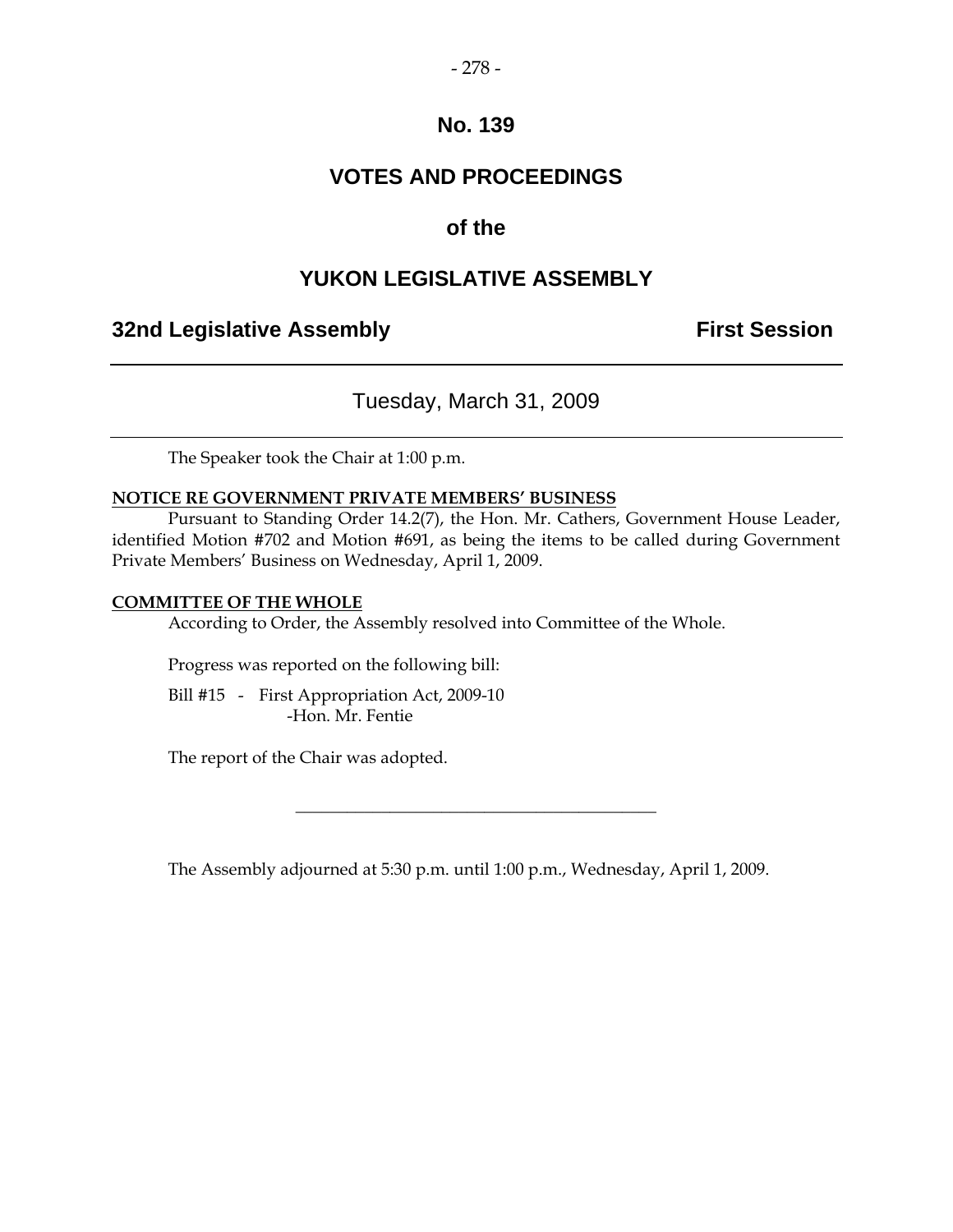# No. 139

# VOTES AND PROCEEDINGS

## of the

# YUKON LEGISLATIVE ASSEMBLY

**32nd Legislative Assembly** **First Session**

---

Tuesday, March 31, 2009

---

The Speaker took the Chair at 1:00 p.m.

**NOTICE RE GOVERNMENT PRIVATE MEMBERS' BUSINESS**

Pursuant to Standing Order 14.2(7), the Hon. Mr. Cathers, Government House Leader, identified Motion #702 and Motion #691, as being the items to be called during Government Private Members' Business on Wednesday, April 1, 2009.

**COMMITTEE OF THE WHOLE**

According to Order, the Assembly resolved into Committee of the Whole.

Progress was reported on the following bill:

Bill #15 - First Appropriation Act, 2009-10
-Hon. Mr. Fentie

The report of the Chair was adopted.

---

The Assembly adjourned at 5:30 p.m. until 1:00 p.m., Wednesday, April 1, 2009.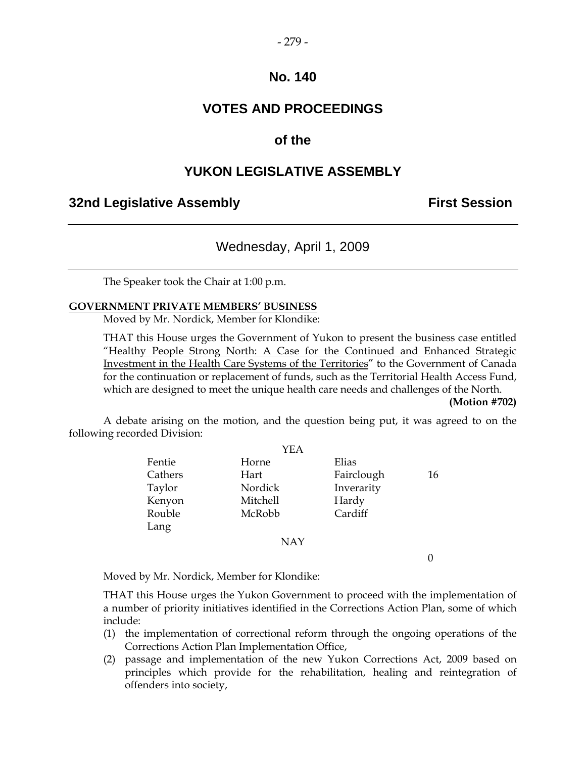# No. 140

# VOTES AND PROCEEDINGS

## of the

# YUKON LEGISLATIVE ASSEMBLY

**32nd Legislative Assembly** **First Session**

---

Wednesday, April 1, 2009

---

The Speaker took the Chair at 1:00 p.m.

**GOVERNMENT PRIVATE MEMBERS' BUSINESS**

Moved by Mr. Nordick, Member for Klondike:

THAT this House urges the Government of Yukon to present the business case entitled "Healthy People Strong North: A Case for the Continued and Enhanced Strategic Investment in the Health Care Systems of the Territories" to the Government of Canada for the continuation or replacement of funds, such as the Territorial Health Access Fund, which are designed to meet the unique health care needs and challenges of the North.

**(Motion #702)**

A debate arising on the motion, and the question being put, it was agreed to on the following recorded Division:

YEA

| | | | |
|---|---|---|---|
| Fentie | Horne | Elias | |
| Cathers | Hart | Fairclough | 16 |
| Taylor | Nordick | Inverarity | |
| Kenyon | Mitchell | Hardy | |
| Rouble | McRobb | Cardiff | |
| Lang | | | |

NAY

0

Moved by Mr. Nordick, Member for Klondike:

THAT this House urges the Yukon Government to proceed with the implementation of a number of priority initiatives identified in the Corrections Action Plan, some of which include:

(1) the implementation of correctional reform through the ongoing operations of the Corrections Action Plan Implementation Office,

(2) passage and implementation of the new Yukon Corrections Act, 2009 based on principles which provide for the rehabilitation, healing and reintegration of offenders into society,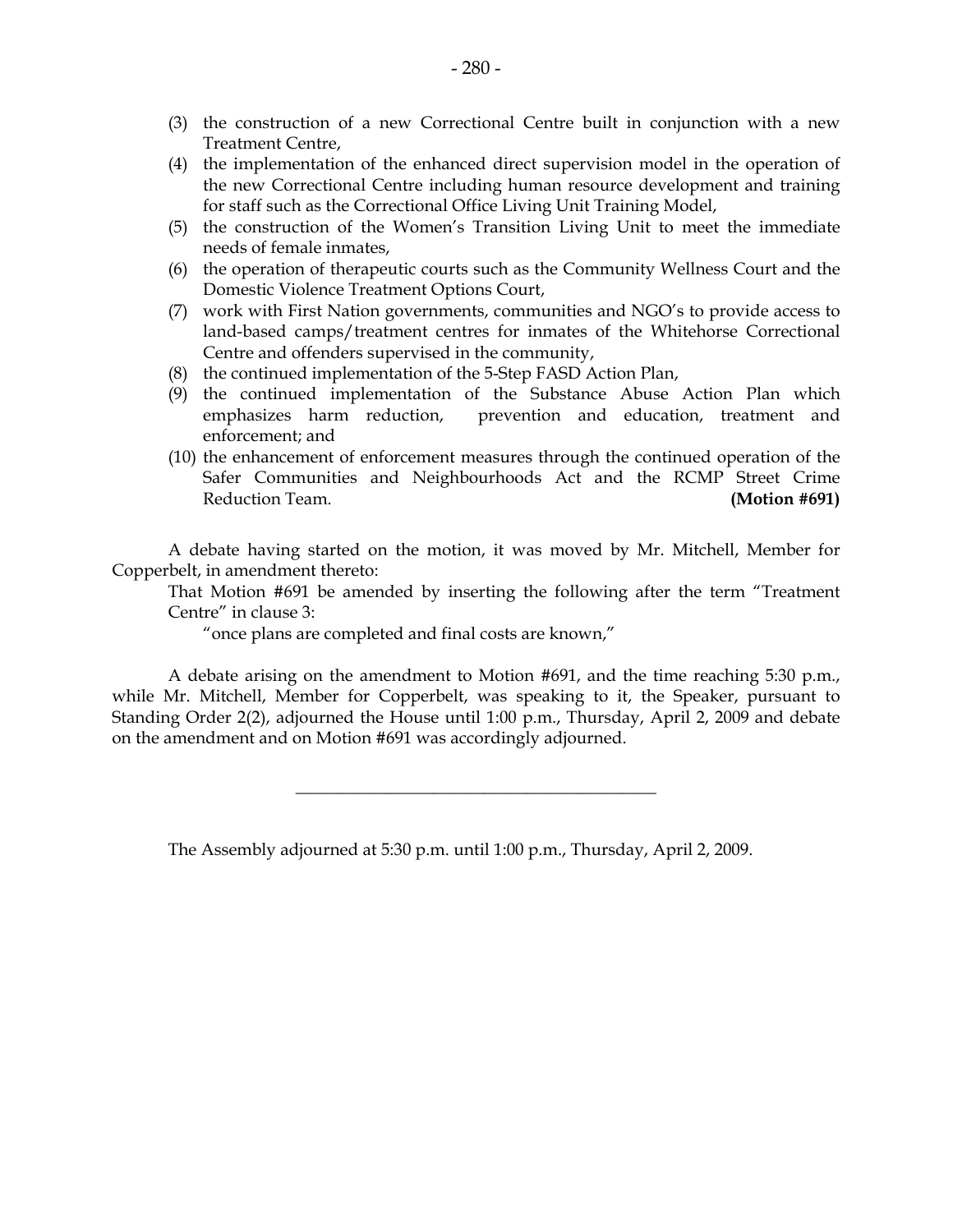(3) the construction of a new Correctional Centre built in conjunction with a new Treatment Centre,
(4) the implementation of the enhanced direct supervision model in the operation of the new Correctional Centre including human resource development and training for staff such as the Correctional Office Living Unit Training Model,
(5) the construction of the Women's Transition Living Unit to meet the immediate needs of female inmates,
(6) the operation of therapeutic courts such as the Community Wellness Court and the Domestic Violence Treatment Options Court,
(7) work with First Nation governments, communities and NGO's to provide access to land-based camps/treatment centres for inmates of the Whitehorse Correctional Centre and offenders supervised in the community,
(8) the continued implementation of the 5-Step FASD Action Plan,
(9) the continued implementation of the Substance Abuse Action Plan which emphasizes harm reduction, prevention and education, treatment and enforcement; and
(10) the enhancement of enforcement measures through the continued operation of the Safer Communities and Neighbourhoods Act and the RCMP Street Crime Reduction Team. **(Motion #691)**

A debate having started on the motion, it was moved by Mr. Mitchell, Member for Copperbelt, in amendment thereto:

That Motion #691 be amended by inserting the following after the term "Treatment Centre" in clause 3:

"once plans are completed and final costs are known,"

A debate arising on the amendment to Motion #691, and the time reaching 5:30 p.m., while Mr. Mitchell, Member for Copperbelt, was speaking to it, the Speaker, pursuant to Standing Order 2(2), adjourned the House until 1:00 p.m., Thursday, April 2, 2009 and debate on the amendment and on Motion #691 was accordingly adjourned.

---

The Assembly adjourned at 5:30 p.m. until 1:00 p.m., Thursday, April 2, 2009.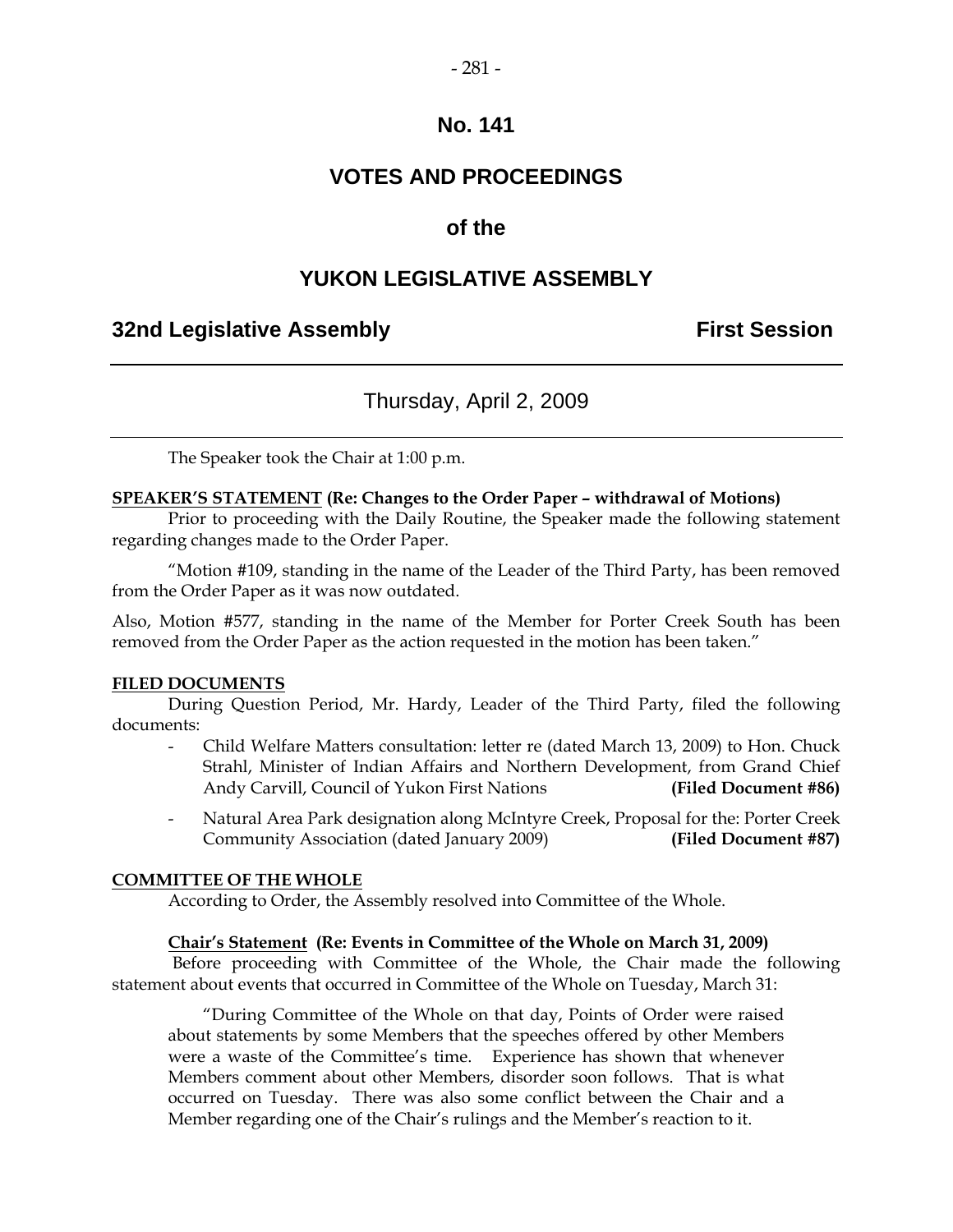# No. 141

# VOTES AND PROCEEDINGS

# of the

# YUKON LEGISLATIVE ASSEMBLY

## 32nd Legislative Assembly First Session

---

### Thursday, April 2, 2009

---

The Speaker took the Chair at 1:00 p.m.

**SPEAKER'S STATEMENT (Re: Changes to the Order Paper – withdrawal of Motions)**

Prior to proceeding with the Daily Routine, the Speaker made the following statement regarding changes made to the Order Paper.

"Motion #109, standing in the name of the Leader of the Third Party, has been removed from the Order Paper as it was now outdated.

Also, Motion #577, standing in the name of the Member for Porter Creek South has been removed from the Order Paper as the action requested in the motion has been taken."

**FILED DOCUMENTS**

During Question Period, Mr. Hardy, Leader of the Third Party, filed the following documents:

- Child Welfare Matters consultation: letter re (dated March 13, 2009) to Hon. Chuck Strahl, Minister of Indian Affairs and Northern Development, from Grand Chief Andy Carvill, Council of Yukon First Nations **(Filed Document #86)**
- Natural Area Park designation along McIntyre Creek, Proposal for the: Porter Creek Community Association (dated January 2009) **(Filed Document #87)**

**COMMITTEE OF THE WHOLE**

According to Order, the Assembly resolved into Committee of the Whole.

**Chair's Statement (Re: Events in Committee of the Whole on March 31, 2009)**

Before proceeding with Committee of the Whole, the Chair made the following statement about events that occurred in Committee of the Whole on Tuesday, March 31:

> "During Committee of the Whole on that day, Points of Order were raised about statements by some Members that the speeches offered by other Members were a waste of the Committee's time. Experience has shown that whenever Members comment about other Members, disorder soon follows. That is what occurred on Tuesday. There was also some conflict between the Chair and a Member regarding one of the Chair's rulings and the Member's reaction to it.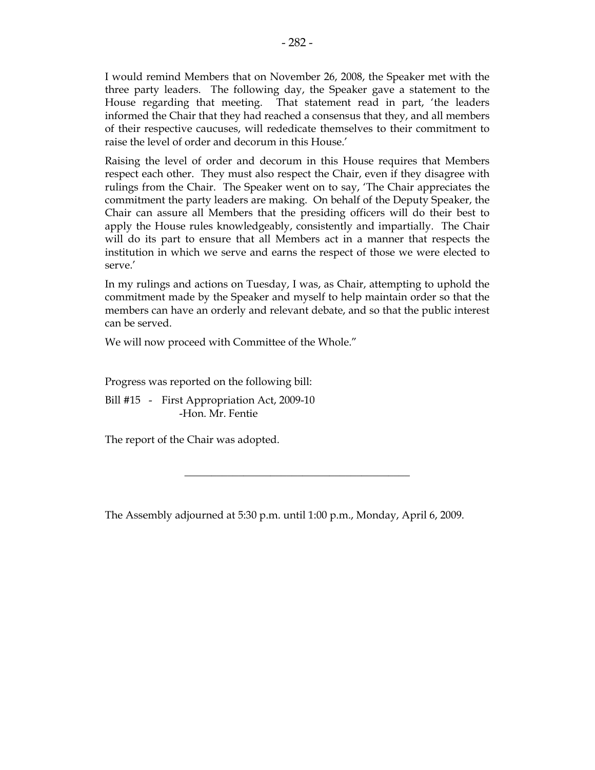I would remind Members that on November 26, 2008, the Speaker met with the three party leaders. The following day, the Speaker gave a statement to the House regarding that meeting. That statement read in part, 'the leaders informed the Chair that they had reached a consensus that they, and all members of their respective caucuses, will rededicate themselves to their commitment to raise the level of order and decorum in this House.'

Raising the level of order and decorum in this House requires that Members respect each other. They must also respect the Chair, even if they disagree with rulings from the Chair. The Speaker went on to say, 'The Chair appreciates the commitment the party leaders are making. On behalf of the Deputy Speaker, the Chair can assure all Members that the presiding officers will do their best to apply the House rules knowledgeably, consistently and impartially. The Chair will do its part to ensure that all Members act in a manner that respects the institution in which we serve and earns the respect of those we were elected to serve.'

In my rulings and actions on Tuesday, I was, as Chair, attempting to uphold the commitment made by the Speaker and myself to help maintain order so that the members can have an orderly and relevant debate, and so that the public interest can be served.

We will now proceed with Committee of the Whole."

Progress was reported on the following bill:

Bill #15 - First Appropriation Act, 2009-10
-Hon. Mr. Fentie

The report of the Chair was adopted.

---

The Assembly adjourned at 5:30 p.m. until 1:00 p.m., Monday, April 6, 2009.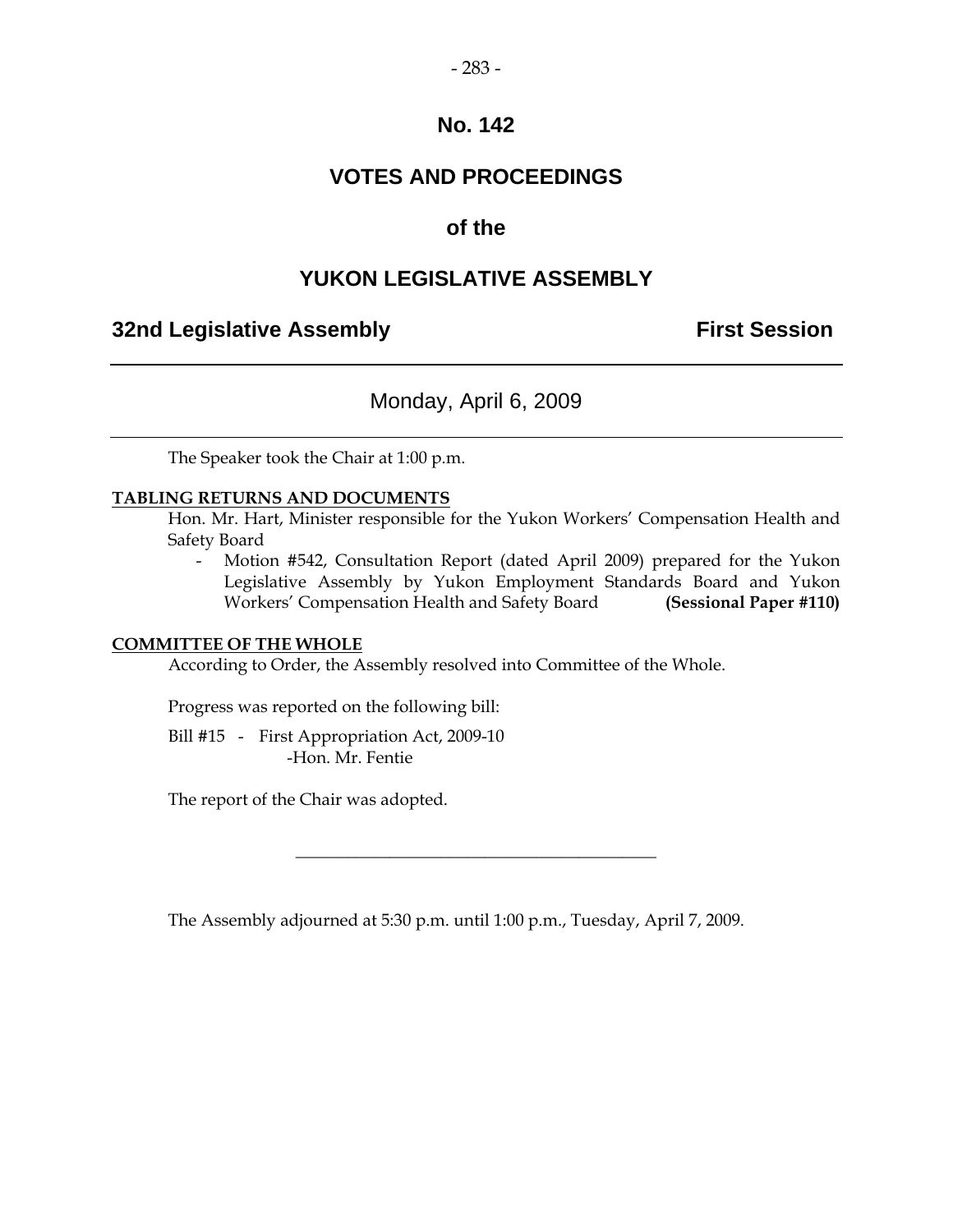# No. 142

# VOTES AND PROCEEDINGS

# of the

# YUKON LEGISLATIVE ASSEMBLY

**32nd Legislative Assembly** **First Session**

---

Monday, April 6, 2009

---

The Speaker took the Chair at 1:00 p.m.

**TABLING RETURNS AND DOCUMENTS**

Hon. Mr. Hart, Minister responsible for the Yukon Workers' Compensation Health and Safety Board

- Motion #542, Consultation Report (dated April 2009) prepared for the Yukon Legislative Assembly by Yukon Employment Standards Board and Yukon Workers' Compensation Health and Safety Board **(Sessional Paper #110)**

**COMMITTEE OF THE WHOLE**

According to Order, the Assembly resolved into Committee of the Whole.

Progress was reported on the following bill:

Bill #15 - First Appropriation Act, 2009-10
-Hon. Mr. Fentie

The report of the Chair was adopted.

---

The Assembly adjourned at 5:30 p.m. until 1:00 p.m., Tuesday, April 7, 2009.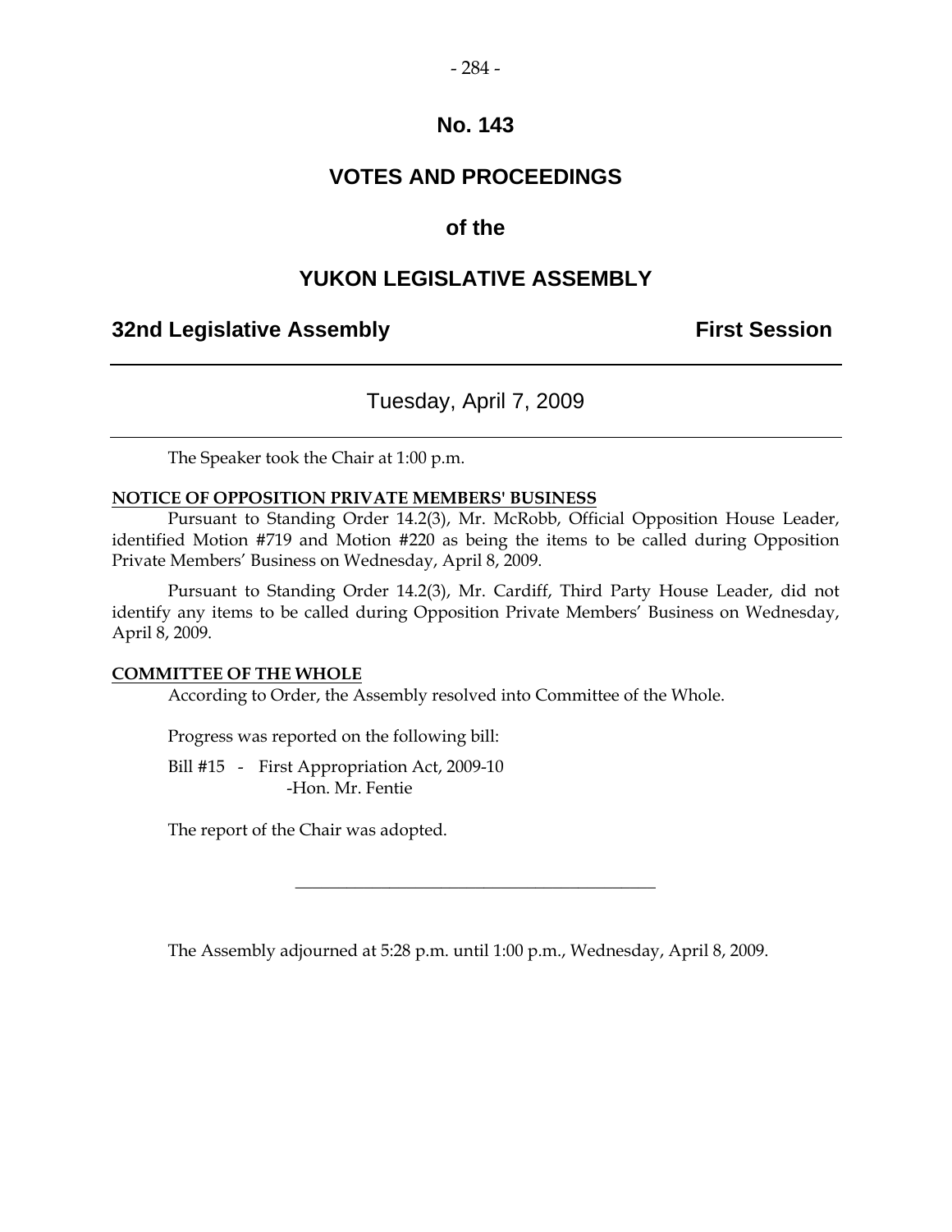# No. 143

## VOTES AND PROCEEDINGS

## of the

## YUKON LEGISLATIVE ASSEMBLY

**32nd Legislative Assembly** **First Session**

---

Tuesday, April 7, 2009

---

The Speaker took the Chair at 1:00 p.m.

**NOTICE OF OPPOSITION PRIVATE MEMBERS' BUSINESS**

Pursuant to Standing Order 14.2(3), Mr. McRobb, Official Opposition House Leader, identified Motion #719 and Motion #220 as being the items to be called during Opposition Private Members' Business on Wednesday, April 8, 2009.

Pursuant to Standing Order 14.2(3), Mr. Cardiff, Third Party House Leader, did not identify any items to be called during Opposition Private Members' Business on Wednesday, April 8, 2009.

**COMMITTEE OF THE WHOLE**

According to Order, the Assembly resolved into Committee of the Whole.

Progress was reported on the following bill:

Bill #15 - First Appropriation Act, 2009-10
-Hon. Mr. Fentie

The report of the Chair was adopted.

---

The Assembly adjourned at 5:28 p.m. until 1:00 p.m., Wednesday, April 8, 2009.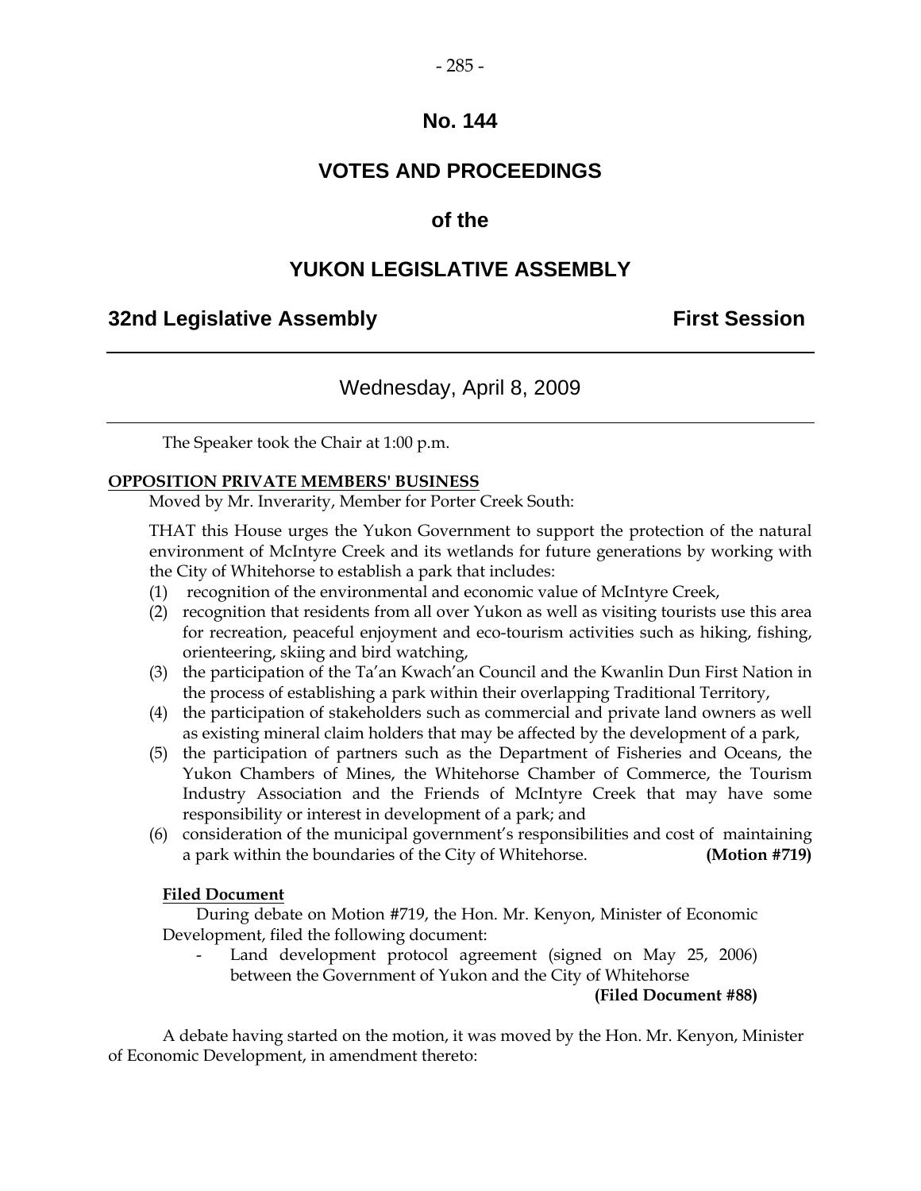# No. 144

# VOTES AND PROCEEDINGS

# of the

# YUKON LEGISLATIVE ASSEMBLY

**32nd Legislative Assembly** **First Session**

---

Wednesday, April 8, 2009

---

The Speaker took the Chair at 1:00 p.m.

**OPPOSITION PRIVATE MEMBERS' BUSINESS**

Moved by Mr. Inverarity, Member for Porter Creek South:

THAT this House urges the Yukon Government to support the protection of the natural environment of McIntyre Creek and its wetlands for future generations by working with the City of Whitehorse to establish a park that includes:

(1) recognition of the environmental and economic value of McIntyre Creek,

(2) recognition that residents from all over Yukon as well as visiting tourists use this area for recreation, peaceful enjoyment and eco-tourism activities such as hiking, fishing, orienteering, skiing and bird watching,

(3) the participation of the Ta'an Kwach'an Council and the Kwanlin Dun First Nation in the process of establishing a park within their overlapping Traditional Territory,

(4) the participation of stakeholders such as commercial and private land owners as well as existing mineral claim holders that may be affected by the development of a park,

(5) the participation of partners such as the Department of Fisheries and Oceans, the Yukon Chambers of Mines, the Whitehorse Chamber of Commerce, the Tourism Industry Association and the Friends of McIntyre Creek that may have some responsibility or interest in development of a park; and

(6) consideration of the municipal government's responsibilities and cost of maintaining a park within the boundaries of the City of Whitehorse. **(Motion #719)**

**Filed Document**

During debate on Motion #719, the Hon. Mr. Kenyon, Minister of Economic Development, filed the following document:

- Land development protocol agreement (signed on May 25, 2006) between the Government of Yukon and the City of Whitehorse **(Filed Document #88)**

A debate having started on the motion, it was moved by the Hon. Mr. Kenyon, Minister of Economic Development, in amendment thereto: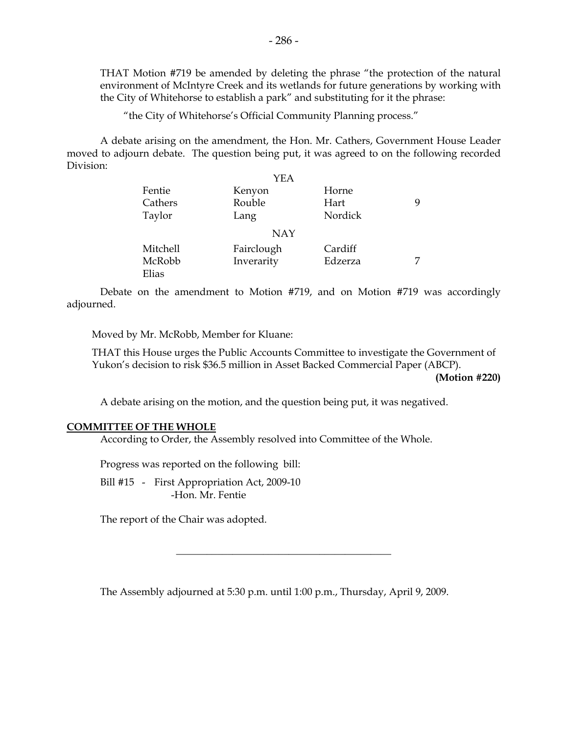THAT Motion #719 be amended by deleting the phrase "the protection of the natural environment of McIntyre Creek and its wetlands for future generations by working with the City of Whitehorse to establish a park" and substituting for it the phrase:

"the City of Whitehorse's Official Community Planning process."

A debate arising on the amendment, the Hon. Mr. Cathers, Government House Leader moved to adjourn debate. The question being put, it was agreed to on the following recorded Division:

| | YEA | | |
|---|---|---|---|
| Fentie | Kenyon | Horne | |
| Cathers | Rouble | Hart | 9 |
| Taylor | Lang | Nordick | |
| | **NAY** | | |
| Mitchell | Fairclough | Cardiff | |
| McRobb | Inverarity | Edzerza | 7 |
| Elias | | | |

Debate on the amendment to Motion #719, and on Motion #719 was accordingly adjourned.

Moved by Mr. McRobb, Member for Kluane:

THAT this House urges the Public Accounts Committee to investigate the Government of Yukon's decision to risk $36.5 million in Asset Backed Commercial Paper (ABCP).

**(Motion #220)**

A debate arising on the motion, and the question being put, it was negatived.

## COMMITTEE OF THE WHOLE

According to Order, the Assembly resolved into Committee of the Whole.

Progress was reported on the following bill:

Bill #15 - First Appropriation Act, 2009-10
-Hon. Mr. Fentie

The report of the Chair was adopted.

---

The Assembly adjourned at 5:30 p.m. until 1:00 p.m., Thursday, April 9, 2009.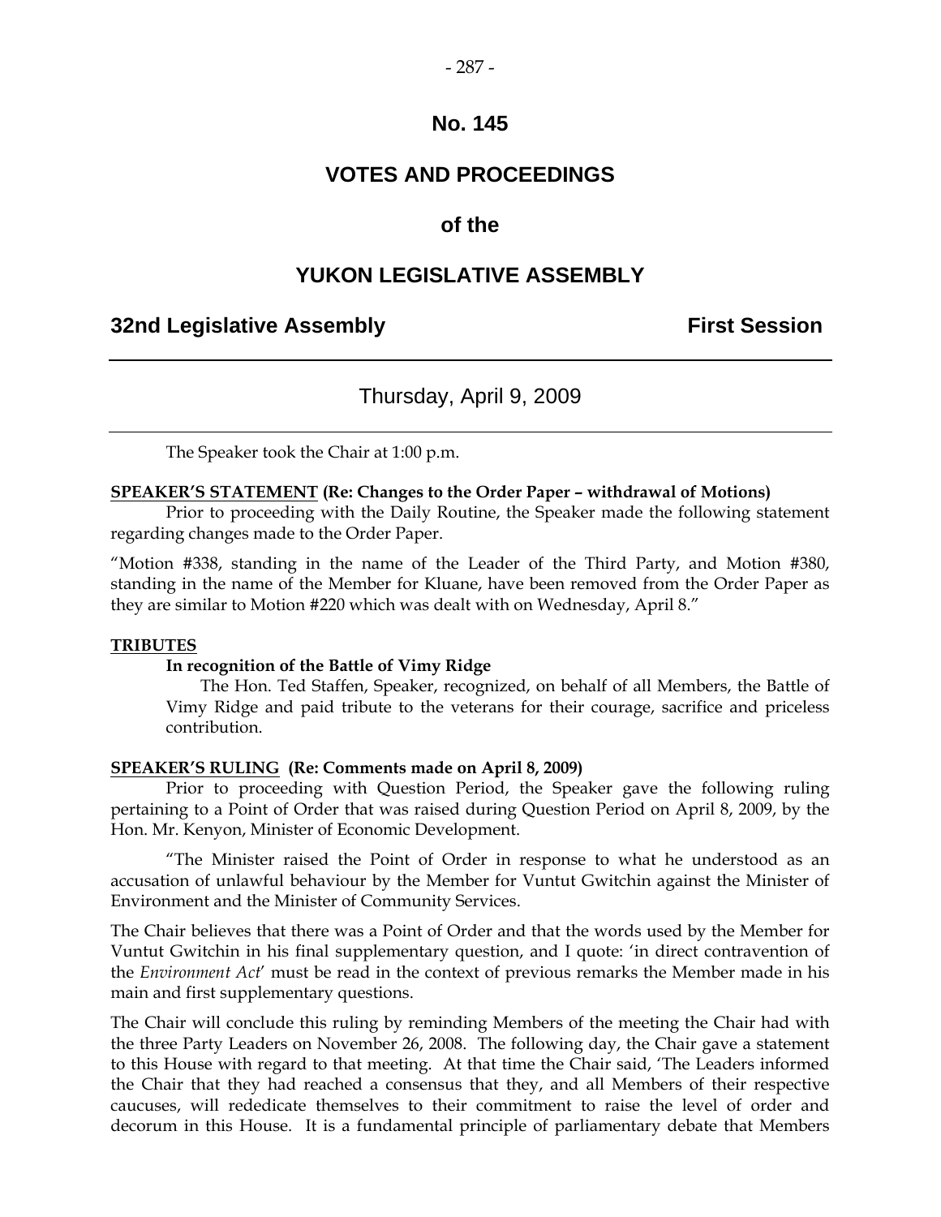# No. 145

# VOTES AND PROCEEDINGS

## of the

# YUKON LEGISLATIVE ASSEMBLY

**32nd Legislative Assembly** **First Session**

---

Thursday, April 9, 2009

---

The Speaker took the Chair at 1:00 p.m.

**SPEAKER'S STATEMENT (Re: Changes to the Order Paper – withdrawal of Motions)**

Prior to proceeding with the Daily Routine, the Speaker made the following statement regarding changes made to the Order Paper.

"Motion #338, standing in the name of the Leader of the Third Party, and Motion #380, standing in the name of the Member for Kluane, have been removed from the Order Paper as they are similar to Motion #220 which was dealt with on Wednesday, April 8."

**TRIBUTES**

**In recognition of the Battle of Vimy Ridge**

The Hon. Ted Staffen, Speaker, recognized, on behalf of all Members, the Battle of Vimy Ridge and paid tribute to the veterans for their courage, sacrifice and priceless contribution.

**SPEAKER'S RULING (Re: Comments made on April 8, 2009)**

Prior to proceeding with Question Period, the Speaker gave the following ruling pertaining to a Point of Order that was raised during Question Period on April 8, 2009, by the Hon. Mr. Kenyon, Minister of Economic Development.

"The Minister raised the Point of Order in response to what he understood as an accusation of unlawful behaviour by the Member for Vuntut Gwitchin against the Minister of Environment and the Minister of Community Services.

The Chair believes that there was a Point of Order and that the words used by the Member for Vuntut Gwitchin in his final supplementary question, and I quote: 'in direct contravention of the *Environment Act*' must be read in the context of previous remarks the Member made in his main and first supplementary questions.

The Chair will conclude this ruling by reminding Members of the meeting the Chair had with the three Party Leaders on November 26, 2008. The following day, the Chair gave a statement to this House with regard to that meeting. At that time the Chair said, 'The Leaders informed the Chair that they had reached a consensus that they, and all Members of their respective caucuses, will rededicate themselves to their commitment to raise the level of order and decorum in this House. It is a fundamental principle of parliamentary debate that Members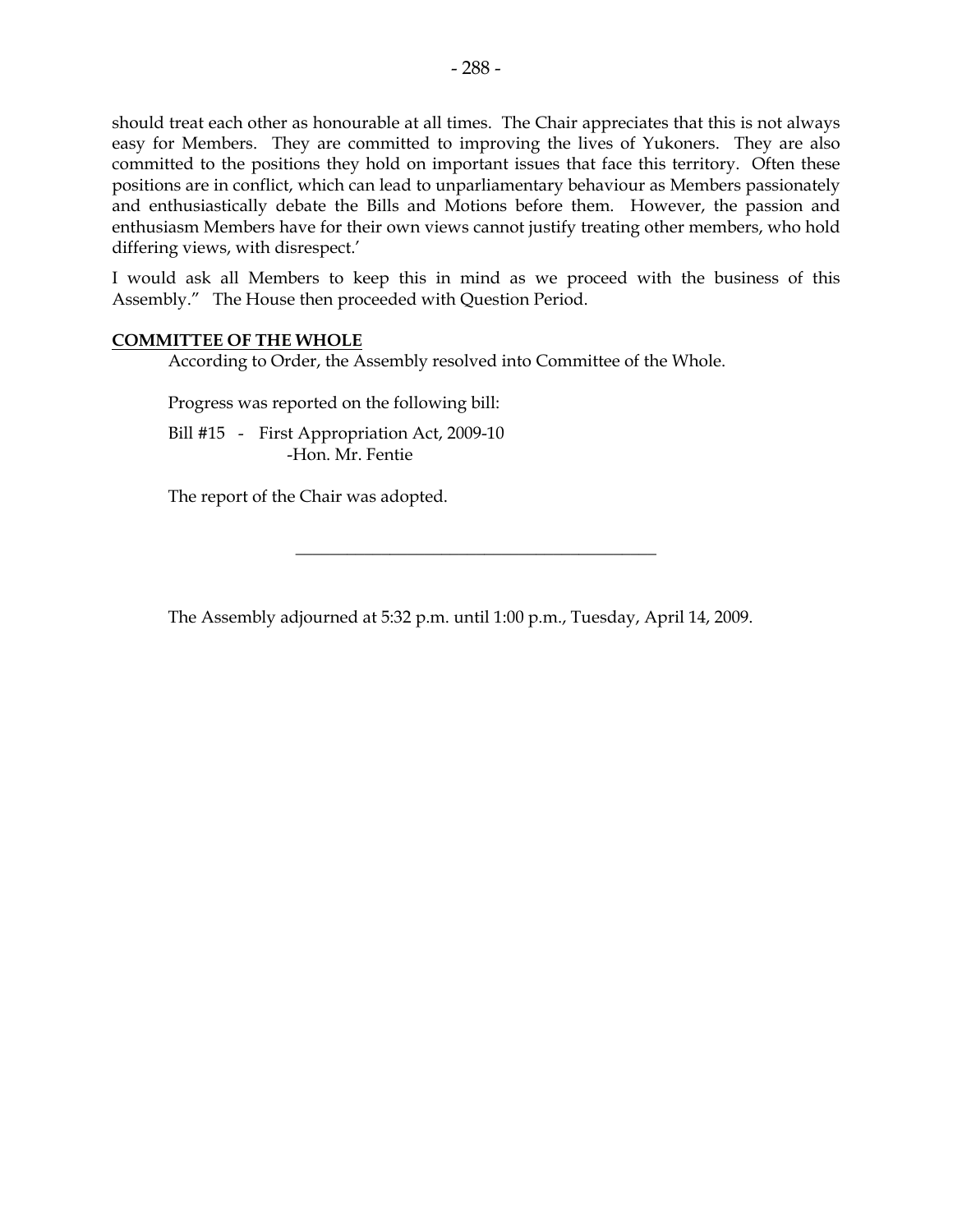should treat each other as honourable at all times. The Chair appreciates that this is not always easy for Members. They are committed to improving the lives of Yukoners. They are also committed to the positions they hold on important issues that face this territory. Often these positions are in conflict, which can lead to unparliamentary behaviour as Members passionately and enthusiastically debate the Bills and Motions before them. However, the passion and enthusiasm Members have for their own views cannot justify treating other members, who hold differing views, with disrespect.'

I would ask all Members to keep this in mind as we proceed with the business of this Assembly." The House then proceeded with Question Period.

**COMMITTEE OF THE WHOLE**

According to Order, the Assembly resolved into Committee of the Whole.

Progress was reported on the following bill:

Bill #15 - First Appropriation Act, 2009-10
-Hon. Mr. Fentie

The report of the Chair was adopted.

---

The Assembly adjourned at 5:32 p.m. until 1:00 p.m., Tuesday, April 14, 2009.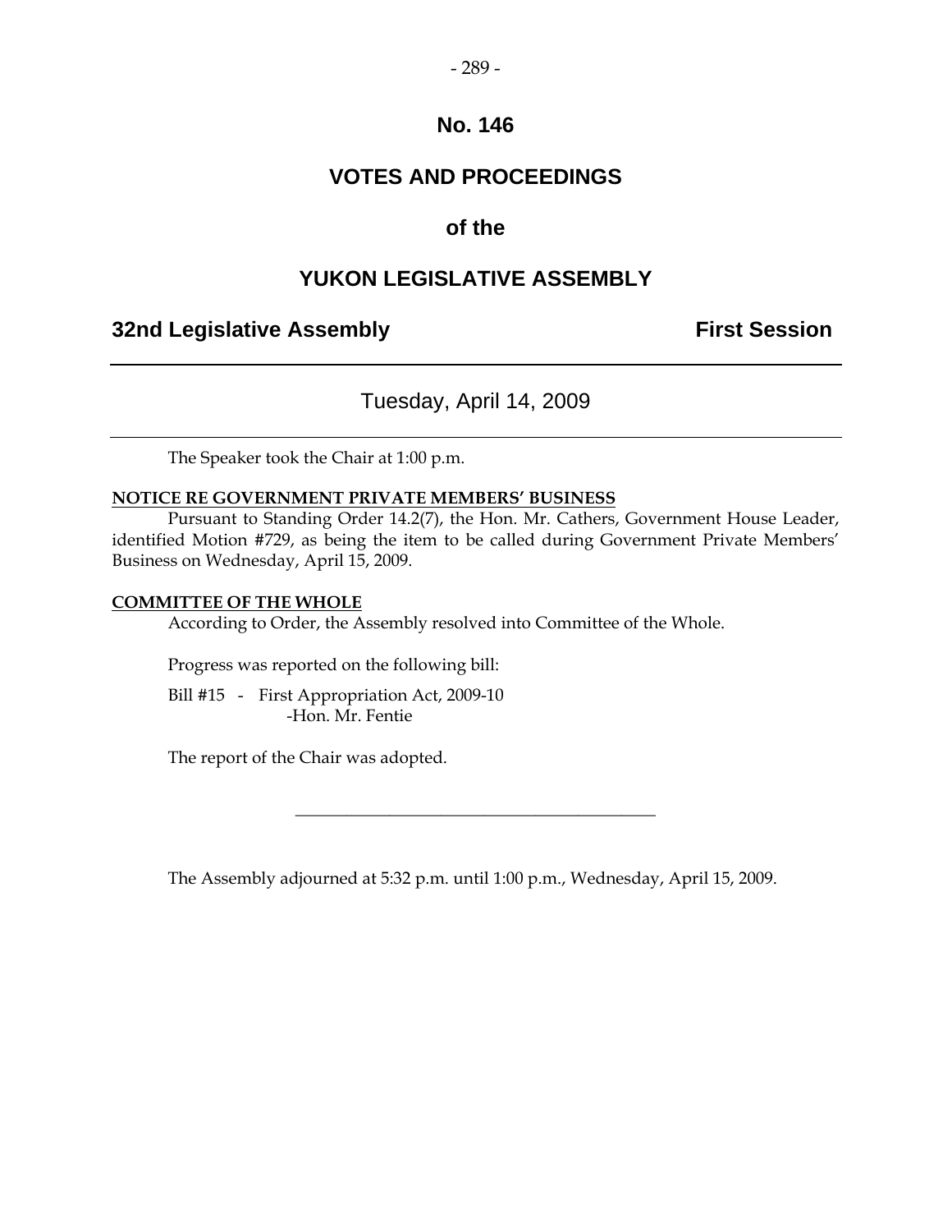# No. 146

# VOTES AND PROCEEDINGS

## of the

# YUKON LEGISLATIVE ASSEMBLY

**32nd Legislative Assembly** **First Session**

---

Tuesday, April 14, 2009

---

The Speaker took the Chair at 1:00 p.m.

**NOTICE RE GOVERNMENT PRIVATE MEMBERS' BUSINESS**

Pursuant to Standing Order 14.2(7), the Hon. Mr. Cathers, Government House Leader, identified Motion #729, as being the item to be called during Government Private Members' Business on Wednesday, April 15, 2009.

**COMMITTEE OF THE WHOLE**

According to Order, the Assembly resolved into Committee of the Whole.

Progress was reported on the following bill:

Bill #15 - First Appropriation Act, 2009-10
-Hon. Mr. Fentie

The report of the Chair was adopted.

---

The Assembly adjourned at 5:32 p.m. until 1:00 p.m., Wednesday, April 15, 2009.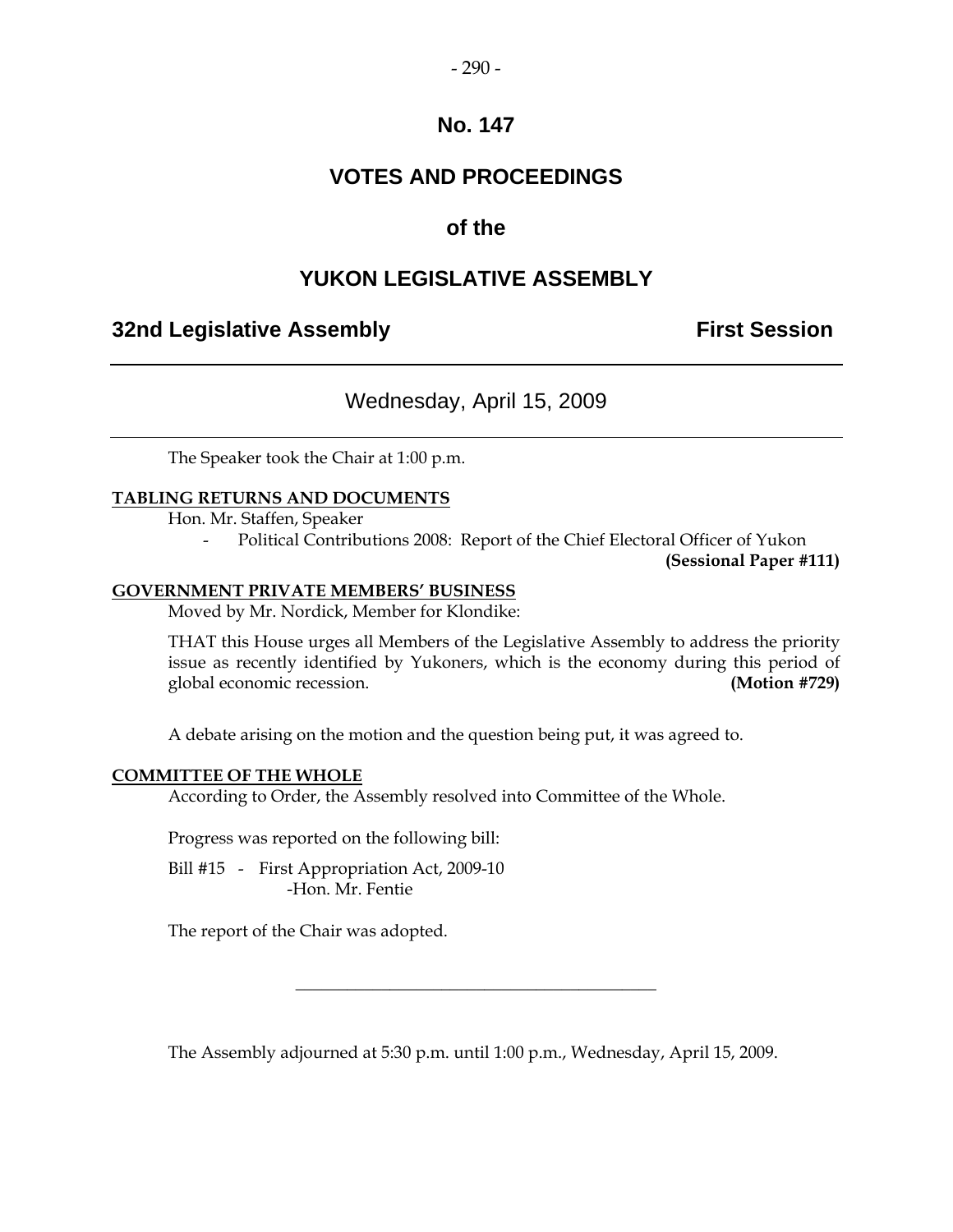# No. 147

# VOTES AND PROCEEDINGS

## of the

# YUKON LEGISLATIVE ASSEMBLY

**32nd Legislative Assembly** **First Session**

---

Wednesday, April 15, 2009

---

The Speaker took the Chair at 1:00 p.m.

**TABLING RETURNS AND DOCUMENTS**

Hon. Mr. Staffen, Speaker

- Political Contributions 2008: Report of the Chief Electoral Officer of Yukon **(Sessional Paper #111)**

**GOVERNMENT PRIVATE MEMBERS' BUSINESS**

Moved by Mr. Nordick, Member for Klondike:

THAT this House urges all Members of the Legislative Assembly to address the priority issue as recently identified by Yukoners, which is the economy during this period of global economic recession. **(Motion #729)**

A debate arising on the motion and the question being put, it was agreed to.

**COMMITTEE OF THE WHOLE**

According to Order, the Assembly resolved into Committee of the Whole.

Progress was reported on the following bill:

Bill #15 - First Appropriation Act, 2009-10
-Hon. Mr. Fentie

The report of the Chair was adopted.

---

The Assembly adjourned at 5:30 p.m. until 1:00 p.m., Wednesday, April 15, 2009.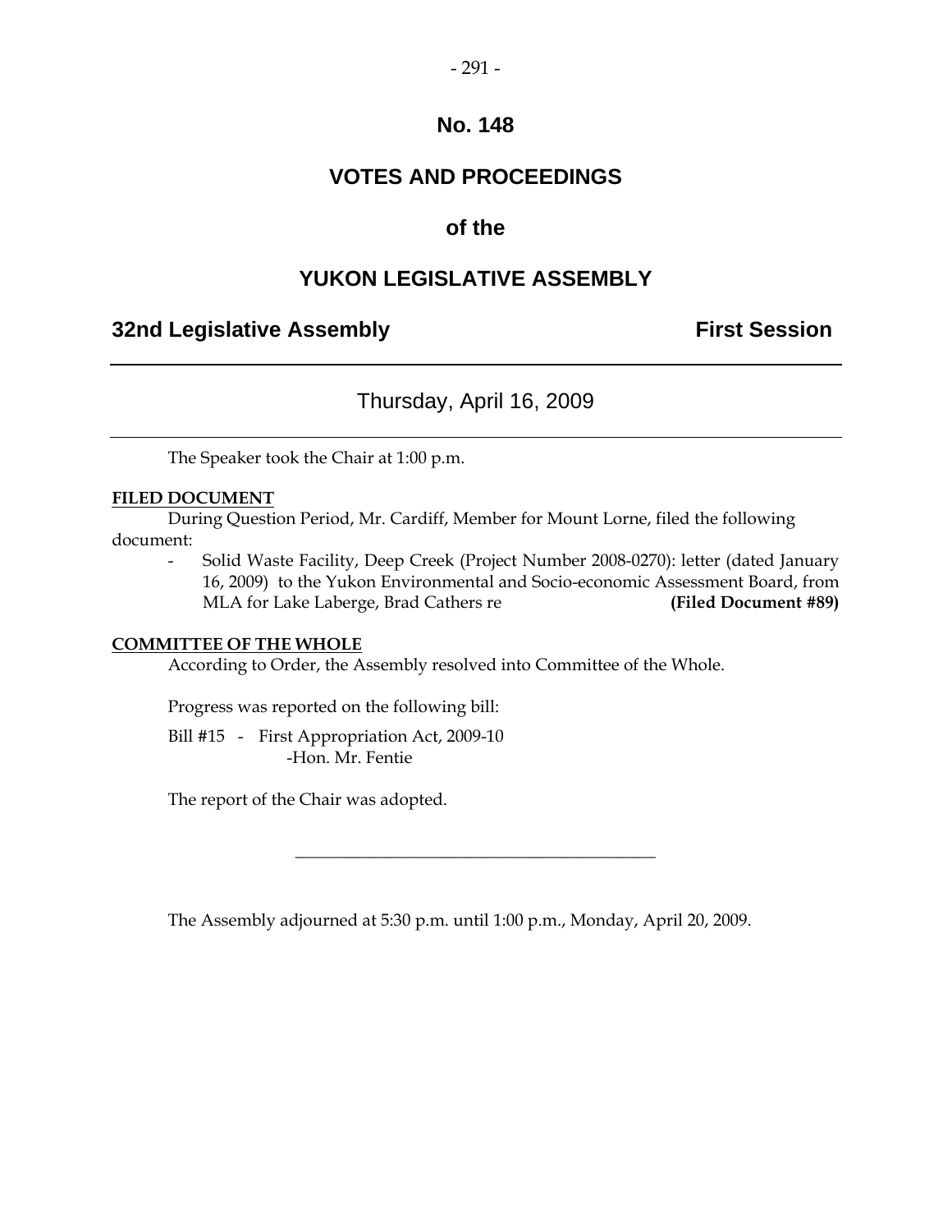# No. 148

## VOTES AND PROCEEDINGS

## of the

## YUKON LEGISLATIVE ASSEMBLY

**32nd Legislative Assembly** **First Session**

---

Thursday, April 16, 2009

---

The Speaker took the Chair at 1:00 p.m.

**FILED DOCUMENT**

During Question Period, Mr. Cardiff, Member for Mount Lorne, filed the following document:

- Solid Waste Facility, Deep Creek (Project Number 2008-0270): letter (dated January 16, 2009) to the Yukon Environmental and Socio-economic Assessment Board, from MLA for Lake Laberge, Brad Cathers re **(Filed Document #89)**

**COMMITTEE OF THE WHOLE**

According to Order, the Assembly resolved into Committee of the Whole.

Progress was reported on the following bill:

Bill #15 - First Appropriation Act, 2009-10
-Hon. Mr. Fentie

The report of the Chair was adopted.

---

The Assembly adjourned at 5:30 p.m. until 1:00 p.m., Monday, April 20, 2009.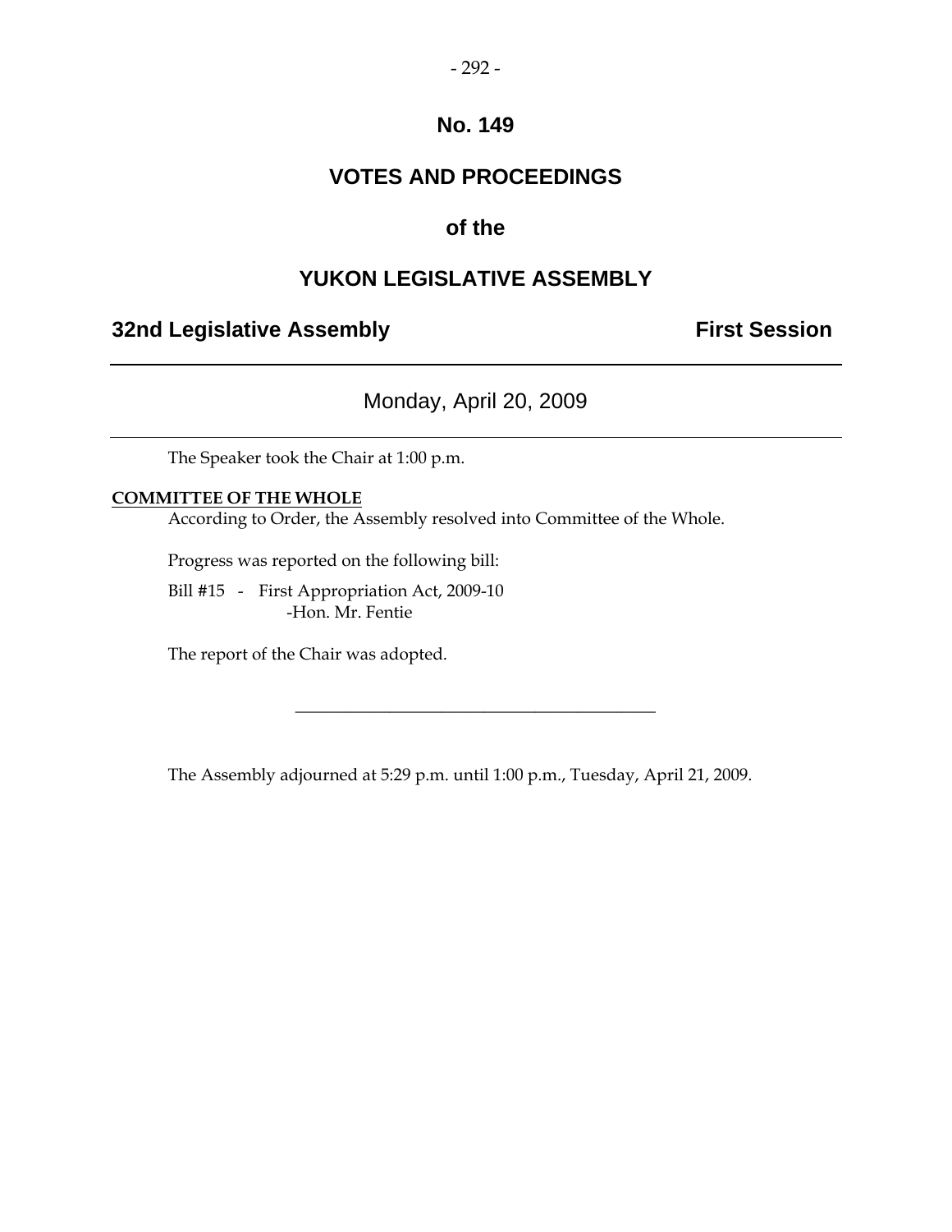# No. 149

## VOTES AND PROCEEDINGS

## of the

## YUKON LEGISLATIVE ASSEMBLY

**32nd Legislative Assembly** **First Session**

---

Monday, April 20, 2009

---

The Speaker took the Chair at 1:00 p.m.

**COMMITTEE OF THE WHOLE**

According to Order, the Assembly resolved into Committee of the Whole.

Progress was reported on the following bill:

Bill #15 - First Appropriation Act, 2009-10
-Hon. Mr. Fentie

The report of the Chair was adopted.

---

The Assembly adjourned at 5:29 p.m. until 1:00 p.m., Tuesday, April 21, 2009.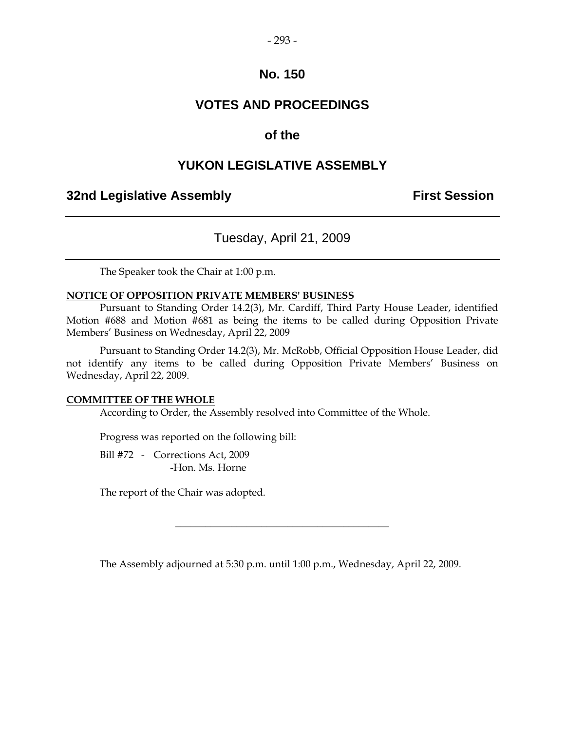# No. 150

# VOTES AND PROCEEDINGS

# of the

# YUKON LEGISLATIVE ASSEMBLY

**32nd Legislative Assembly** **First Session**

---

Tuesday, April 21, 2009

---

The Speaker took the Chair at 1:00 p.m.

**NOTICE OF OPPOSITION PRIVATE MEMBERS' BUSINESS**

Pursuant to Standing Order 14.2(3), Mr. Cardiff, Third Party House Leader, identified Motion #688 and Motion #681 as being the items to be called during Opposition Private Members' Business on Wednesday, April 22, 2009

Pursuant to Standing Order 14.2(3), Mr. McRobb, Official Opposition House Leader, did not identify any items to be called during Opposition Private Members' Business on Wednesday, April 22, 2009.

**COMMITTEE OF THE WHOLE**

According to Order, the Assembly resolved into Committee of the Whole.

Progress was reported on the following bill:

Bill #72 - Corrections Act, 2009
-Hon. Ms. Horne

The report of the Chair was adopted.

---

The Assembly adjourned at 5:30 p.m. until 1:00 p.m., Wednesday, April 22, 2009.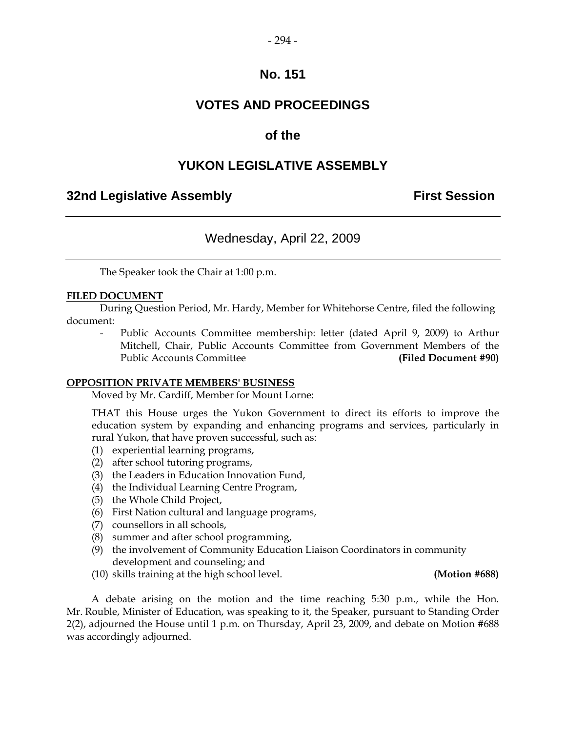# No. 151

## VOTES AND PROCEEDINGS

## of the

## YUKON LEGISLATIVE ASSEMBLY

**32nd Legislative Assembly** **First Session**

---

Wednesday, April 22, 2009

---

The Speaker took the Chair at 1:00 p.m.

**FILED DOCUMENT**

During Question Period, Mr. Hardy, Member for Whitehorse Centre, filed the following document:

- Public Accounts Committee membership: letter (dated April 9, 2009) to Arthur Mitchell, Chair, Public Accounts Committee from Government Members of the Public Accounts Committee **(Filed Document #90)**

**OPPOSITION PRIVATE MEMBERS' BUSINESS**

Moved by Mr. Cardiff, Member for Mount Lorne:

THAT this House urges the Yukon Government to direct its efforts to improve the education system by expanding and enhancing programs and services, particularly in rural Yukon, that have proven successful, such as:

(1) experiential learning programs,
(2) after school tutoring programs,
(3) the Leaders in Education Innovation Fund,
(4) the Individual Learning Centre Program,
(5) the Whole Child Project,
(6) First Nation cultural and language programs,
(7) counsellors in all schools,
(8) summer and after school programming,
(9) the involvement of Community Education Liaison Coordinators in community development and counseling; and
(10) skills training at the high school level. **(Motion #688)**

A debate arising on the motion and the time reaching 5:30 p.m., while the Hon. Mr. Rouble, Minister of Education, was speaking to it, the Speaker, pursuant to Standing Order 2(2), adjourned the House until 1 p.m. on Thursday, April 23, 2009, and debate on Motion #688 was accordingly adjourned.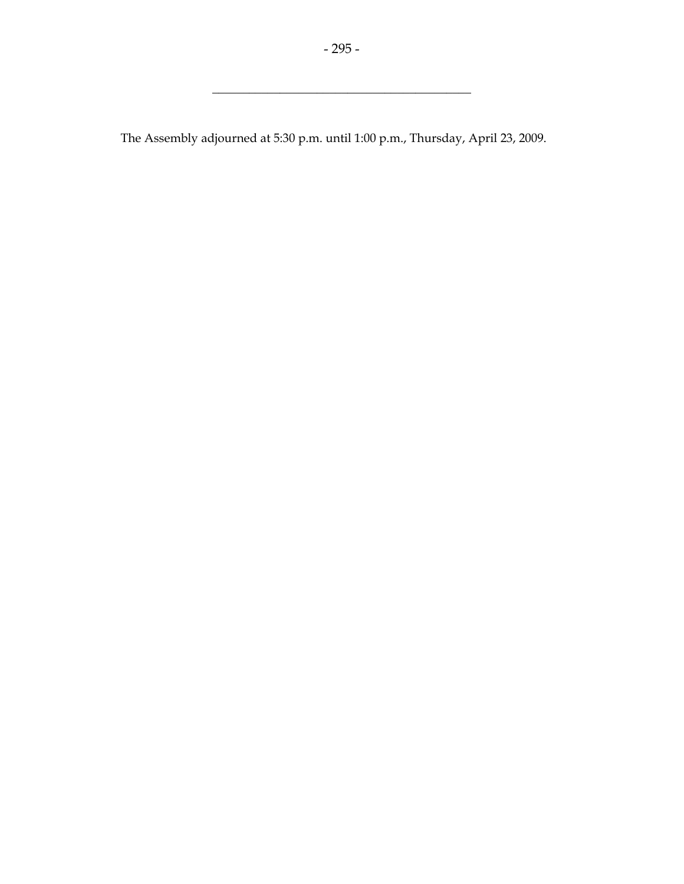---

The Assembly adjourned at 5:30 p.m. until 1:00 p.m., Thursday, April 23, 2009.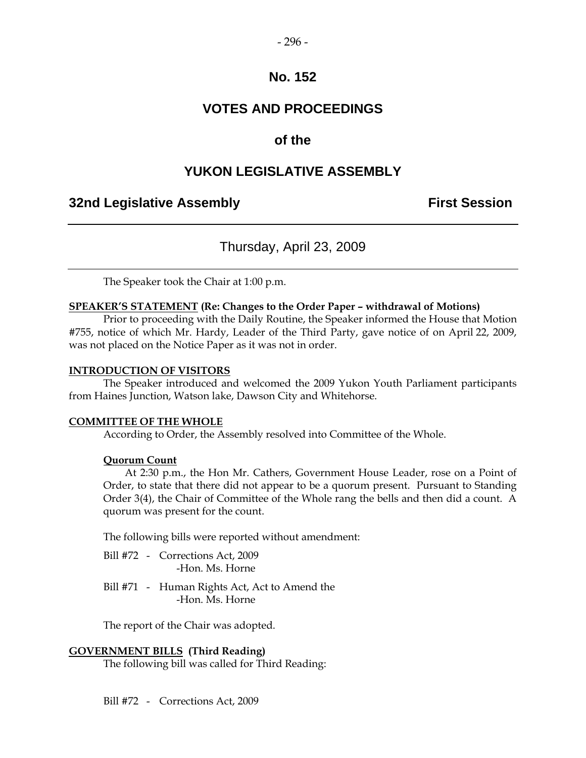# No. 152

# VOTES AND PROCEEDINGS

## of the

# YUKON LEGISLATIVE ASSEMBLY

**32nd Legislative Assembly** **First Session**

---

Thursday, April 23, 2009

---

The Speaker took the Chair at 1:00 p.m.

**SPEAKER'S STATEMENT (Re: Changes to the Order Paper – withdrawal of Motions)**

Prior to proceeding with the Daily Routine, the Speaker informed the House that Motion #755, notice of which Mr. Hardy, Leader of the Third Party, gave notice of on April 22, 2009, was not placed on the Notice Paper as it was not in order.

**INTRODUCTION OF VISITORS**

The Speaker introduced and welcomed the 2009 Yukon Youth Parliament participants from Haines Junction, Watson lake, Dawson City and Whitehorse.

**COMMITTEE OF THE WHOLE**

According to Order, the Assembly resolved into Committee of the Whole.

**Quorum Count**

At 2:30 p.m., the Hon Mr. Cathers, Government House Leader, rose on a Point of Order, to state that there did not appear to be a quorum present. Pursuant to Standing Order 3(4), the Chair of Committee of the Whole rang the bells and then did a count. A quorum was present for the count.

The following bills were reported without amendment:

Bill #72 - Corrections Act, 2009
-Hon. Ms. Horne

Bill #71 - Human Rights Act, Act to Amend the
-Hon. Ms. Horne

The report of the Chair was adopted.

**GOVERNMENT BILLS (Third Reading)**

The following bill was called for Third Reading:

Bill #72 - Corrections Act, 2009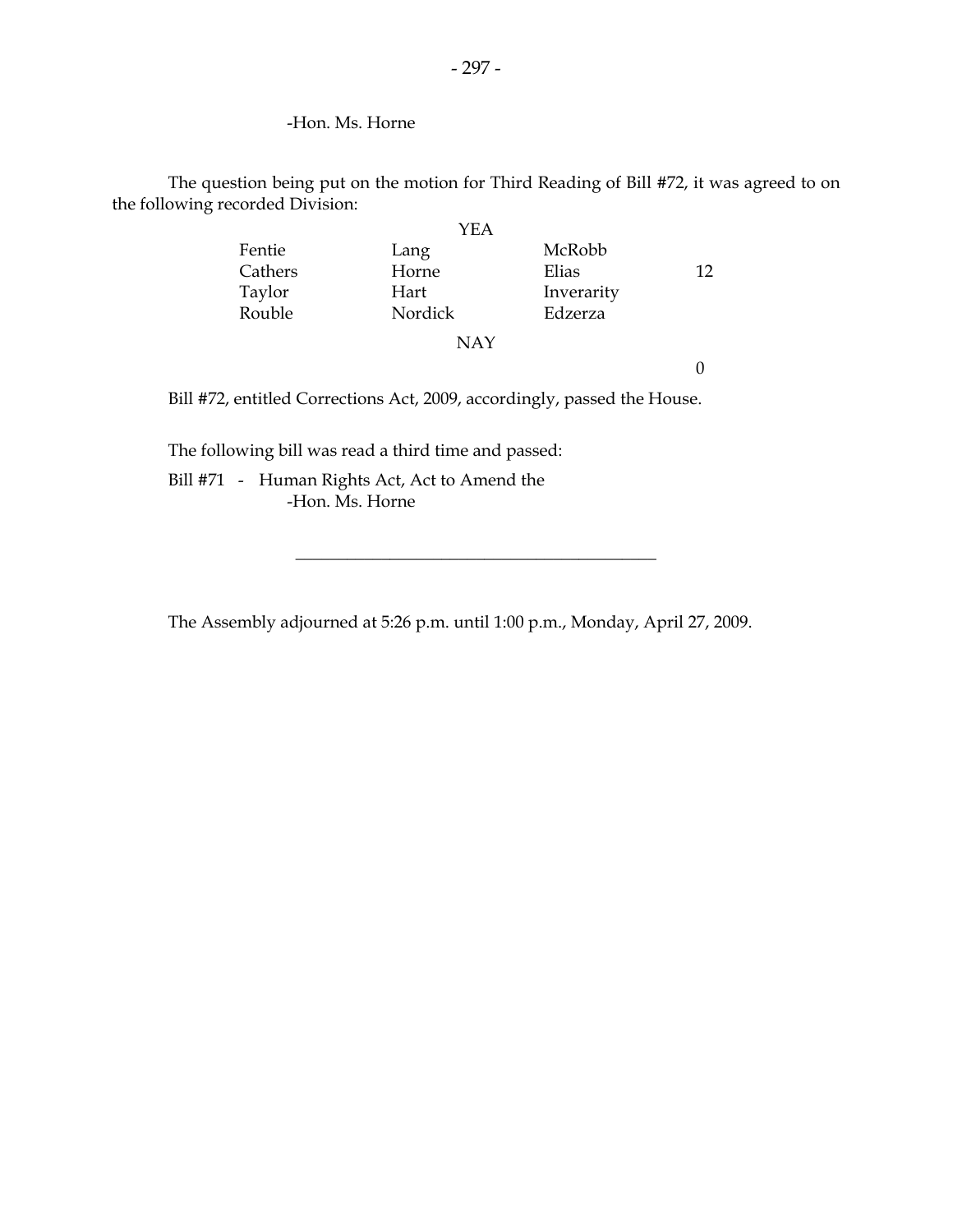-Hon. Ms. Horne

The question being put on the motion for Third Reading of Bill #72, it was agreed to on the following recorded Division:

YEA

| | | | |
|---|---|---|---|
| Fentie | Lang | McRobb | |
| Cathers | Horne | Elias | 12 |
| Taylor | Hart | Inverarity | |
| Rouble | Nordick | Edzerza | |

NAY

0

Bill #72, entitled Corrections Act, 2009, accordingly, passed the House.

The following bill was read a third time and passed:

Bill #71 - Human Rights Act, Act to Amend the
-Hon. Ms. Horne

---

The Assembly adjourned at 5:26 p.m. until 1:00 p.m., Monday, April 27, 2009.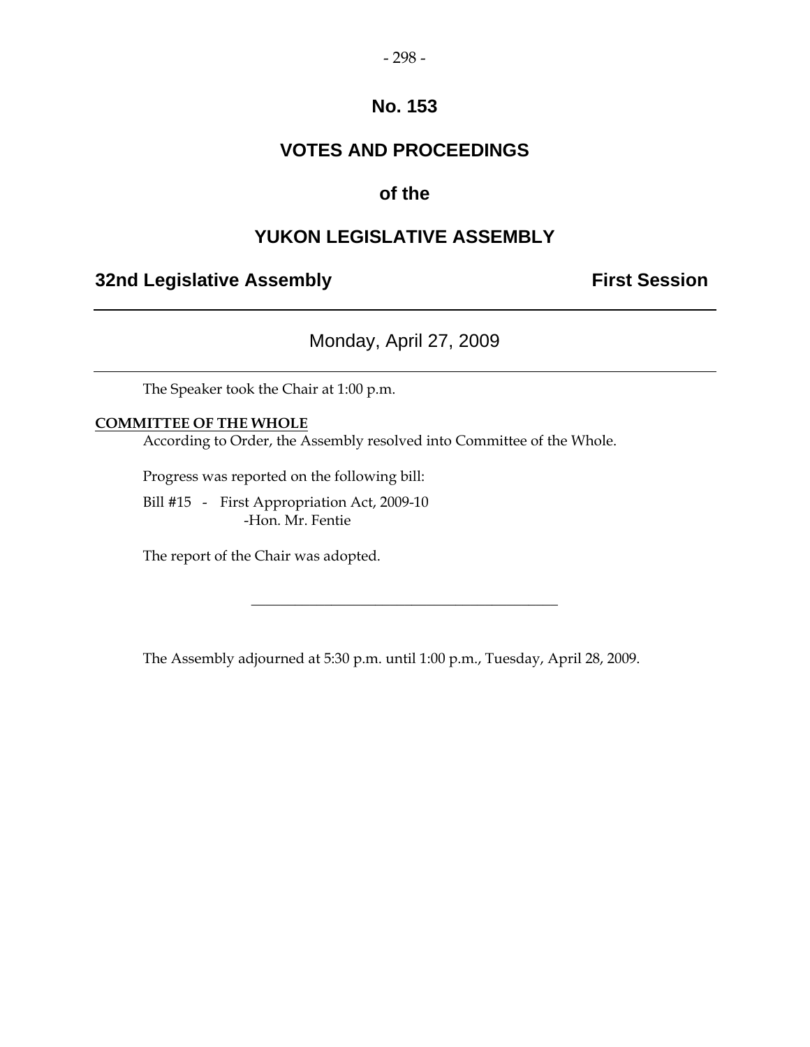# No. 153

# VOTES AND PROCEEDINGS

## of the

# YUKON LEGISLATIVE ASSEMBLY

**32nd Legislative Assembly** **First Session**

---

Monday, April 27, 2009

---

The Speaker took the Chair at 1:00 p.m.

**COMMITTEE OF THE WHOLE**

According to Order, the Assembly resolved into Committee of the Whole.

Progress was reported on the following bill:

Bill #15 - First Appropriation Act, 2009-10
-Hon. Mr. Fentie

The report of the Chair was adopted.

---

The Assembly adjourned at 5:30 p.m. until 1:00 p.m., Tuesday, April 28, 2009.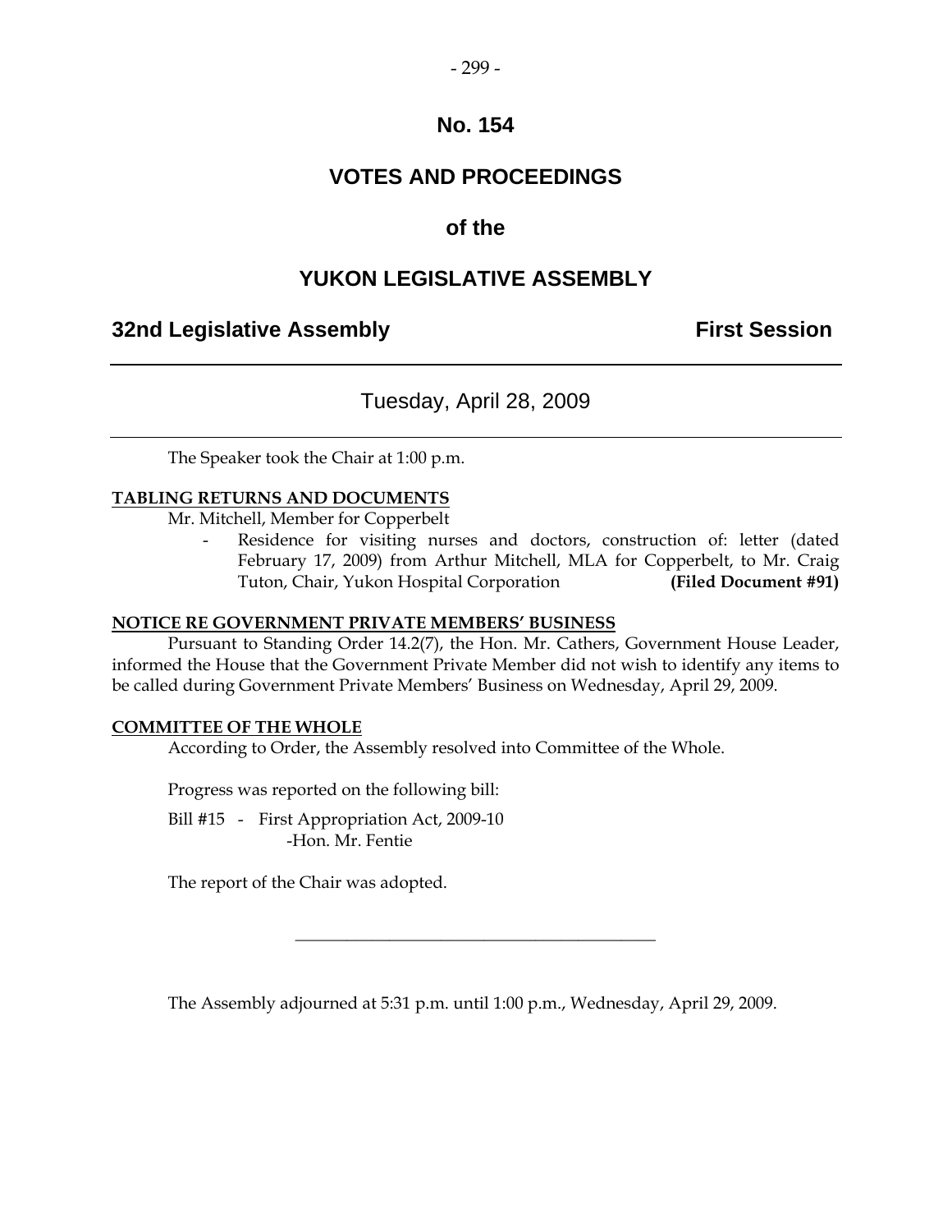# No. 154

# VOTES AND PROCEEDINGS

## of the

# YUKON LEGISLATIVE ASSEMBLY

**32nd Legislative Assembly** **First Session**

---

Tuesday, April 28, 2009

---

The Speaker took the Chair at 1:00 p.m.

**TABLING RETURNS AND DOCUMENTS**

Mr. Mitchell, Member for Copperbelt

- Residence for visiting nurses and doctors, construction of: letter (dated February 17, 2009) from Arthur Mitchell, MLA for Copperbelt, to Mr. Craig Tuton, Chair, Yukon Hospital Corporation **(Filed Document #91)**

**NOTICE RE GOVERNMENT PRIVATE MEMBERS' BUSINESS**

Pursuant to Standing Order 14.2(7), the Hon. Mr. Cathers, Government House Leader, informed the House that the Government Private Member did not wish to identify any items to be called during Government Private Members' Business on Wednesday, April 29, 2009.

**COMMITTEE OF THE WHOLE**

According to Order, the Assembly resolved into Committee of the Whole.

Progress was reported on the following bill:

Bill #15 - First Appropriation Act, 2009-10
-Hon. Mr. Fentie

The report of the Chair was adopted.

---

The Assembly adjourned at 5:31 p.m. until 1:00 p.m., Wednesday, April 29, 2009.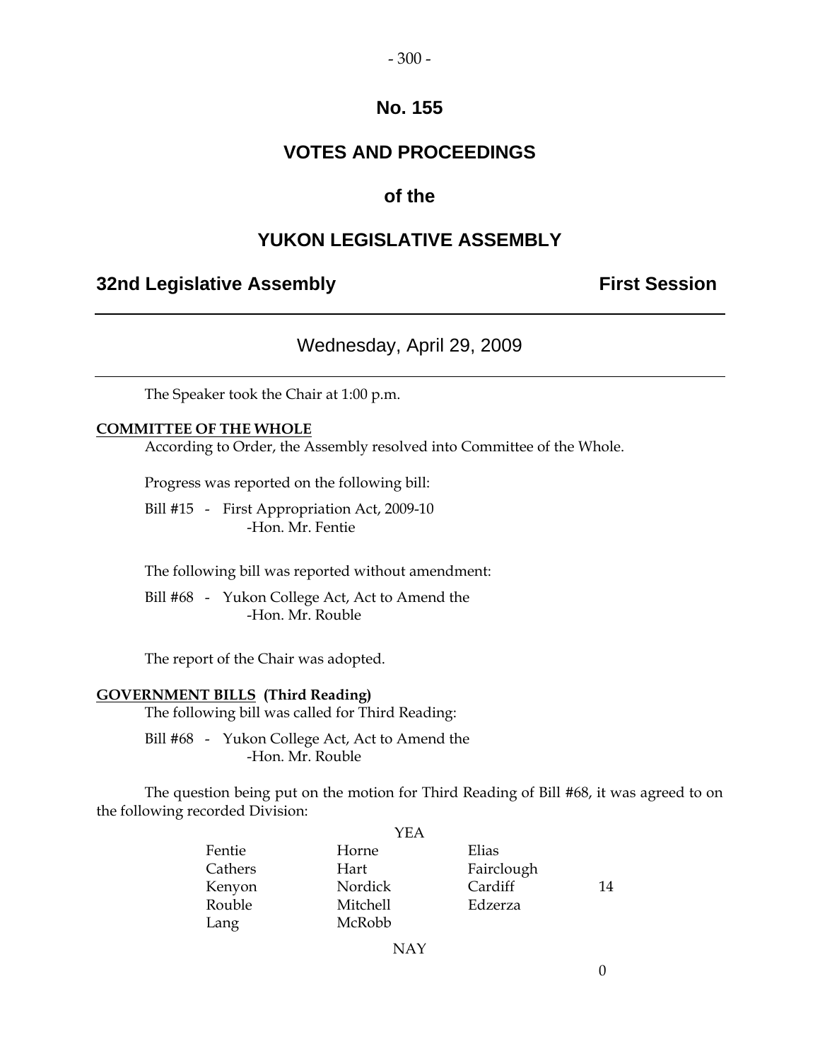# No. 155

# VOTES AND PROCEEDINGS

## of the

# YUKON LEGISLATIVE ASSEMBLY

**32nd Legislative Assembly** **First Session**

---

Wednesday, April 29, 2009

---

The Speaker took the Chair at 1:00 p.m.

**COMMITTEE OF THE WHOLE**

According to Order, the Assembly resolved into Committee of the Whole.

Progress was reported on the following bill:

Bill #15 - First Appropriation Act, 2009-10
-Hon. Mr. Fentie

The following bill was reported without amendment:

Bill #68 - Yukon College Act, Act to Amend the
-Hon. Mr. Rouble

The report of the Chair was adopted.

**GOVERNMENT BILLS (Third Reading)**

The following bill was called for Third Reading:

Bill #68 - Yukon College Act, Act to Amend the
-Hon. Mr. Rouble

The question being put on the motion for Third Reading of Bill #68, it was agreed to on the following recorded Division:

YEA

| | | | |
|---|---|---|---|
| Fentie | Horne | Elias | |
| Cathers | Hart | Fairclough | |
| Kenyon | Nordick | Cardiff | 14 |
| Rouble | Mitchell | Edzerza | |
| Lang | McRobb | | |

NAY

0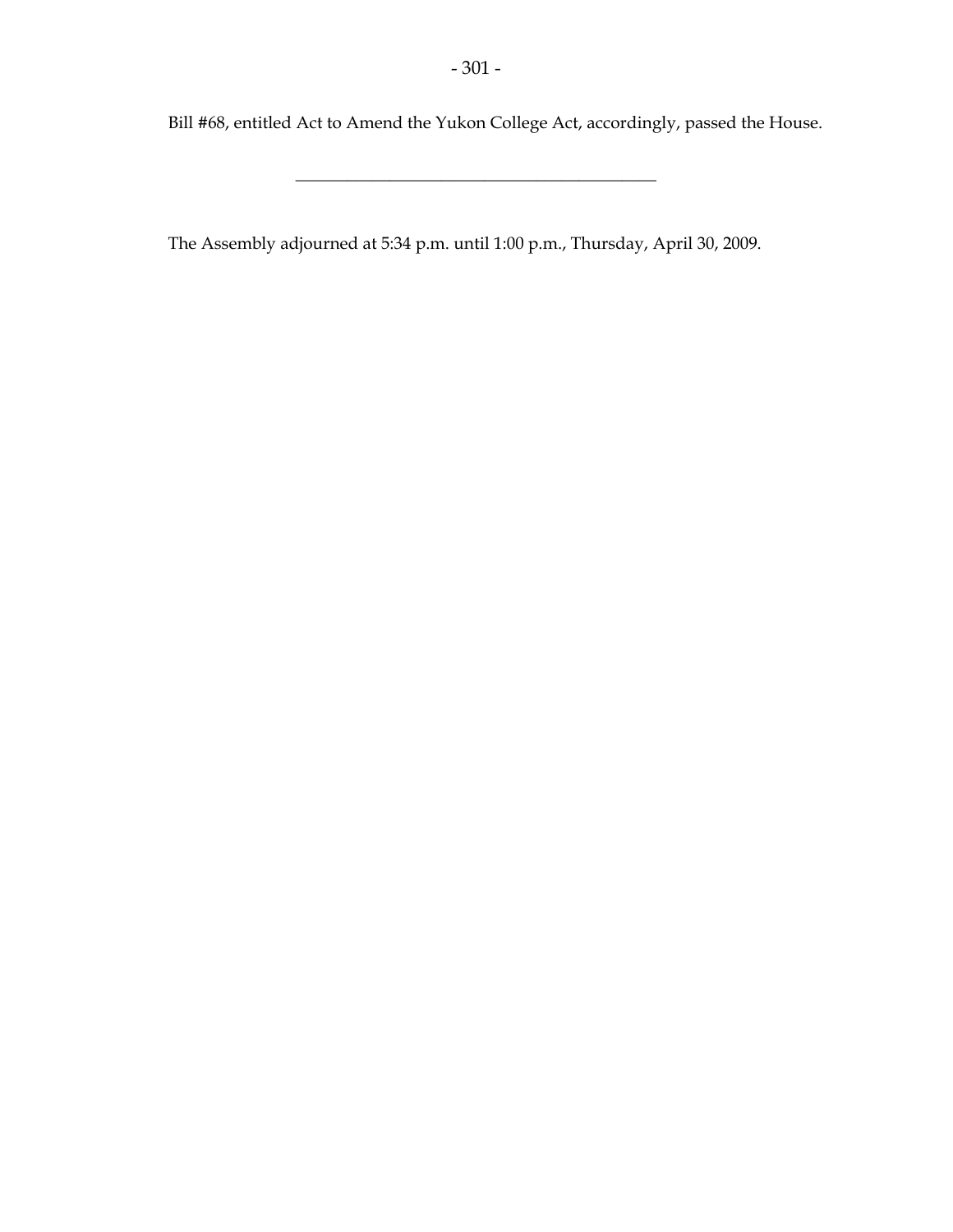Bill #68, entitled Act to Amend the Yukon College Act, accordingly, passed the House.

---

The Assembly adjourned at 5:34 p.m. until 1:00 p.m., Thursday, April 30, 2009.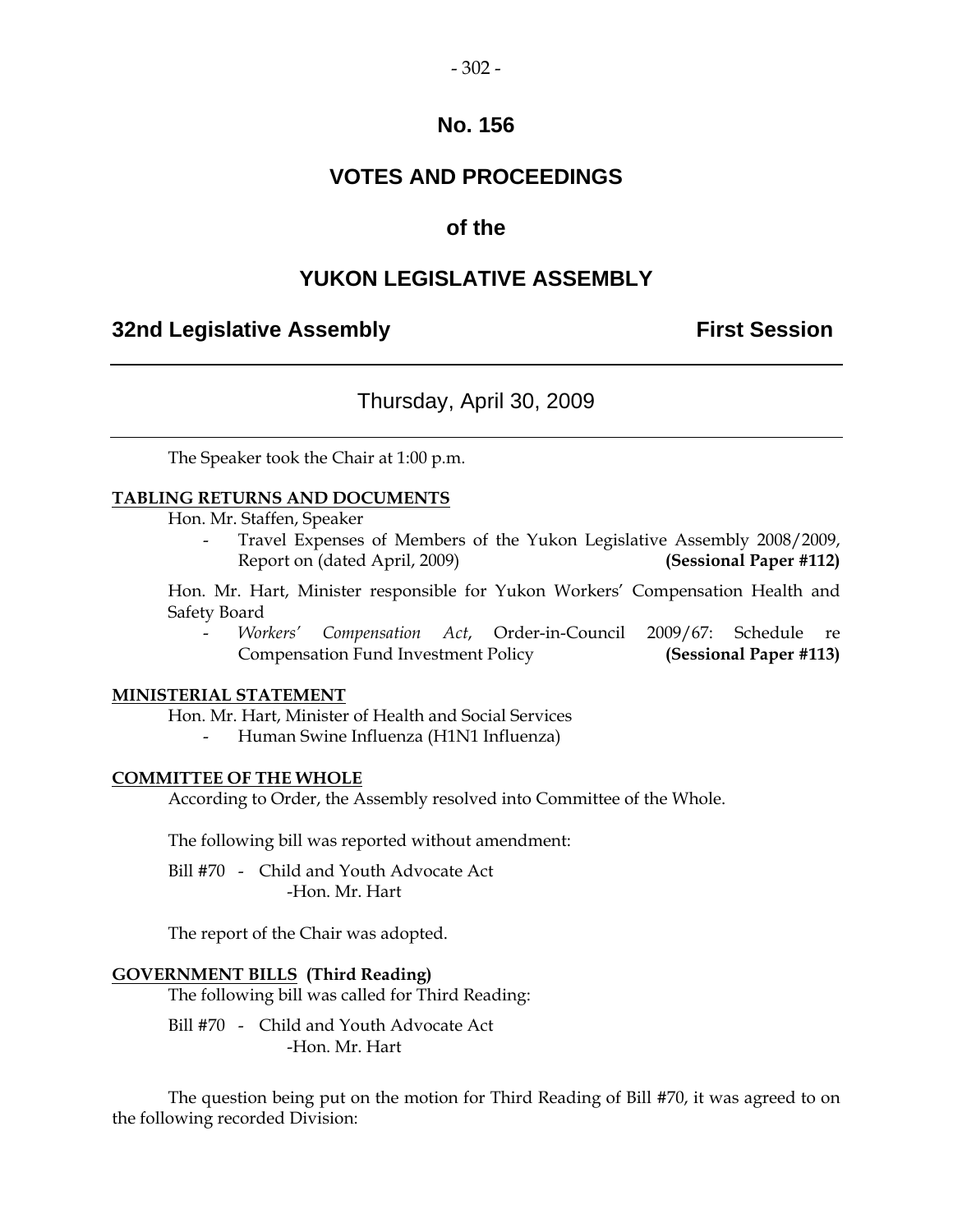# No. 156

# VOTES AND PROCEEDINGS

## of the

# YUKON LEGISLATIVE ASSEMBLY

**32nd Legislative Assembly** **First Session**

---

Thursday, April 30, 2009

---

The Speaker took the Chair at 1:00 p.m.

**TABLING RETURNS AND DOCUMENTS**

Hon. Mr. Staffen, Speaker

- Travel Expenses of Members of the Yukon Legislative Assembly 2008/2009, Report on (dated April, 2009) **(Sessional Paper #112)**

Hon. Mr. Hart, Minister responsible for Yukon Workers' Compensation Health and Safety Board

- *Workers' Compensation Act*, Order-in-Council 2009/67: Schedule re Compensation Fund Investment Policy **(Sessional Paper #113)**

**MINISTERIAL STATEMENT**

Hon. Mr. Hart, Minister of Health and Social Services

- Human Swine Influenza (H1N1 Influenza)

**COMMITTEE OF THE WHOLE**

According to Order, the Assembly resolved into Committee of the Whole.

The following bill was reported without amendment:

Bill #70 - Child and Youth Advocate Act
-Hon. Mr. Hart

The report of the Chair was adopted.

**GOVERNMENT BILLS (Third Reading)**

The following bill was called for Third Reading:

Bill #70 - Child and Youth Advocate Act
-Hon. Mr. Hart

The question being put on the motion for Third Reading of Bill #70, it was agreed to on the following recorded Division: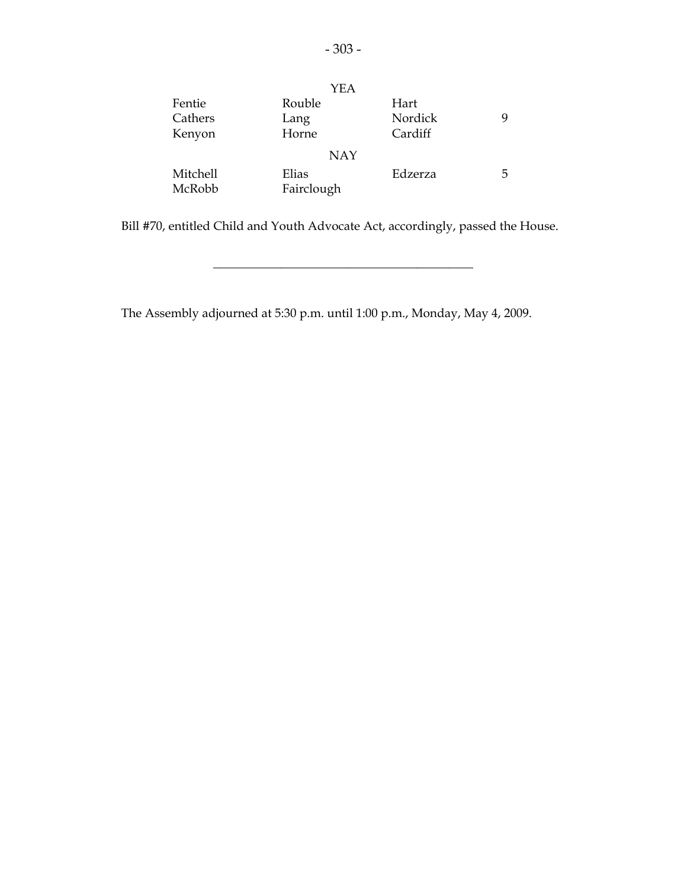YEA

| | | | |
|---|---|---|---|
| Fentie | Rouble | Hart | |
| Cathers | Lang | Nordick | 9 |
| Kenyon | Horne | Cardiff | |

NAY

| | | | |
|---|---|---|---|
| Mitchell | Elias | Edzerza | 5 |
| McRobb | Fairclough | | |

Bill #70, entitled Child and Youth Advocate Act, accordingly, passed the House.

---

The Assembly adjourned at 5:30 p.m. until 1:00 p.m., Monday, May 4, 2009.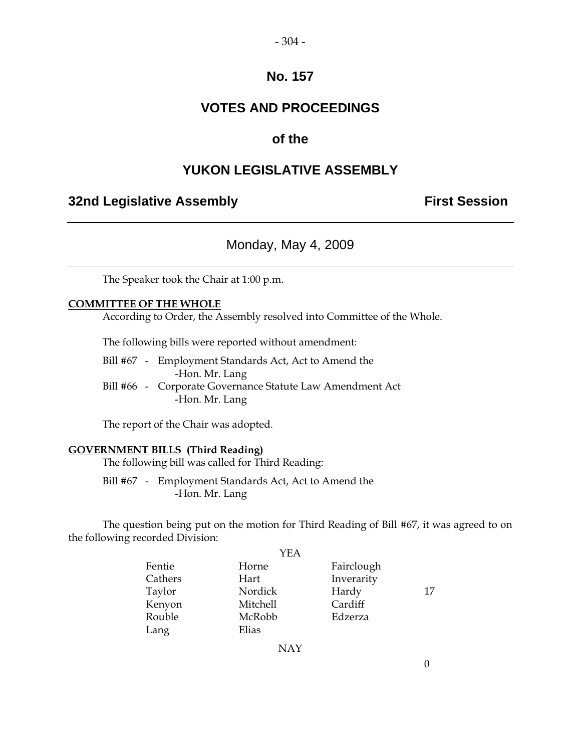# No. 157

# VOTES AND PROCEEDINGS

# of the

# YUKON LEGISLATIVE ASSEMBLY

## 32nd Legislative Assembly — First Session

Monday, May 4, 2009

The Speaker took the Chair at 1:00 p.m.

**COMMITTEE OF THE WHOLE**

According to Order, the Assembly resolved into Committee of the Whole.

The following bills were reported without amendment:

Bill #67 - Employment Standards Act, Act to Amend the
-Hon. Mr. Lang

Bill #66 - Corporate Governance Statute Law Amendment Act
-Hon. Mr. Lang

The report of the Chair was adopted.

**GOVERNMENT BILLS (Third Reading)**

The following bill was called for Third Reading:

Bill #67 - Employment Standards Act, Act to Amend the
-Hon. Mr. Lang

The question being put on the motion for Third Reading of Bill #67, it was agreed to on the following recorded Division:

YEA

| | | | |
|---|---|---|---|
| Fentie | Horne | Fairclough | |
| Cathers | Hart | Inverarity | |
| Taylor | Nordick | Hardy | 17 |
| Kenyon | Mitchell | Cardiff | |
| Rouble | McRobb | Edzerza | |
| Lang | Elias | | |

NAY

0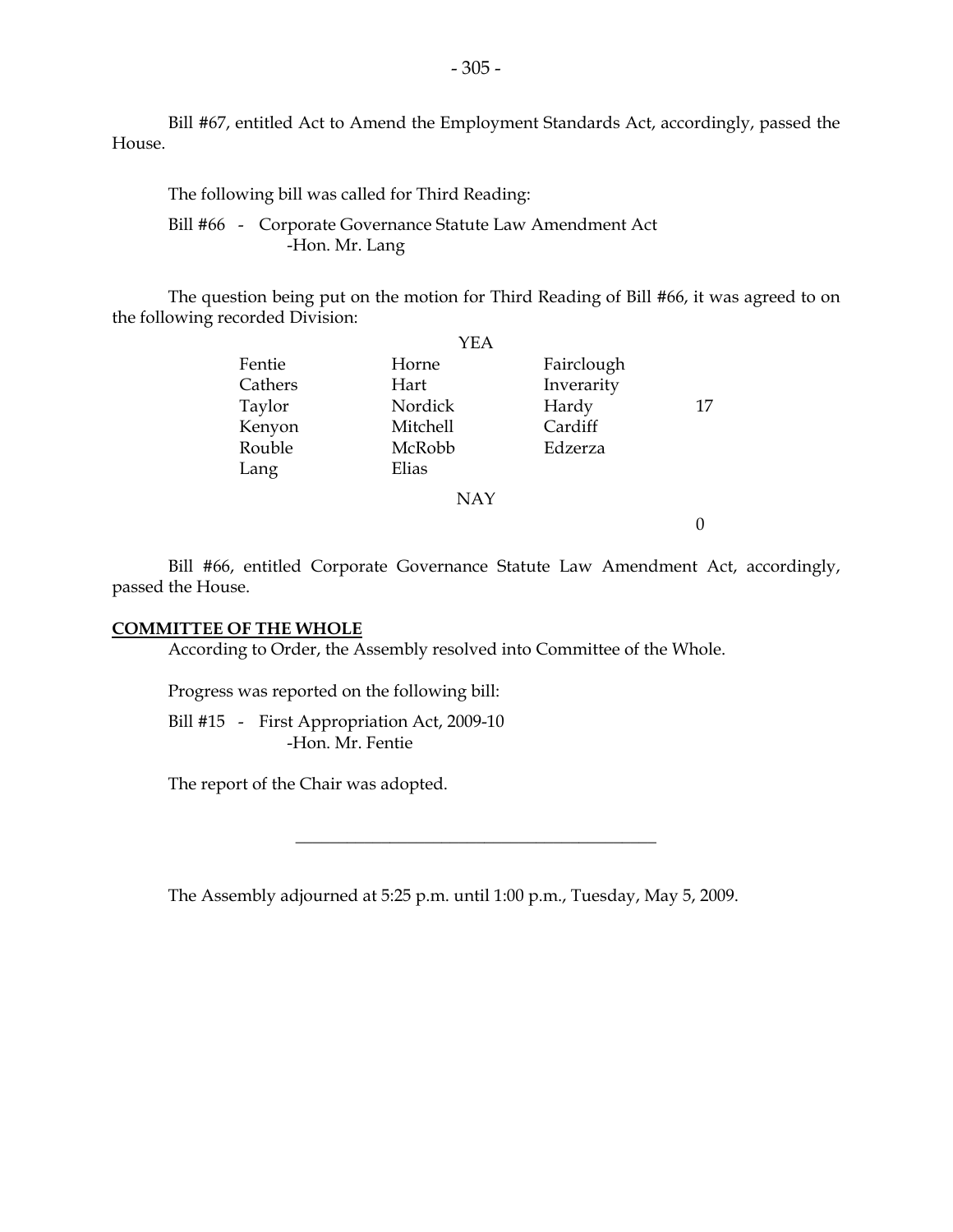Bill #67, entitled Act to Amend the Employment Standards Act, accordingly, passed the House.

The following bill was called for Third Reading:

Bill #66 - Corporate Governance Statute Law Amendment Act
-Hon. Mr. Lang

The question being put on the motion for Third Reading of Bill #66, it was agreed to on the following recorded Division:

YEA

| | | | |
|---|---|---|---|
| Fentie | Horne | Fairclough | |
| Cathers | Hart | Inverarity | |
| Taylor | Nordick | Hardy | 17 |
| Kenyon | Mitchell | Cardiff | |
| Rouble | McRobb | Edzerza | |
| Lang | Elias | | |

NAY

0

Bill #66, entitled Corporate Governance Statute Law Amendment Act, accordingly, passed the House.

**COMMITTEE OF THE WHOLE**

According to Order, the Assembly resolved into Committee of the Whole.

Progress was reported on the following bill:

Bill #15 - First Appropriation Act, 2009-10
-Hon. Mr. Fentie

The report of the Chair was adopted.

---

The Assembly adjourned at 5:25 p.m. until 1:00 p.m., Tuesday, May 5, 2009.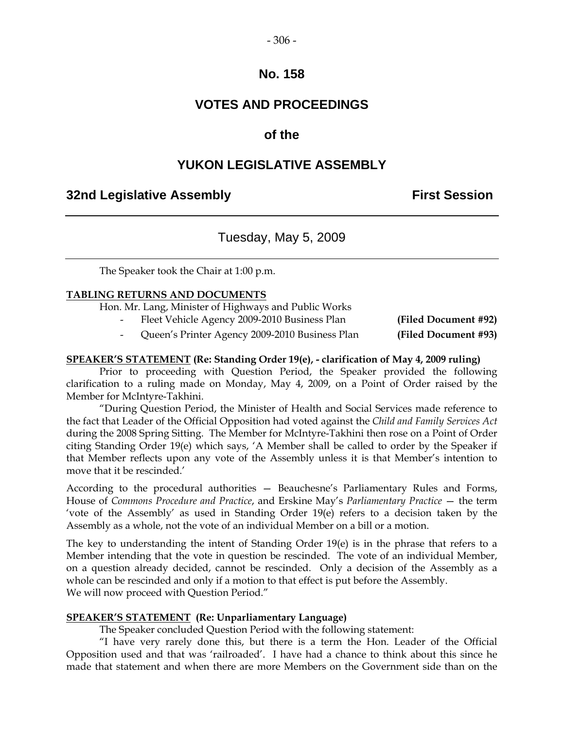# No. 158

# VOTES AND PROCEEDINGS

## of the

# YUKON LEGISLATIVE ASSEMBLY

**32nd Legislative Assembly** **First Session**

---

Tuesday, May 5, 2009

---

The Speaker took the Chair at 1:00 p.m.

**TABLING RETURNS AND DOCUMENTS**

Hon. Mr. Lang, Minister of Highways and Public Works

- Fleet Vehicle Agency 2009-2010 Business Plan **(Filed Document #92)**
- Queen's Printer Agency 2009-2010 Business Plan **(Filed Document #93)**

**SPEAKER'S STATEMENT (Re: Standing Order 19(e), - clarification of May 4, 2009 ruling)**

Prior to proceeding with Question Period, the Speaker provided the following clarification to a ruling made on Monday, May 4, 2009, on a Point of Order raised by the Member for McIntyre-Takhini.

"During Question Period, the Minister of Health and Social Services made reference to the fact that Leader of the Official Opposition had voted against the *Child and Family Services Act* during the 2008 Spring Sitting. The Member for McIntyre-Takhini then rose on a Point of Order citing Standing Order 19(e) which says, 'A Member shall be called to order by the Speaker if that Member reflects upon any vote of the Assembly unless it is that Member's intention to move that it be rescinded.'

According to the procedural authorities — Beauchesne's Parliamentary Rules and Forms, House of *Commons Procedure and Practice*, and Erskine May's *Parliamentary Practice* — the term 'vote of the Assembly' as used in Standing Order 19(e) refers to a decision taken by the Assembly as a whole, not the vote of an individual Member on a bill or a motion.

The key to understanding the intent of Standing Order 19(e) is in the phrase that refers to a Member intending that the vote in question be rescinded. The vote of an individual Member, on a question already decided, cannot be rescinded. Only a decision of the Assembly as a whole can be rescinded and only if a motion to that effect is put before the Assembly.
We will now proceed with Question Period."

**SPEAKER'S STATEMENT (Re: Unparliamentary Language)**

The Speaker concluded Question Period with the following statement:

"I have very rarely done this, but there is a term the Hon. Leader of the Official Opposition used and that was 'railroaded'. I have had a chance to think about this since he made that statement and when there are more Members on the Government side than on the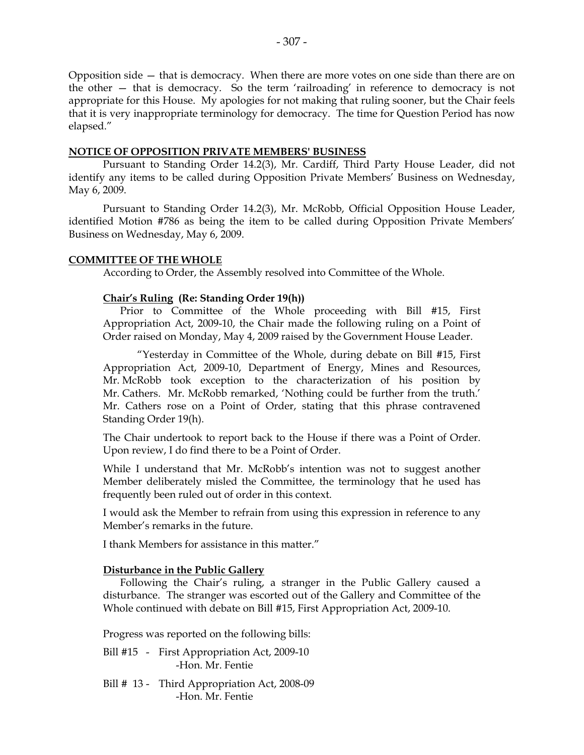Opposition side — that is democracy. When there are more votes on one side than there are on the other — that is democracy. So the term 'railroading' in reference to democracy is not appropriate for this House. My apologies for not making that ruling sooner, but the Chair feels that it is very inappropriate terminology for democracy. The time for Question Period has now elapsed."

## NOTICE OF OPPOSITION PRIVATE MEMBERS' BUSINESS

Pursuant to Standing Order 14.2(3), Mr. Cardiff, Third Party House Leader, did not identify any items to be called during Opposition Private Members' Business on Wednesday, May 6, 2009.

Pursuant to Standing Order 14.2(3), Mr. McRobb, Official Opposition House Leader, identified Motion #786 as being the item to be called during Opposition Private Members' Business on Wednesday, May 6, 2009.

## COMMITTEE OF THE WHOLE

According to Order, the Assembly resolved into Committee of the Whole.

### Chair's Ruling (Re: Standing Order 19(h))

Prior to Committee of the Whole proceeding with Bill #15, First Appropriation Act, 2009-10, the Chair made the following ruling on a Point of Order raised on Monday, May 4, 2009 raised by the Government House Leader.

> "Yesterday in Committee of the Whole, during debate on Bill #15, First Appropriation Act, 2009-10, Department of Energy, Mines and Resources, Mr. McRobb took exception to the characterization of his position by Mr. Cathers. Mr. McRobb remarked, 'Nothing could be further from the truth.' Mr. Cathers rose on a Point of Order, stating that this phrase contravened Standing Order 19(h).
>
> The Chair undertook to report back to the House if there was a Point of Order. Upon review, I do find there to be a Point of Order.
>
> While I understand that Mr. McRobb's intention was not to suggest another Member deliberately misled the Committee, the terminology that he used has frequently been ruled out of order in this context.
>
> I would ask the Member to refrain from using this expression in reference to any Member's remarks in the future.
>
> I thank Members for assistance in this matter."

### Disturbance in the Public Gallery

Following the Chair's ruling, a stranger in the Public Gallery caused a disturbance. The stranger was escorted out of the Gallery and Committee of the Whole continued with debate on Bill #15, First Appropriation Act, 2009-10.

Progress was reported on the following bills:

Bill #15 - First Appropriation Act, 2009-10
-Hon. Mr. Fentie

Bill # 13 - Third Appropriation Act, 2008-09
-Hon. Mr. Fentie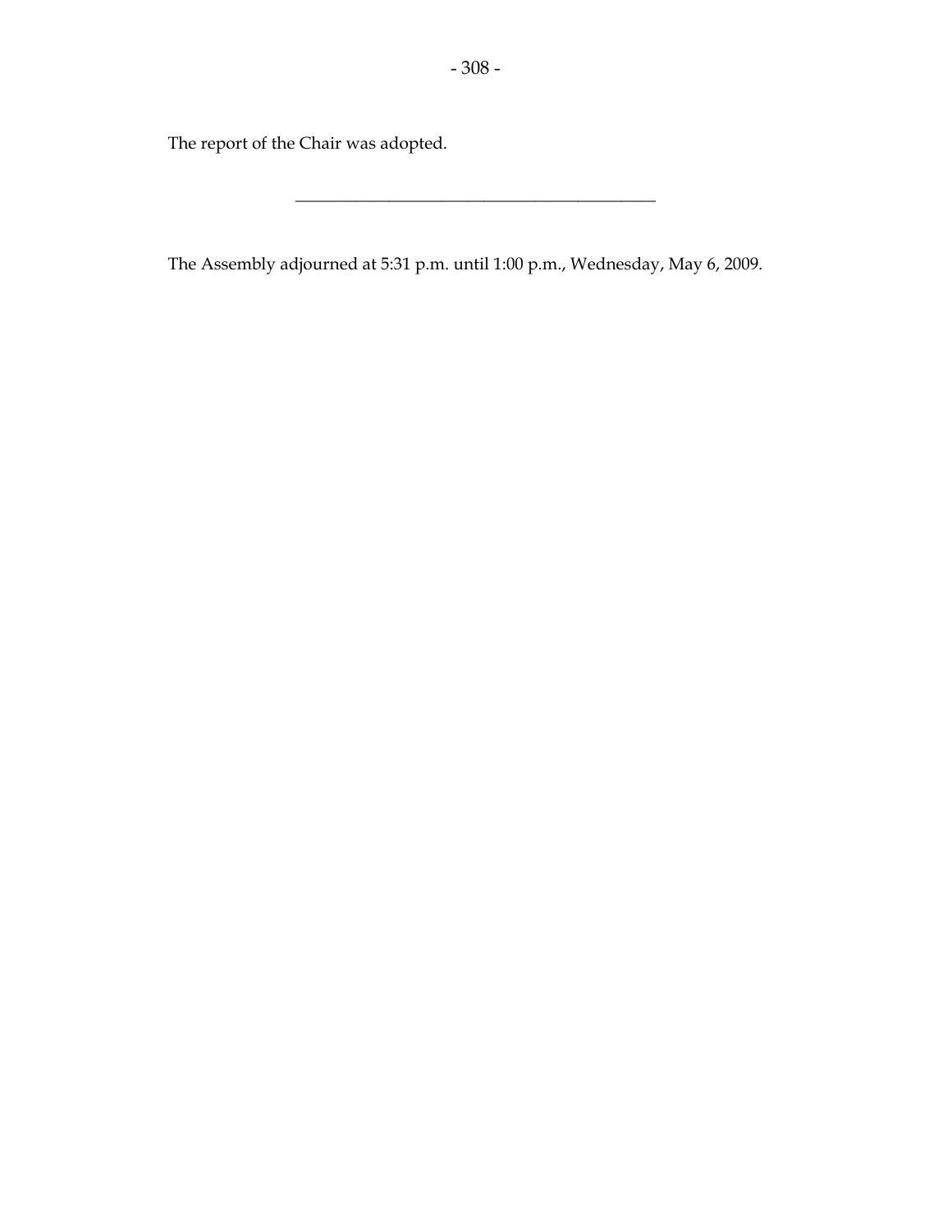The report of the Chair was adopted.

---

The Assembly adjourned at 5:31 p.m. until 1:00 p.m., Wednesday, May 6, 2009.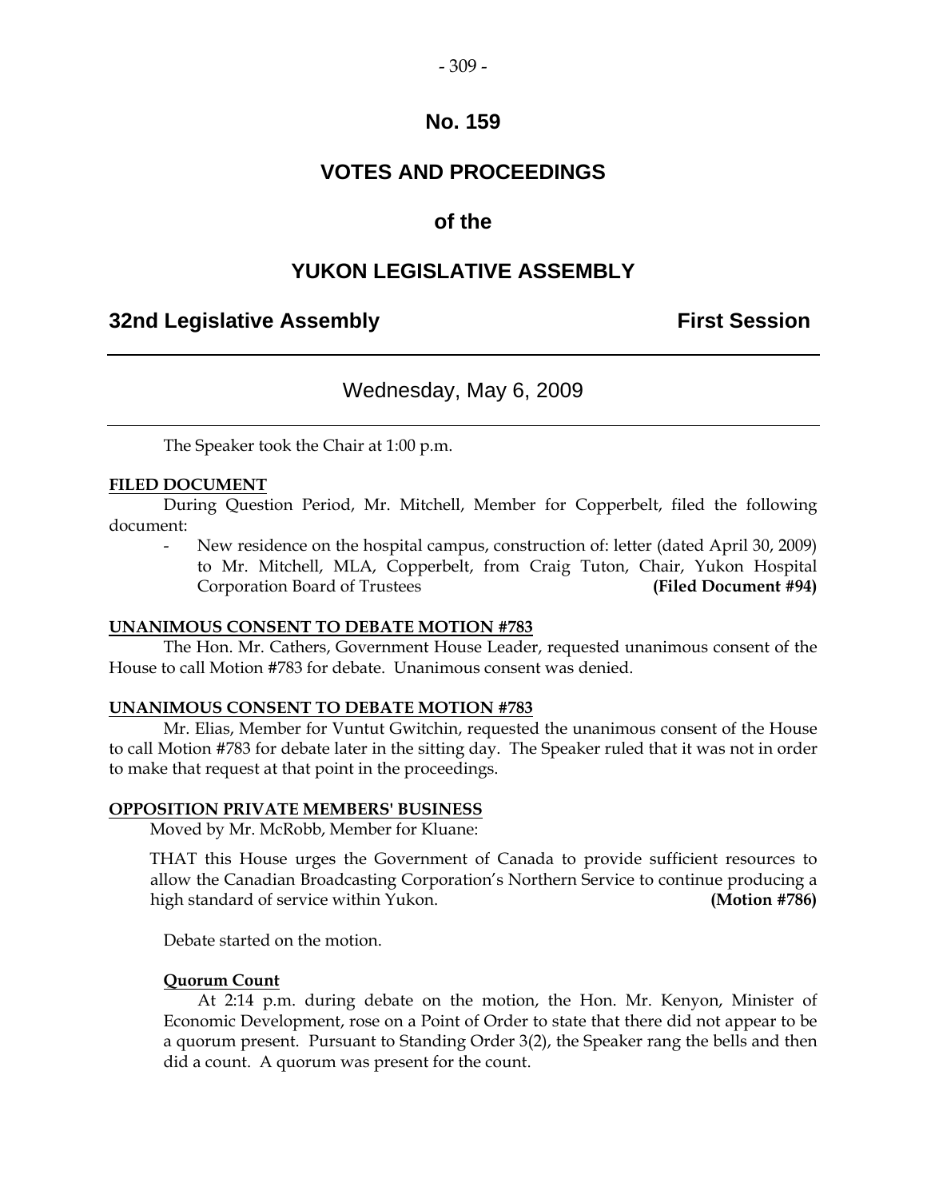# No. 159

# VOTES AND PROCEEDINGS

## of the

# YUKON LEGISLATIVE ASSEMBLY

**32nd Legislative Assembly** **First Session**

---

Wednesday, May 6, 2009

---

The Speaker took the Chair at 1:00 p.m.

**FILED DOCUMENT**

During Question Period, Mr. Mitchell, Member for Copperbelt, filed the following document:

- New residence on the hospital campus, construction of: letter (dated April 30, 2009) to Mr. Mitchell, MLA, Copperbelt, from Craig Tuton, Chair, Yukon Hospital Corporation Board of Trustees **(Filed Document #94)**

**UNANIMOUS CONSENT TO DEBATE MOTION #783**

The Hon. Mr. Cathers, Government House Leader, requested unanimous consent of the House to call Motion #783 for debate. Unanimous consent was denied.

**UNANIMOUS CONSENT TO DEBATE MOTION #783**

Mr. Elias, Member for Vuntut Gwitchin, requested the unanimous consent of the House to call Motion #783 for debate later in the sitting day. The Speaker ruled that it was not in order to make that request at that point in the proceedings.

**OPPOSITION PRIVATE MEMBERS' BUSINESS**

Moved by Mr. McRobb, Member for Kluane:

THAT this House urges the Government of Canada to provide sufficient resources to allow the Canadian Broadcasting Corporation's Northern Service to continue producing a high standard of service within Yukon. **(Motion #786)**

Debate started on the motion.

**Quorum Count**

At 2:14 p.m. during debate on the motion, the Hon. Mr. Kenyon, Minister of Economic Development, rose on a Point of Order to state that there did not appear to be a quorum present. Pursuant to Standing Order 3(2), the Speaker rang the bells and then did a count. A quorum was present for the count.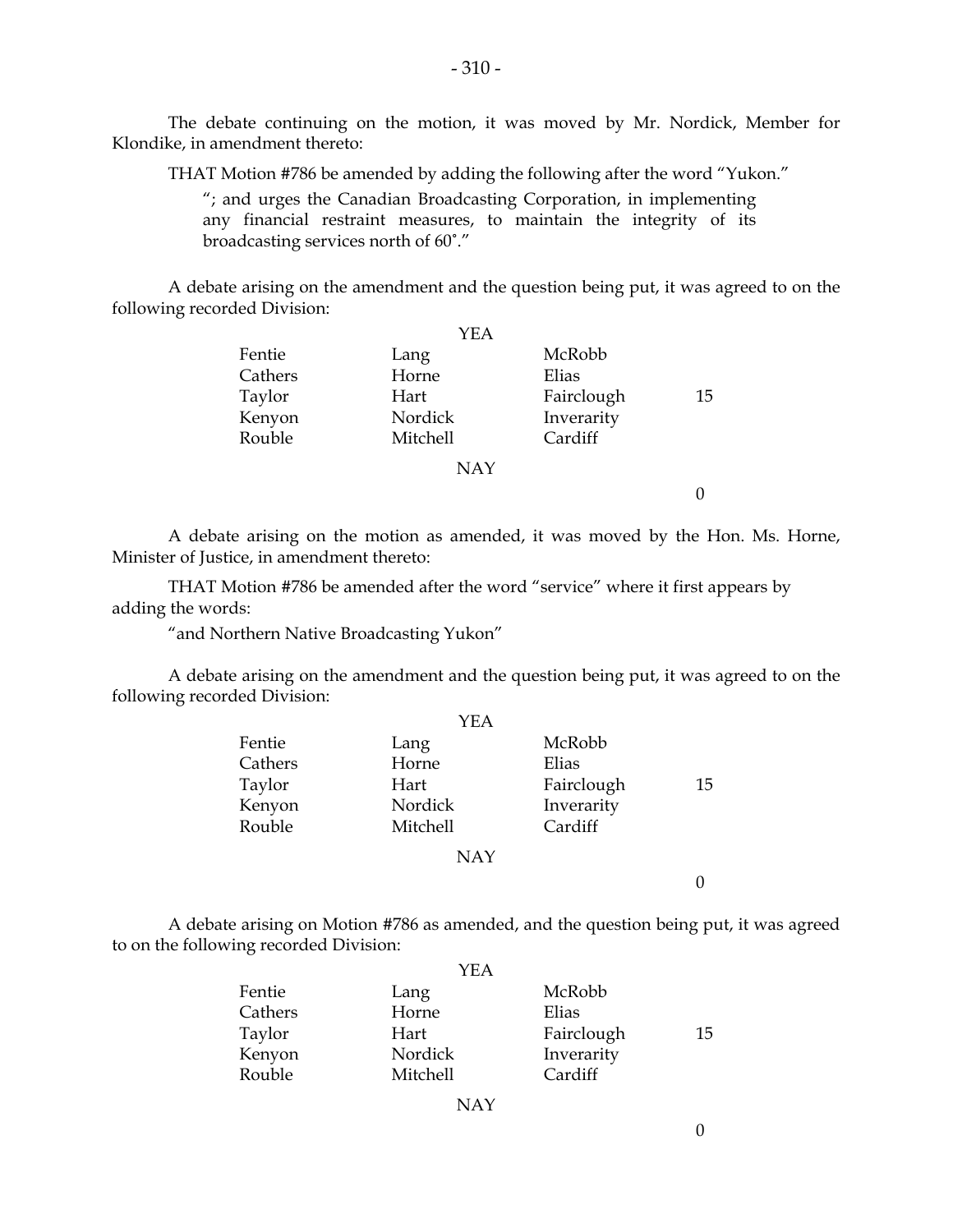The debate continuing on the motion, it was moved by Mr. Nordick, Member for Klondike, in amendment thereto:

THAT Motion #786 be amended by adding the following after the word "Yukon."

> "; and urges the Canadian Broadcasting Corporation, in implementing any financial restraint measures, to maintain the integrity of its broadcasting services north of 60˚."

A debate arising on the amendment and the question being put, it was agreed to on the following recorded Division:

| YEA | | | |
|---|---|---|---|
| Fentie | Lang | McRobb | |
| Cathers | Horne | Elias | |
| Taylor | Hart | Fairclough | 15 |
| Kenyon | Nordick | Inverarity | |
| Rouble | Mitchell | Cardiff | |
| NAY | | | |
| | | | 0 |

A debate arising on the motion as amended, it was moved by the Hon. Ms. Horne, Minister of Justice, in amendment thereto:

THAT Motion #786 be amended after the word "service" where it first appears by adding the words:

"and Northern Native Broadcasting Yukon"

A debate arising on the amendment and the question being put, it was agreed to on the following recorded Division:

| YEA | | | |
|---|---|---|---|
| Fentie | Lang | McRobb | |
| Cathers | Horne | Elias | |
| Taylor | Hart | Fairclough | 15 |
| Kenyon | Nordick | Inverarity | |
| Rouble | Mitchell | Cardiff | |
| NAY | | | |
| | | | 0 |

A debate arising on Motion #786 as amended, and the question being put, it was agreed to on the following recorded Division:

| YEA | | | |
|---|---|---|---|
| Fentie | Lang | McRobb | |
| Cathers | Horne | Elias | |
| Taylor | Hart | Fairclough | 15 |
| Kenyon | Nordick | Inverarity | |
| Rouble | Mitchell | Cardiff | |
| NAY | | | |
| | | | 0 |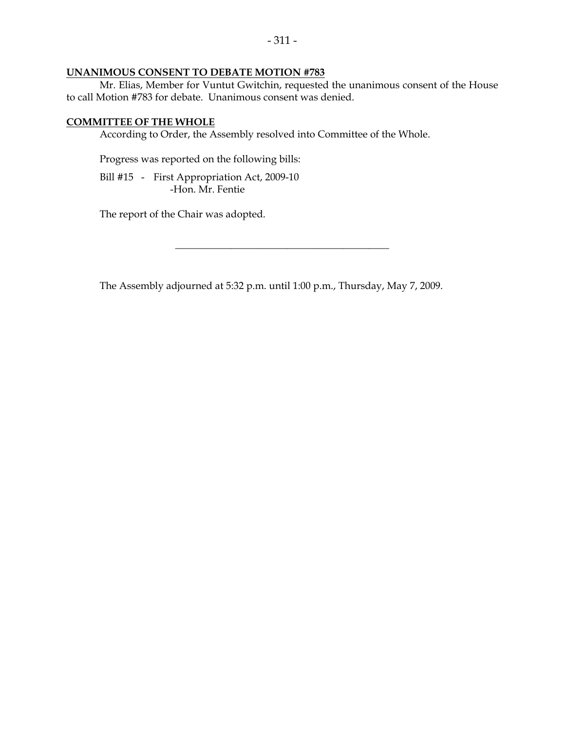## UNANIMOUS CONSENT TO DEBATE MOTION #783

Mr. Elias, Member for Vuntut Gwitchin, requested the unanimous consent of the House to call Motion #783 for debate. Unanimous consent was denied.

## COMMITTEE OF THE WHOLE

According to Order, the Assembly resolved into Committee of the Whole.

Progress was reported on the following bills:

Bill #15 - First Appropriation Act, 2009-10
-Hon. Mr. Fentie

The report of the Chair was adopted.

---

The Assembly adjourned at 5:32 p.m. until 1:00 p.m., Thursday, May 7, 2009.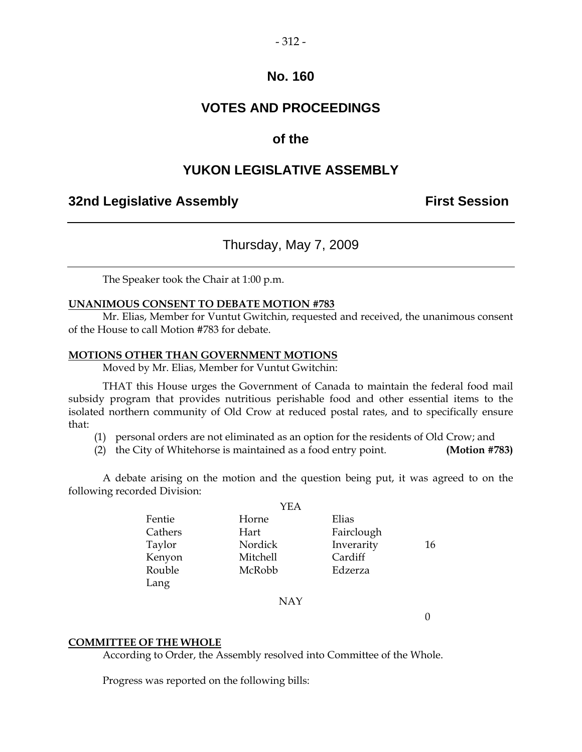# No. 160

# VOTES AND PROCEEDINGS

# of the

# YUKON LEGISLATIVE ASSEMBLY

**32nd Legislative Assembly** **First Session**

---

## Thursday, May 7, 2009

---

The Speaker took the Chair at 1:00 p.m.

**UNANIMOUS CONSENT TO DEBATE MOTION #783**

Mr. Elias, Member for Vuntut Gwitchin, requested and received, the unanimous consent of the House to call Motion #783 for debate.

**MOTIONS OTHER THAN GOVERNMENT MOTIONS**

Moved by Mr. Elias, Member for Vuntut Gwitchin:

THAT this House urges the Government of Canada to maintain the federal food mail subsidy program that provides nutritious perishable food and other essential items to the isolated northern community of Old Crow at reduced postal rates, and to specifically ensure that:

(1) personal orders are not eliminated as an option for the residents of Old Crow; and
(2) the City of Whitehorse is maintained as a food entry point. **(Motion #783)**

A debate arising on the motion and the question being put, it was agreed to on the following recorded Division:

YEA

| | | | |
|---|---|---|---|
| Fentie | Horne | Elias | |
| Cathers | Hart | Fairclough | |
| Taylor | Nordick | Inverarity | 16 |
| Kenyon | Mitchell | Cardiff | |
| Rouble | McRobb | Edzerza | |
| Lang | | | |

NAY

0

**COMMITTEE OF THE WHOLE**

According to Order, the Assembly resolved into Committee of the Whole.

Progress was reported on the following bills: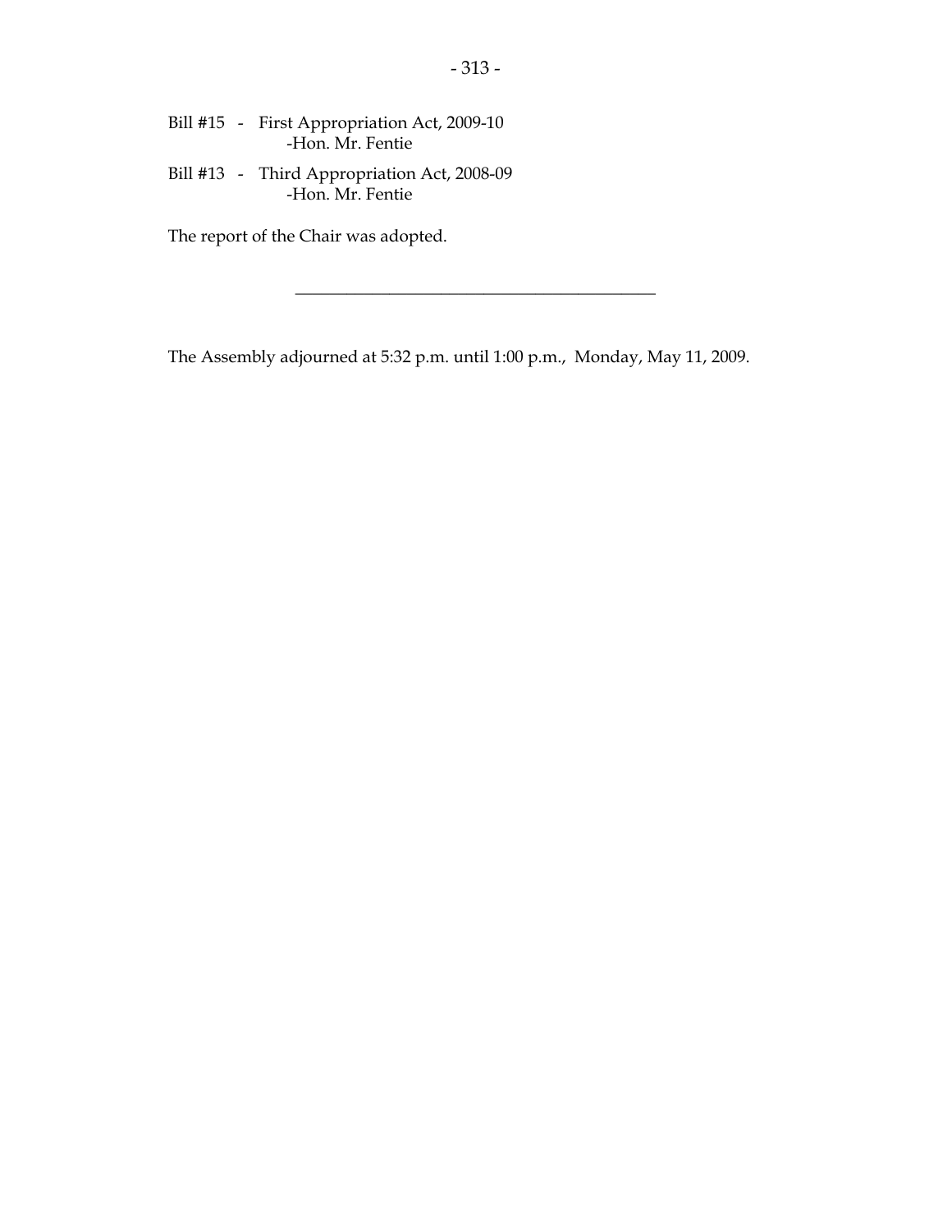Bill #15 - First Appropriation Act, 2009-10
-Hon. Mr. Fentie

Bill #13 - Third Appropriation Act, 2008-09
-Hon. Mr. Fentie

The report of the Chair was adopted.

---

The Assembly adjourned at 5:32 p.m. until 1:00 p.m., Monday, May 11, 2009.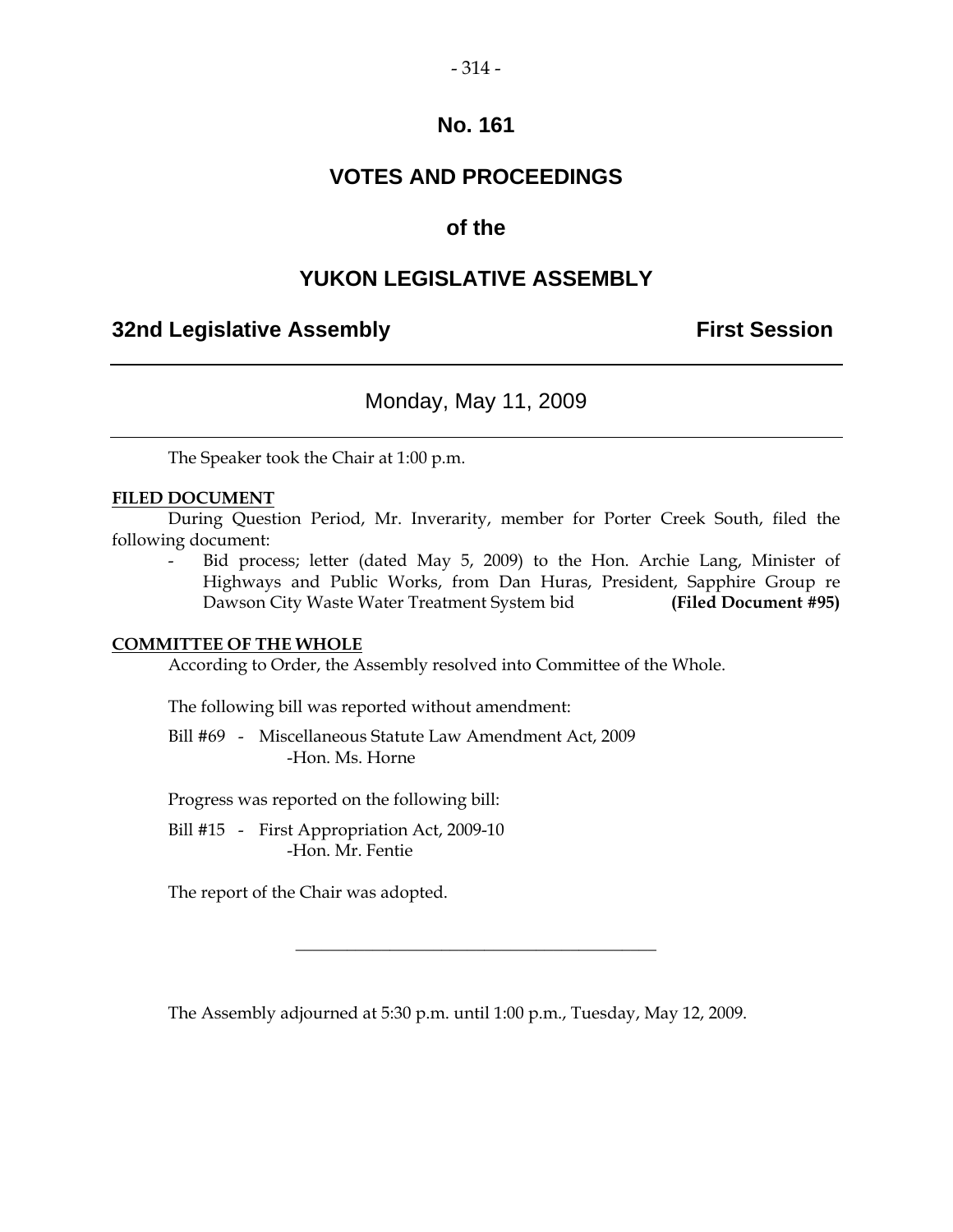# No. 161

# VOTES AND PROCEEDINGS

## of the

# YUKON LEGISLATIVE ASSEMBLY

**32nd Legislative Assembly** **First Session**

---

Monday, May 11, 2009

---

The Speaker took the Chair at 1:00 p.m.

**FILED DOCUMENT**

During Question Period, Mr. Inverarity, member for Porter Creek South, filed the following document:

- Bid process; letter (dated May 5, 2009) to the Hon. Archie Lang, Minister of Highways and Public Works, from Dan Huras, President, Sapphire Group re Dawson City Waste Water Treatment System bid **(Filed Document #95)**

**COMMITTEE OF THE WHOLE**

According to Order, the Assembly resolved into Committee of the Whole.

The following bill was reported without amendment:

Bill #69 - Miscellaneous Statute Law Amendment Act, 2009
-Hon. Ms. Horne

Progress was reported on the following bill:

Bill #15 - First Appropriation Act, 2009-10
-Hon. Mr. Fentie

The report of the Chair was adopted.

---

The Assembly adjourned at 5:30 p.m. until 1:00 p.m., Tuesday, May 12, 2009.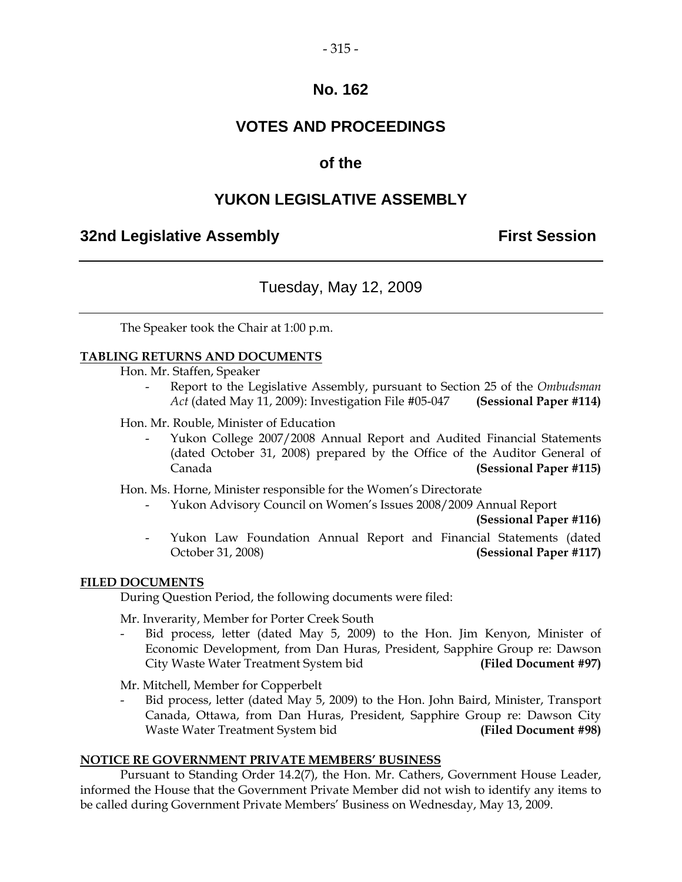# No. 162

## VOTES AND PROCEEDINGS

## of the

## YUKON LEGISLATIVE ASSEMBLY

**32nd Legislative Assembly** **First Session**

---

### Tuesday, May 12, 2009

---

The Speaker took the Chair at 1:00 p.m.

**TABLING RETURNS AND DOCUMENTS**

Hon. Mr. Staffen, Speaker

- Report to the Legislative Assembly, pursuant to Section 25 of the *Ombudsman Act* (dated May 11, 2009): Investigation File #05-047 **(Sessional Paper #114)**

Hon. Mr. Rouble, Minister of Education

- Yukon College 2007/2008 Annual Report and Audited Financial Statements (dated October 31, 2008) prepared by the Office of the Auditor General of Canada **(Sessional Paper #115)**

Hon. Ms. Horne, Minister responsible for the Women's Directorate

- Yukon Advisory Council on Women's Issues 2008/2009 Annual Report **(Sessional Paper #116)**
- Yukon Law Foundation Annual Report and Financial Statements (dated October 31, 2008) **(Sessional Paper #117)**

**FILED DOCUMENTS**

During Question Period, the following documents were filed:

Mr. Inverarity, Member for Porter Creek South

- Bid process, letter (dated May 5, 2009) to the Hon. Jim Kenyon, Minister of Economic Development, from Dan Huras, President, Sapphire Group re: Dawson City Waste Water Treatment System bid **(Filed Document #97)**

Mr. Mitchell, Member for Copperbelt

- Bid process, letter (dated May 5, 2009) to the Hon. John Baird, Minister, Transport Canada, Ottawa, from Dan Huras, President, Sapphire Group re: Dawson City Waste Water Treatment System bid **(Filed Document #98)**

**NOTICE RE GOVERNMENT PRIVATE MEMBERS' BUSINESS**

Pursuant to Standing Order 14.2(7), the Hon. Mr. Cathers, Government House Leader, informed the House that the Government Private Member did not wish to identify any items to be called during Government Private Members' Business on Wednesday, May 13, 2009.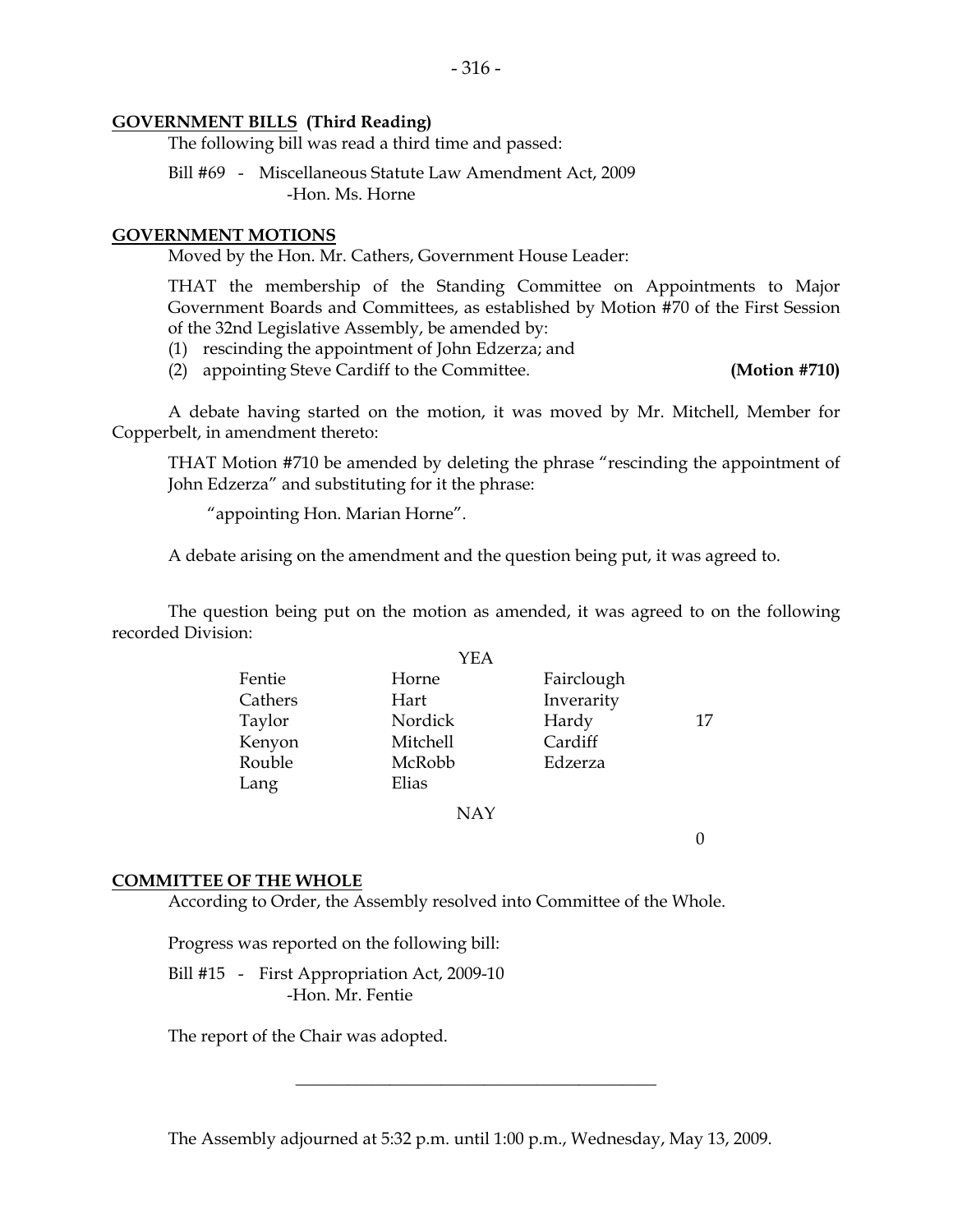**GOVERNMENT BILLS (Third Reading)**

The following bill was read a third time and passed:

Bill #69 - Miscellaneous Statute Law Amendment Act, 2009
-Hon. Ms. Horne

**GOVERNMENT MOTIONS**

Moved by the Hon. Mr. Cathers, Government House Leader:

THAT the membership of the Standing Committee on Appointments to Major Government Boards and Committees, as established by Motion #70 of the First Session of the 32nd Legislative Assembly, be amended by:

(1) rescinding the appointment of John Edzerza; and
(2) appointing Steve Cardiff to the Committee. **(Motion #710)**

A debate having started on the motion, it was moved by Mr. Mitchell, Member for Copperbelt, in amendment thereto:

THAT Motion #710 be amended by deleting the phrase "rescinding the appointment of John Edzerza" and substituting for it the phrase:

"appointing Hon. Marian Horne".

A debate arising on the amendment and the question being put, it was agreed to.

The question being put on the motion as amended, it was agreed to on the following recorded Division:

YEA

| | | | |
|---|---|---|---|
| Fentie | Horne | Fairclough | |
| Cathers | Hart | Inverarity | |
| Taylor | Nordick | Hardy | 17 |
| Kenyon | Mitchell | Cardiff | |
| Rouble | McRobb | Edzerza | |
| Lang | Elias | | |

NAY

0

**COMMITTEE OF THE WHOLE**

According to Order, the Assembly resolved into Committee of the Whole.

Progress was reported on the following bill:

Bill #15 - First Appropriation Act, 2009-10
-Hon. Mr. Fentie

The report of the Chair was adopted.

---

The Assembly adjourned at 5:32 p.m. until 1:00 p.m., Wednesday, May 13, 2009.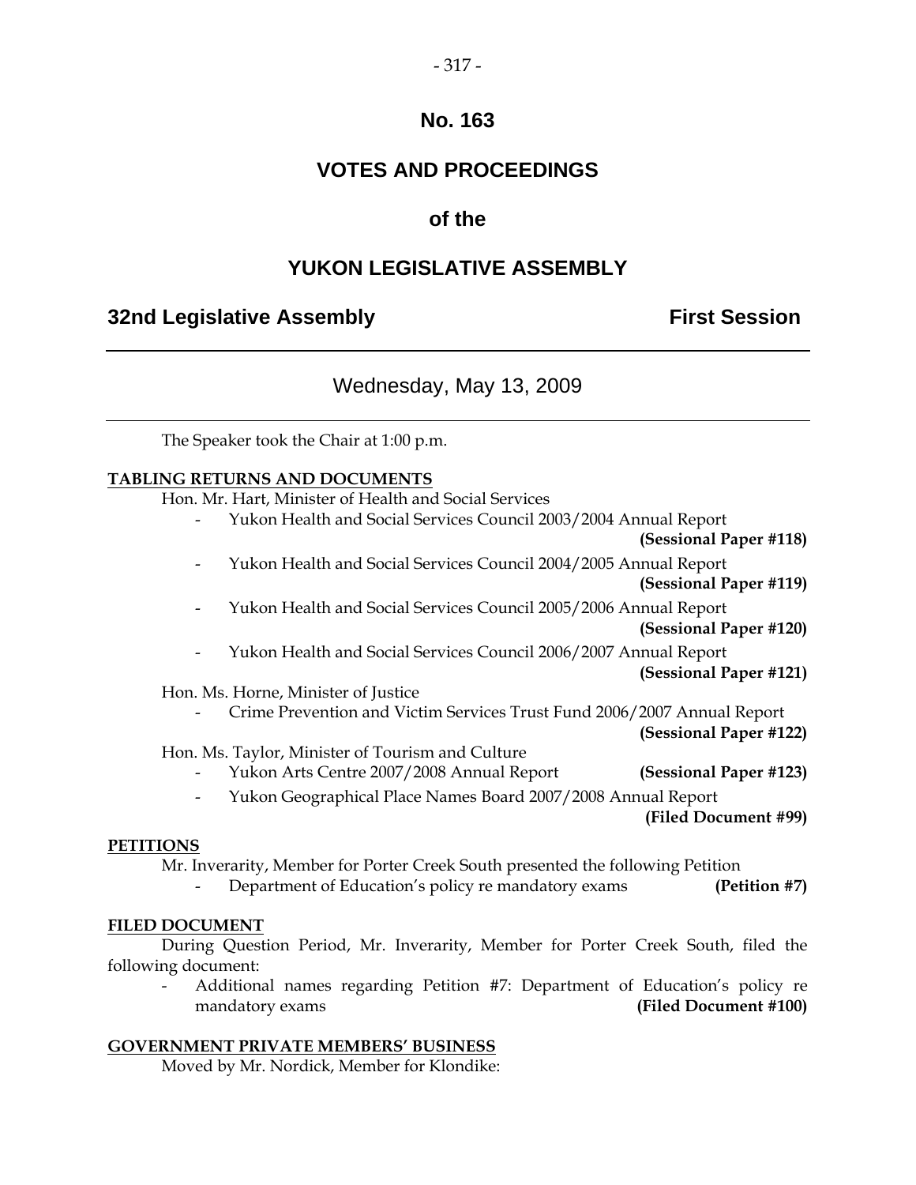# No. 163

## VOTES AND PROCEEDINGS

## of the

## YUKON LEGISLATIVE ASSEMBLY

**32nd Legislative Assembly** **First Session**

---

Wednesday, May 13, 2009

---

The Speaker took the Chair at 1:00 p.m.

**TABLING RETURNS AND DOCUMENTS**

Hon. Mr. Hart, Minister of Health and Social Services

- Yukon Health and Social Services Council 2003/2004 Annual Report **(Sessional Paper #118)**
- Yukon Health and Social Services Council 2004/2005 Annual Report **(Sessional Paper #119)**
- Yukon Health and Social Services Council 2005/2006 Annual Report **(Sessional Paper #120)**
- Yukon Health and Social Services Council 2006/2007 Annual Report **(Sessional Paper #121)**

Hon. Ms. Horne, Minister of Justice

- Crime Prevention and Victim Services Trust Fund 2006/2007 Annual Report **(Sessional Paper #122)**

Hon. Ms. Taylor, Minister of Tourism and Culture

- Yukon Arts Centre 2007/2008 Annual Report **(Sessional Paper #123)**
- Yukon Geographical Place Names Board 2007/2008 Annual Report **(Filed Document #99)**

**PETITIONS**

Mr. Inverarity, Member for Porter Creek South presented the following Petition

- Department of Education's policy re mandatory exams **(Petition #7)**

**FILED DOCUMENT**

During Question Period, Mr. Inverarity, Member for Porter Creek South, filed the following document:

- Additional names regarding Petition #7: Department of Education's policy re mandatory exams **(Filed Document #100)**

**GOVERNMENT PRIVATE MEMBERS' BUSINESS**

Moved by Mr. Nordick, Member for Klondike: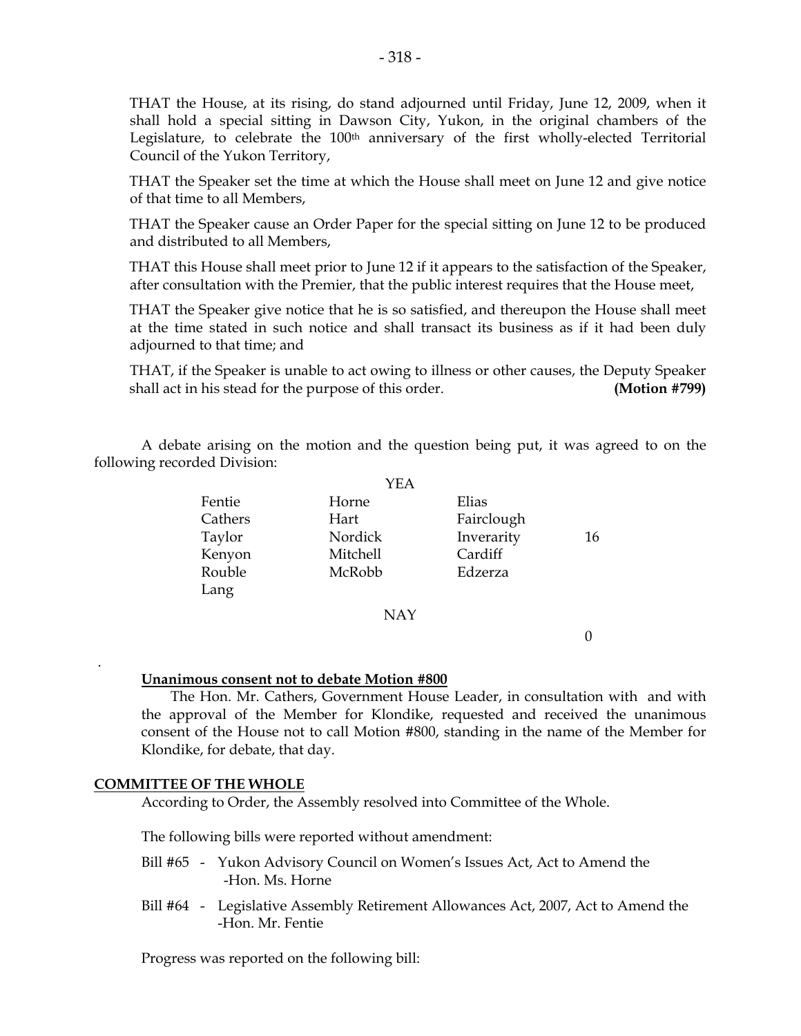THAT the House, at its rising, do stand adjourned until Friday, June 12, 2009, when it shall hold a special sitting in Dawson City, Yukon, in the original chambers of the Legislature, to celebrate the 100th anniversary of the first wholly-elected Territorial Council of the Yukon Territory,

THAT the Speaker set the time at which the House shall meet on June 12 and give notice of that time to all Members,

THAT the Speaker cause an Order Paper for the special sitting on June 12 to be produced and distributed to all Members,

THAT this House shall meet prior to June 12 if it appears to the satisfaction of the Speaker, after consultation with the Premier, that the public interest requires that the House meet,

THAT the Speaker give notice that he is so satisfied, and thereupon the House shall meet at the time stated in such notice and shall transact its business as if it had been duly adjourned to that time; and

THAT, if the Speaker is unable to act owing to illness or other causes, the Deputy Speaker shall act in his stead for the purpose of this order. **(Motion #799)**

A debate arising on the motion and the question being put, it was agreed to on the following recorded Division:

YEA

| | | | |
|---|---|---|---|
| Fentie | Horne | Elias | |
| Cathers | Hart | Fairclough | |
| Taylor | Nordick | Inverarity | 16 |
| Kenyon | Mitchell | Cardiff | |
| Rouble | McRobb | Edzerza | |
| Lang | | | |

NAY

0

**Unanimous consent not to debate Motion #800**

The Hon. Mr. Cathers, Government House Leader, in consultation with and with the approval of the Member for Klondike, requested and received the unanimous consent of the House not to call Motion #800, standing in the name of the Member for Klondike, for debate, that day.

**COMMITTEE OF THE WHOLE**

According to Order, the Assembly resolved into Committee of the Whole.

The following bills were reported without amendment:

- Bill #65 - Yukon Advisory Council on Women's Issues Act, Act to Amend the -Hon. Ms. Horne
- Bill #64 - Legislative Assembly Retirement Allowances Act, 2007, Act to Amend the -Hon. Mr. Fentie

Progress was reported on the following bill: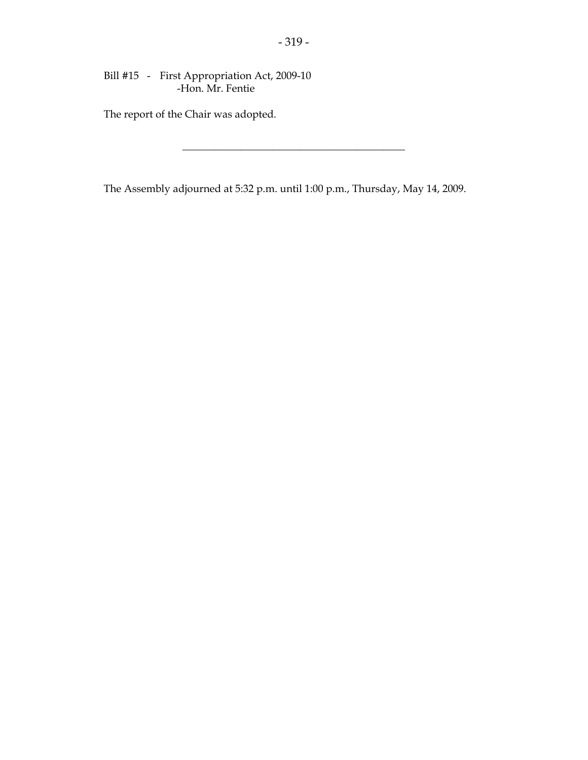Bill #15 - First Appropriation Act, 2009-10
-Hon. Mr. Fentie

The report of the Chair was adopted.

---

The Assembly adjourned at 5:32 p.m. until 1:00 p.m., Thursday, May 14, 2009.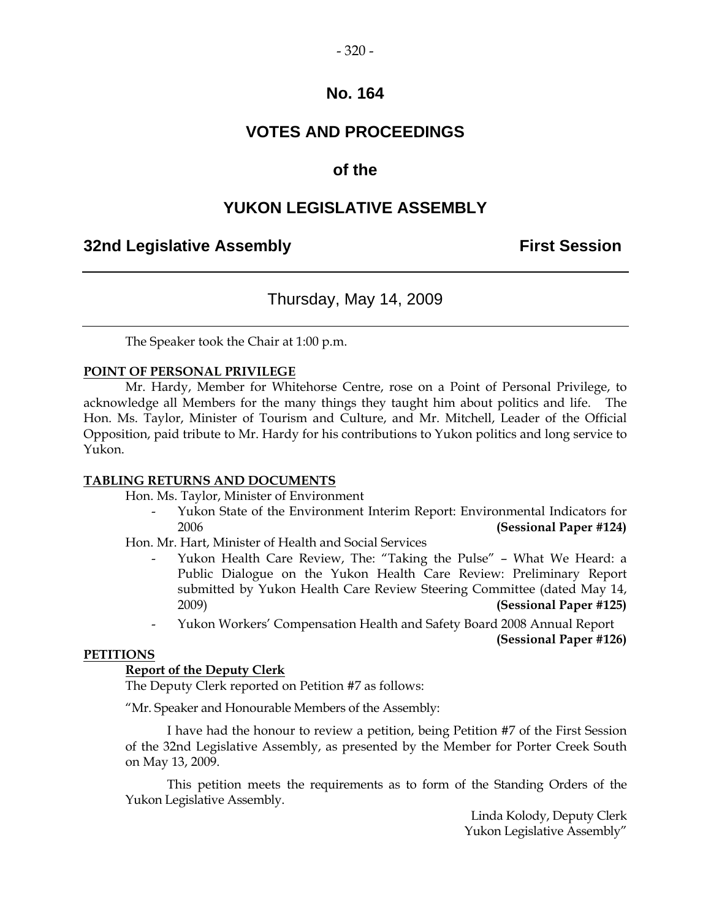# No. 164

# VOTES AND PROCEEDINGS

# of the

# YUKON LEGISLATIVE ASSEMBLY

**32nd Legislative Assembly** **First Session**

---

Thursday, May 14, 2009

---

The Speaker took the Chair at 1:00 p.m.

**POINT OF PERSONAL PRIVILEGE**

Mr. Hardy, Member for Whitehorse Centre, rose on a Point of Personal Privilege, to acknowledge all Members for the many things they taught him about politics and life. The Hon. Ms. Taylor, Minister of Tourism and Culture, and Mr. Mitchell, Leader of the Official Opposition, paid tribute to Mr. Hardy for his contributions to Yukon politics and long service to Yukon.

**TABLING RETURNS AND DOCUMENTS**

Hon. Ms. Taylor, Minister of Environment

- Yukon State of the Environment Interim Report: Environmental Indicators for 2006 **(Sessional Paper #124)**

Hon. Mr. Hart, Minister of Health and Social Services

- Yukon Health Care Review, The: "Taking the Pulse" – What We Heard: a Public Dialogue on the Yukon Health Care Review: Preliminary Report submitted by Yukon Health Care Review Steering Committee (dated May 14, 2009) **(Sessional Paper #125)**
- Yukon Workers' Compensation Health and Safety Board 2008 Annual Report **(Sessional Paper #126)**

**PETITIONS**

**Report of the Deputy Clerk**

The Deputy Clerk reported on Petition #7 as follows:

"Mr. Speaker and Honourable Members of the Assembly:

I have had the honour to review a petition, being Petition #7 of the First Session of the 32nd Legislative Assembly, as presented by the Member for Porter Creek South on May 13, 2009.

This petition meets the requirements as to form of the Standing Orders of the Yukon Legislative Assembly.

Linda Kolody, Deputy Clerk
Yukon Legislative Assembly"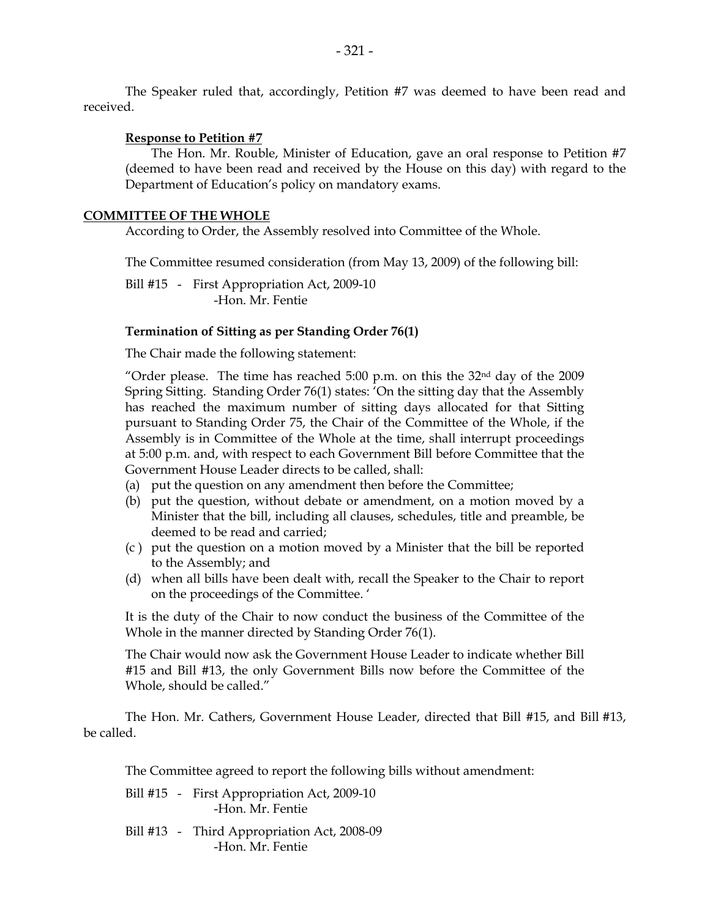The Speaker ruled that, accordingly, Petition #7 was deemed to have been read and received.

**Response to Petition #7**

The Hon. Mr. Rouble, Minister of Education, gave an oral response to Petition #7 (deemed to have been read and received by the House on this day) with regard to the Department of Education's policy on mandatory exams.

## COMMITTEE OF THE WHOLE

According to Order, the Assembly resolved into Committee of the Whole.

The Committee resumed consideration (from May 13, 2009) of the following bill:

Bill #15 - First Appropriation Act, 2009-10
-Hon. Mr. Fentie

**Termination of Sitting as per Standing Order 76(1)**

The Chair made the following statement:

"Order please. The time has reached 5:00 p.m. on this the 32nd day of the 2009 Spring Sitting. Standing Order 76(1) states: 'On the sitting day that the Assembly has reached the maximum number of sitting days allocated for that Sitting pursuant to Standing Order 75, the Chair of the Committee of the Whole, if the Assembly is in Committee of the Whole at the time, shall interrupt proceedings at 5:00 p.m. and, with respect to each Government Bill before Committee that the Government House Leader directs to be called, shall:

(a) put the question on any amendment then before the Committee;
(b) put the question, without debate or amendment, on a motion moved by a Minister that the bill, including all clauses, schedules, title and preamble, be deemed to be read and carried;
(c ) put the question on a motion moved by a Minister that the bill be reported to the Assembly; and
(d) when all bills have been dealt with, recall the Speaker to the Chair to report on the proceedings of the Committee. '

It is the duty of the Chair to now conduct the business of the Committee of the Whole in the manner directed by Standing Order 76(1).

The Chair would now ask the Government House Leader to indicate whether Bill #15 and Bill #13, the only Government Bills now before the Committee of the Whole, should be called."

The Hon. Mr. Cathers, Government House Leader, directed that Bill #15, and Bill #13, be called.

The Committee agreed to report the following bills without amendment:

Bill #15 - First Appropriation Act, 2009-10
-Hon. Mr. Fentie

Bill #13 - Third Appropriation Act, 2008-09
-Hon. Mr. Fentie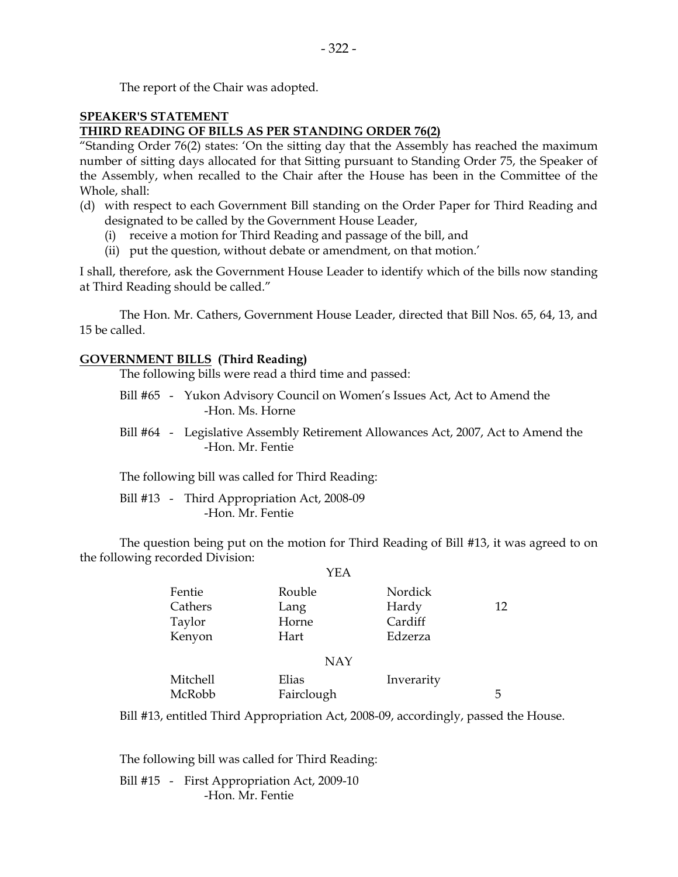The report of the Chair was adopted.

**SPEAKER'S STATEMENT**
**THIRD READING OF BILLS AS PER STANDING ORDER 76(2)**

"Standing Order 76(2) states: 'On the sitting day that the Assembly has reached the maximum number of sitting days allocated for that Sitting pursuant to Standing Order 75, the Speaker of the Assembly, when recalled to the Chair after the House has been in the Committee of the Whole, shall:

(d) with respect to each Government Bill standing on the Order Paper for Third Reading and designated to be called by the Government House Leader,
    (i) receive a motion for Third Reading and passage of the bill, and
    (ii) put the question, without debate or amendment, on that motion.'

I shall, therefore, ask the Government House Leader to identify which of the bills now standing at Third Reading should be called."

The Hon. Mr. Cathers, Government House Leader, directed that Bill Nos. 65, 64, 13, and 15 be called.

**GOVERNMENT BILLS (Third Reading)**

The following bills were read a third time and passed:

Bill #65 - Yukon Advisory Council on Women's Issues Act, Act to Amend the
-Hon. Ms. Horne

Bill #64 - Legislative Assembly Retirement Allowances Act, 2007, Act to Amend the
-Hon. Mr. Fentie

The following bill was called for Third Reading:

Bill #13 - Third Appropriation Act, 2008-09
-Hon. Mr. Fentie

The question being put on the motion for Third Reading of Bill #13, it was agreed to on the following recorded Division:

YEA

| | | | |
|---|---|---|---|
| Fentie | Rouble | Nordick | |
| Cathers | Lang | Hardy | 12 |
| Taylor | Horne | Cardiff | |
| Kenyon | Hart | Edzerza | |

NAY

| | | | |
|---|---|---|---|
| Mitchell | Elias | Inverarity | |
| McRobb | Fairclough | | 5 |

Bill #13, entitled Third Appropriation Act, 2008-09, accordingly, passed the House.

The following bill was called for Third Reading:

Bill #15 - First Appropriation Act, 2009-10
-Hon. Mr. Fentie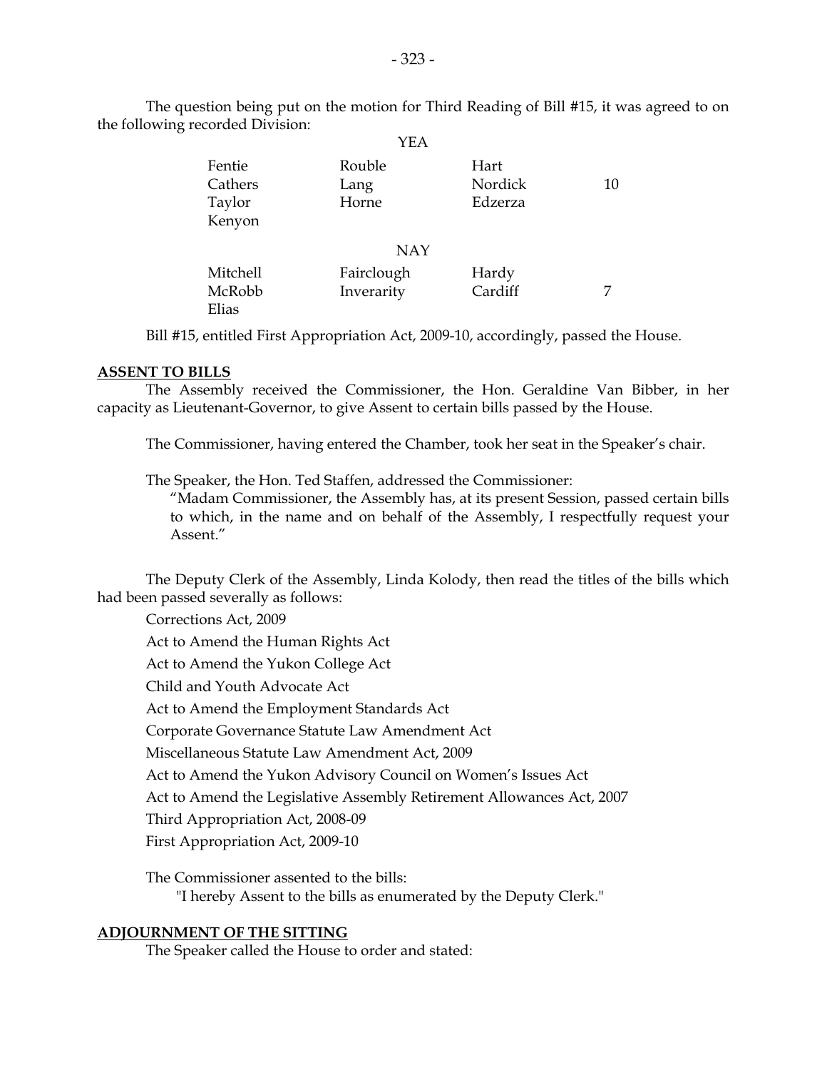The question being put on the motion for Third Reading of Bill #15, it was agreed to on the following recorded Division:

YEA

| | | | |
|---|---|---|---|
| Fentie | Rouble | Hart | |
| Cathers | Lang | Nordick | 10 |
| Taylor | Horne | Edzerza | |
| Kenyon | | | |

NAY

| | | | |
|---|---|---|---|
| Mitchell | Fairclough | Hardy | |
| McRobb | Inverarity | Cardiff | 7 |
| Elias | | | |

Bill #15, entitled First Appropriation Act, 2009-10, accordingly, passed the House.

## ASSENT TO BILLS

The Assembly received the Commissioner, the Hon. Geraldine Van Bibber, in her capacity as Lieutenant-Governor, to give Assent to certain bills passed by the House.

The Commissioner, having entered the Chamber, took her seat in the Speaker's chair.

The Speaker, the Hon. Ted Staffen, addressed the Commissioner:

> "Madam Commissioner, the Assembly has, at its present Session, passed certain bills to which, in the name and on behalf of the Assembly, I respectfully request your Assent."

The Deputy Clerk of the Assembly, Linda Kolody, then read the titles of the bills which had been passed severally as follows:

Corrections Act, 2009

Act to Amend the Human Rights Act

Act to Amend the Yukon College Act

Child and Youth Advocate Act

Act to Amend the Employment Standards Act

Corporate Governance Statute Law Amendment Act

Miscellaneous Statute Law Amendment Act, 2009

Act to Amend the Yukon Advisory Council on Women's Issues Act

Act to Amend the Legislative Assembly Retirement Allowances Act, 2007

Third Appropriation Act, 2008-09

First Appropriation Act, 2009-10

The Commissioner assented to the bills:

> "I hereby Assent to the bills as enumerated by the Deputy Clerk."

## ADJOURNMENT OF THE SITTING

The Speaker called the House to order and stated: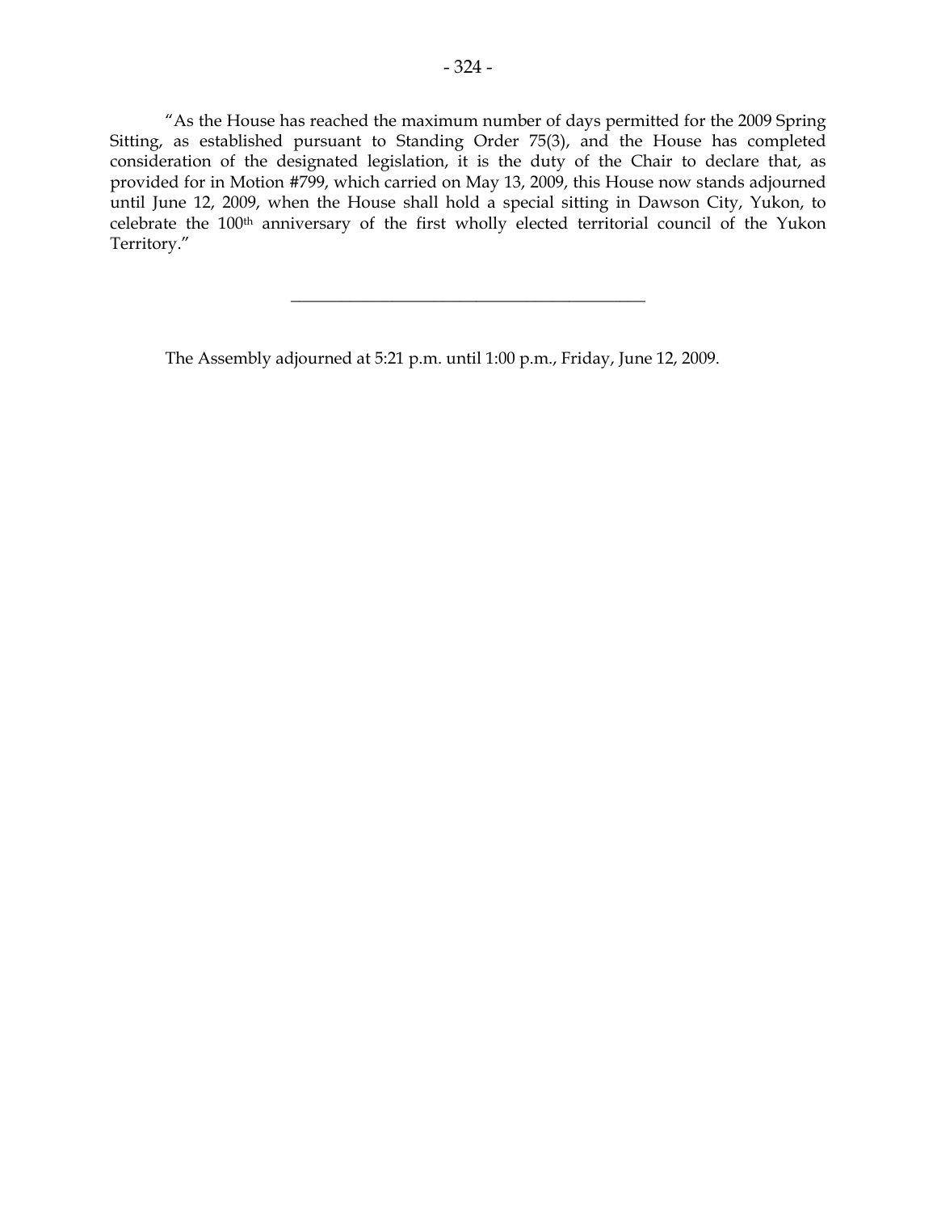"As the House has reached the maximum number of days permitted for the 2009 Spring Sitting, as established pursuant to Standing Order 75(3), and the House has completed consideration of the designated legislation, it is the duty of the Chair to declare that, as provided for in Motion #799, which carried on May 13, 2009, this House now stands adjourned until June 12, 2009, when the House shall hold a special sitting in Dawson City, Yukon, to celebrate the 100th anniversary of the first wholly elected territorial council of the Yukon Territory."

---

The Assembly adjourned at 5:21 p.m. until 1:00 p.m., Friday, June 12, 2009.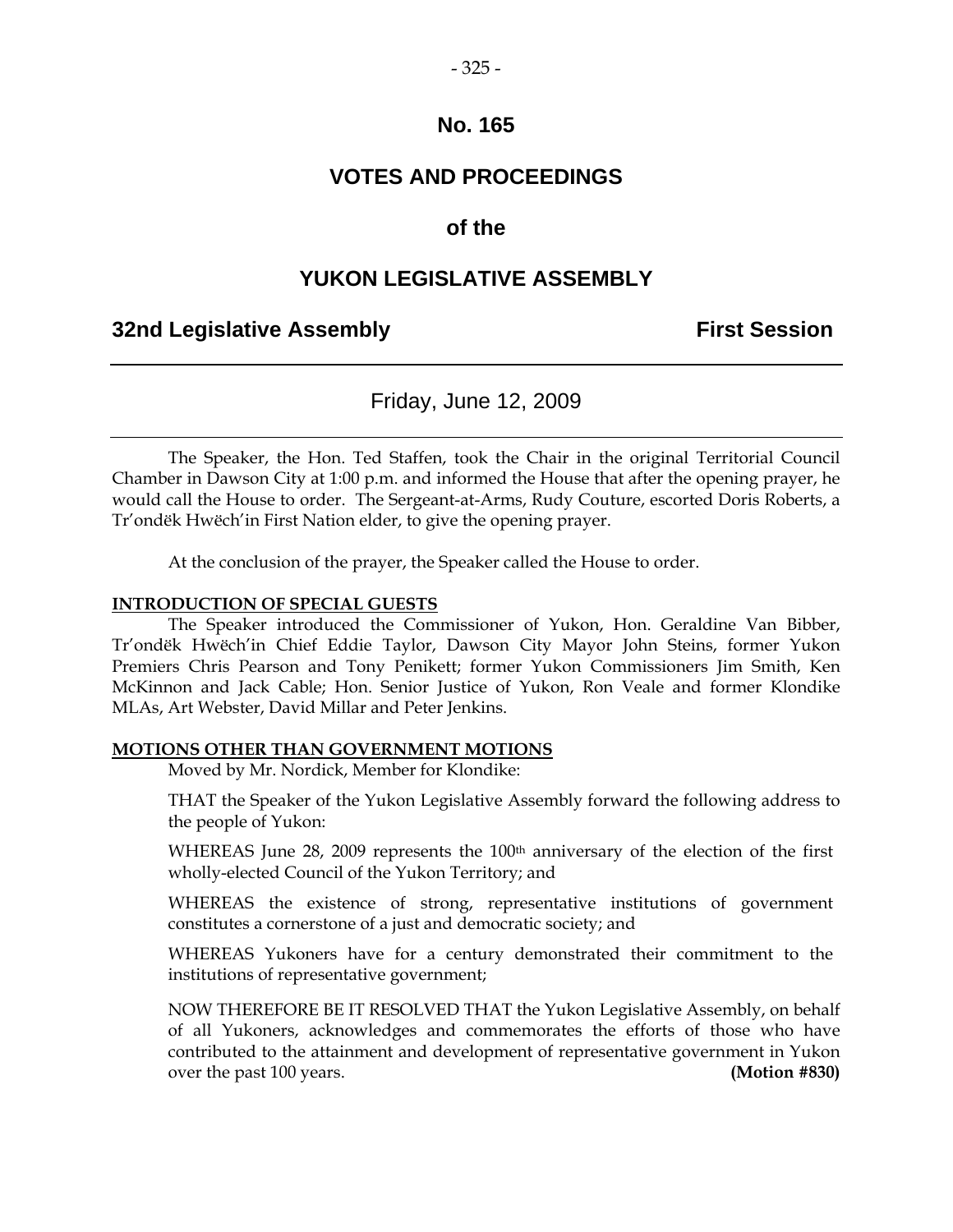# No. 165

## VOTES AND PROCEEDINGS

## of the

## YUKON LEGISLATIVE ASSEMBLY

**32nd Legislative Assembly** **First Session**

---

Friday, June 12, 2009

---

The Speaker, the Hon. Ted Staffen, took the Chair in the original Territorial Council Chamber in Dawson City at 1:00 p.m. and informed the House that after the opening prayer, he would call the House to order. The Sergeant-at-Arms, Rudy Couture, escorted Doris Roberts, a Tr'ondëk Hwëch'in First Nation elder, to give the opening prayer.

At the conclusion of the prayer, the Speaker called the House to order.

**INTRODUCTION OF SPECIAL GUESTS**

The Speaker introduced the Commissioner of Yukon, Hon. Geraldine Van Bibber, Tr'ondëk Hwëch'in Chief Eddie Taylor, Dawson City Mayor John Steins, former Yukon Premiers Chris Pearson and Tony Penikett; former Yukon Commissioners Jim Smith, Ken McKinnon and Jack Cable; Hon. Senior Justice of Yukon, Ron Veale and former Klondike MLAs, Art Webster, David Millar and Peter Jenkins.

**MOTIONS OTHER THAN GOVERNMENT MOTIONS**

Moved by Mr. Nordick, Member for Klondike:

THAT the Speaker of the Yukon Legislative Assembly forward the following address to the people of Yukon:

WHEREAS June 28, 2009 represents the 100th anniversary of the election of the first wholly-elected Council of the Yukon Territory; and

WHEREAS the existence of strong, representative institutions of government constitutes a cornerstone of a just and democratic society; and

WHEREAS Yukoners have for a century demonstrated their commitment to the institutions of representative government;

NOW THEREFORE BE IT RESOLVED THAT the Yukon Legislative Assembly, on behalf of all Yukoners, acknowledges and commemorates the efforts of those who have contributed to the attainment and development of representative government in Yukon over the past 100 years. **(Motion #830)**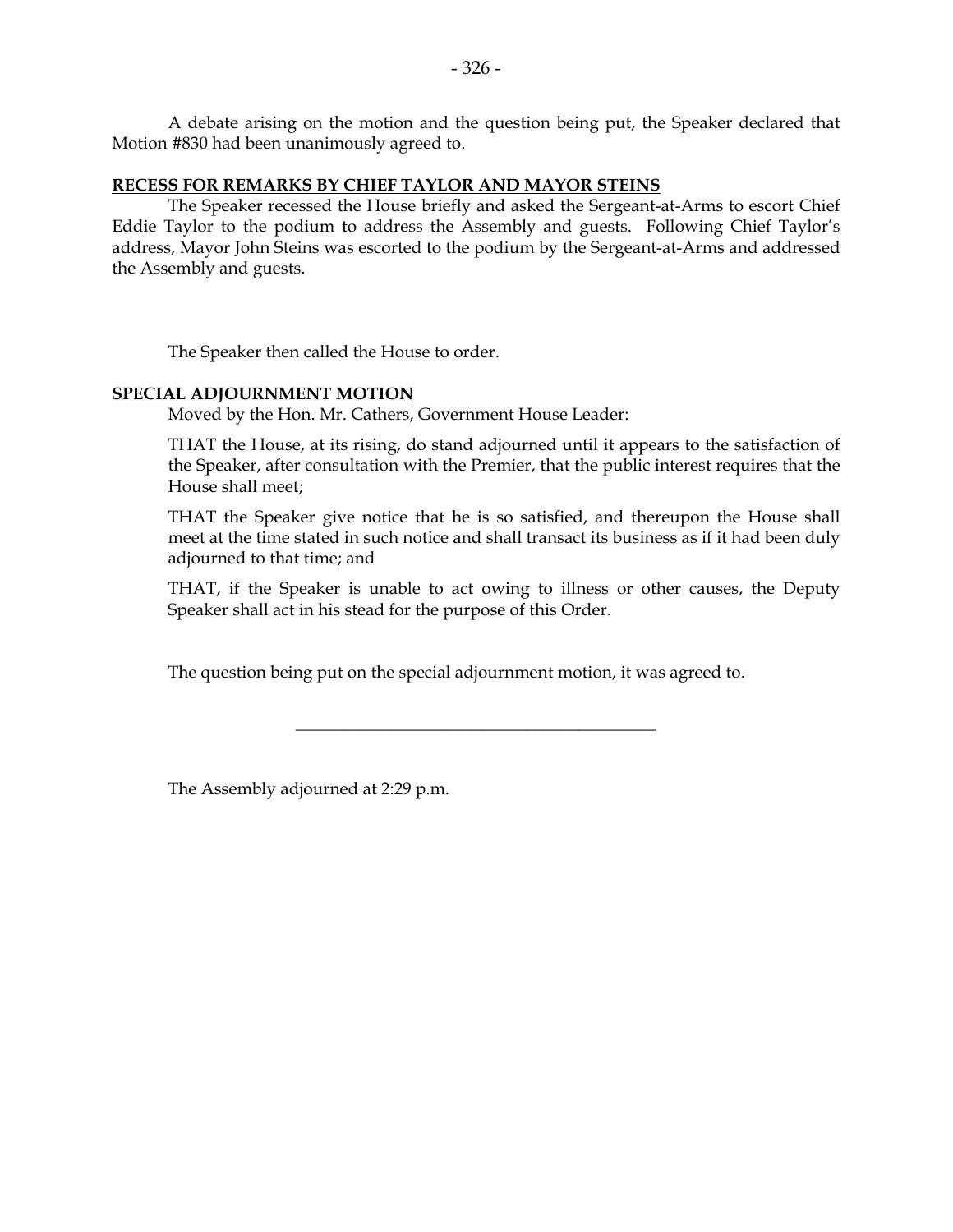A debate arising on the motion and the question being put, the Speaker declared that Motion #830 had been unanimously agreed to.

**RECESS FOR REMARKS BY CHIEF TAYLOR AND MAYOR STEINS**

The Speaker recessed the House briefly and asked the Sergeant-at-Arms to escort Chief Eddie Taylor to the podium to address the Assembly and guests. Following Chief Taylor's address, Mayor John Steins was escorted to the podium by the Sergeant-at-Arms and addressed the Assembly and guests.

The Speaker then called the House to order.

**SPECIAL ADJOURNMENT MOTION**

Moved by the Hon. Mr. Cathers, Government House Leader:

THAT the House, at its rising, do stand adjourned until it appears to the satisfaction of the Speaker, after consultation with the Premier, that the public interest requires that the House shall meet;

THAT the Speaker give notice that he is so satisfied, and thereupon the House shall meet at the time stated in such notice and shall transact its business as if it had been duly adjourned to that time; and

THAT, if the Speaker is unable to act owing to illness or other causes, the Deputy Speaker shall act in his stead for the purpose of this Order.

The question being put on the special adjournment motion, it was agreed to.

---

The Assembly adjourned at 2:29 p.m.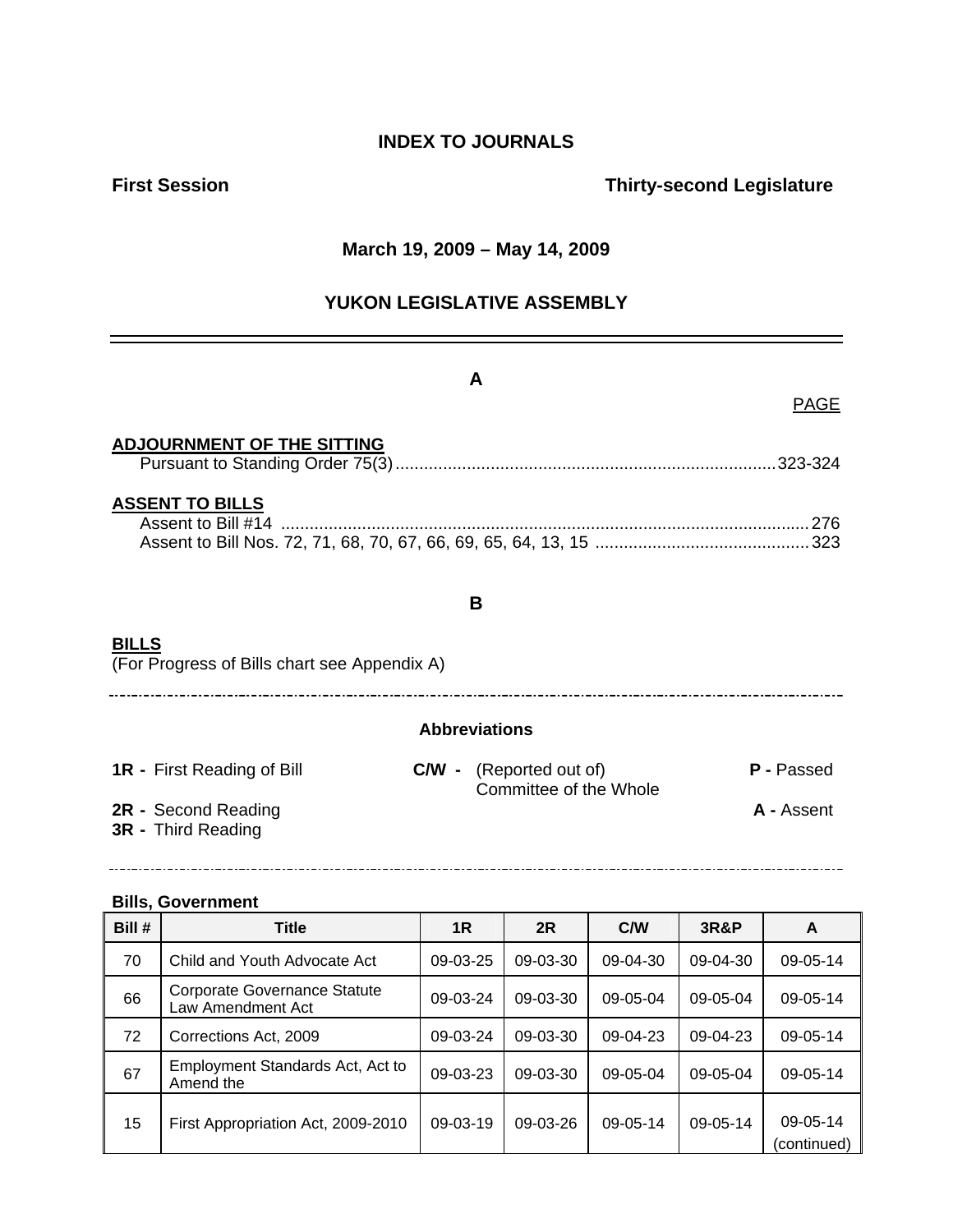# INDEX TO JOURNALS

**First Session** **Thirty-second Legislature**

**March 19, 2009 – May 14, 2009**

## YUKON LEGISLATIVE ASSEMBLY

---

## A

PAGE

**ADJOURNMENT OF THE SITTING**

Pursuant to Standing Order 75(3) ................................................................................ 323-324

**ASSENT TO BILLS**

Assent to Bill #14 ................................................................................................................ 276
Assent to Bill Nos. 72, 71, 68, 70, 67, 66, 69, 65, 64, 13, 15 ............................................. 323

## B

**BILLS**

(For Progress of Bills chart see Appendix A)

---

**Abbreviations**

**1R -** First Reading of Bill
**2R -** Second Reading
**3R -** Third Reading
**C/W -** (Reported out of) Committee of the Whole
**P -** Passed
**A -** Assent

---

**Bills, Government**

| Bill # | Title | 1R | 2R | C/W | 3R&P | A |
|---|---|---|---|---|---|---|
| 70 | Child and Youth Advocate Act | 09-03-25 | 09-03-30 | 09-04-30 | 09-04-30 | 09-05-14 |
| 66 | Corporate Governance Statute Law Amendment Act | 09-03-24 | 09-03-30 | 09-05-04 | 09-05-04 | 09-05-14 |
| 72 | Corrections Act, 2009 | 09-03-24 | 09-03-30 | 09-04-23 | 09-04-23 | 09-05-14 |
| 67 | Employment Standards Act, Act to Amend the | 09-03-23 | 09-03-30 | 09-05-04 | 09-05-04 | 09-05-14 |
| 15 | First Appropriation Act, 2009-2010 | 09-03-19 | 09-03-26 | 09-05-14 | 09-05-14 | 09-05-14 (continued) |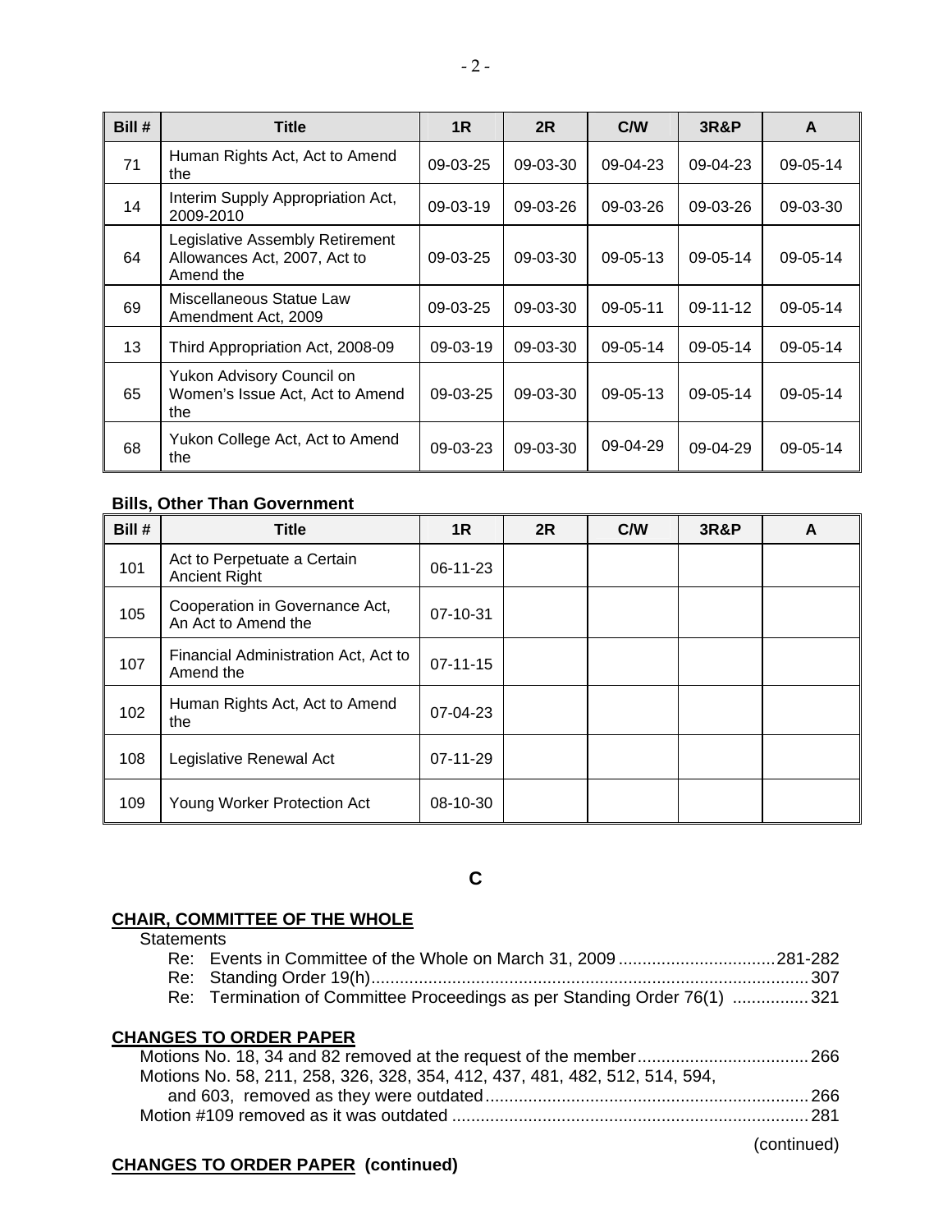| Bill # | Title | 1R | 2R | C/W | 3R&P | A |
|---|---|---|---|---|---|---|
| 71 | Human Rights Act, Act to Amend the | 09-03-25 | 09-03-30 | 09-04-23 | 09-04-23 | 09-05-14 |
| 14 | Interim Supply Appropriation Act, 2009-2010 | 09-03-19 | 09-03-26 | 09-03-26 | 09-03-26 | 09-03-30 |
| 64 | Legislative Assembly Retirement Allowances Act, 2007, Act to Amend the | 09-03-25 | 09-03-30 | 09-05-13 | 09-05-14 | 09-05-14 |
| 69 | Miscellaneous Statue Law Amendment Act, 2009 | 09-03-25 | 09-03-30 | 09-05-11 | 09-11-12 | 09-05-14 |
| 13 | Third Appropriation Act, 2008-09 | 09-03-19 | 09-03-30 | 09-05-14 | 09-05-14 | 09-05-14 |
| 65 | Yukon Advisory Council on Women's Issue Act, Act to Amend the | 09-03-25 | 09-03-30 | 09-05-13 | 09-05-14 | 09-05-14 |
| 68 | Yukon College Act, Act to Amend the | 09-03-23 | 09-03-30 | 09-04-29 | 09-04-29 | 09-05-14 |

**Bills, Other Than Government**

| Bill # | Title | 1R | 2R | C/W | 3R&P | A |
|---|---|---|---|---|---|---|
| 101 | Act to Perpetuate a Certain Ancient Right | 06-11-23 | | | | |
| 105 | Cooperation in Governance Act, An Act to Amend the | 07-10-31 | | | | |
| 107 | Financial Administration Act, Act to Amend the | 07-11-15 | | | | |
| 102 | Human Rights Act, Act to Amend the | 07-04-23 | | | | |
| 108 | Legislative Renewal Act | 07-11-29 | | | | |
| 109 | Young Worker Protection Act | 08-10-30 | | | | |

## C

**CHAIR, COMMITTEE OF THE WHOLE**

Statements
- Re: Events in Committee of the Whole on March 31, 2009 ................................. 281-282
- Re: Standing Order 19(h)........................................................................................... 307
- Re: Termination of Committee Proceedings as per Standing Order 76(1) ................ 321

**CHANGES TO ORDER PAPER**

Motions No. 18, 34 and 82 removed at the request of the member.................................... 266
Motions No. 58, 211, 258, 326, 328, 354, 412, 437, 481, 482, 512, 514, 594, and 603, removed as they were outdated................................................................... 266
Motion #109 removed as it was outdated .......................................................................... 281

(continued)

**CHANGES TO ORDER PAPER (continued)**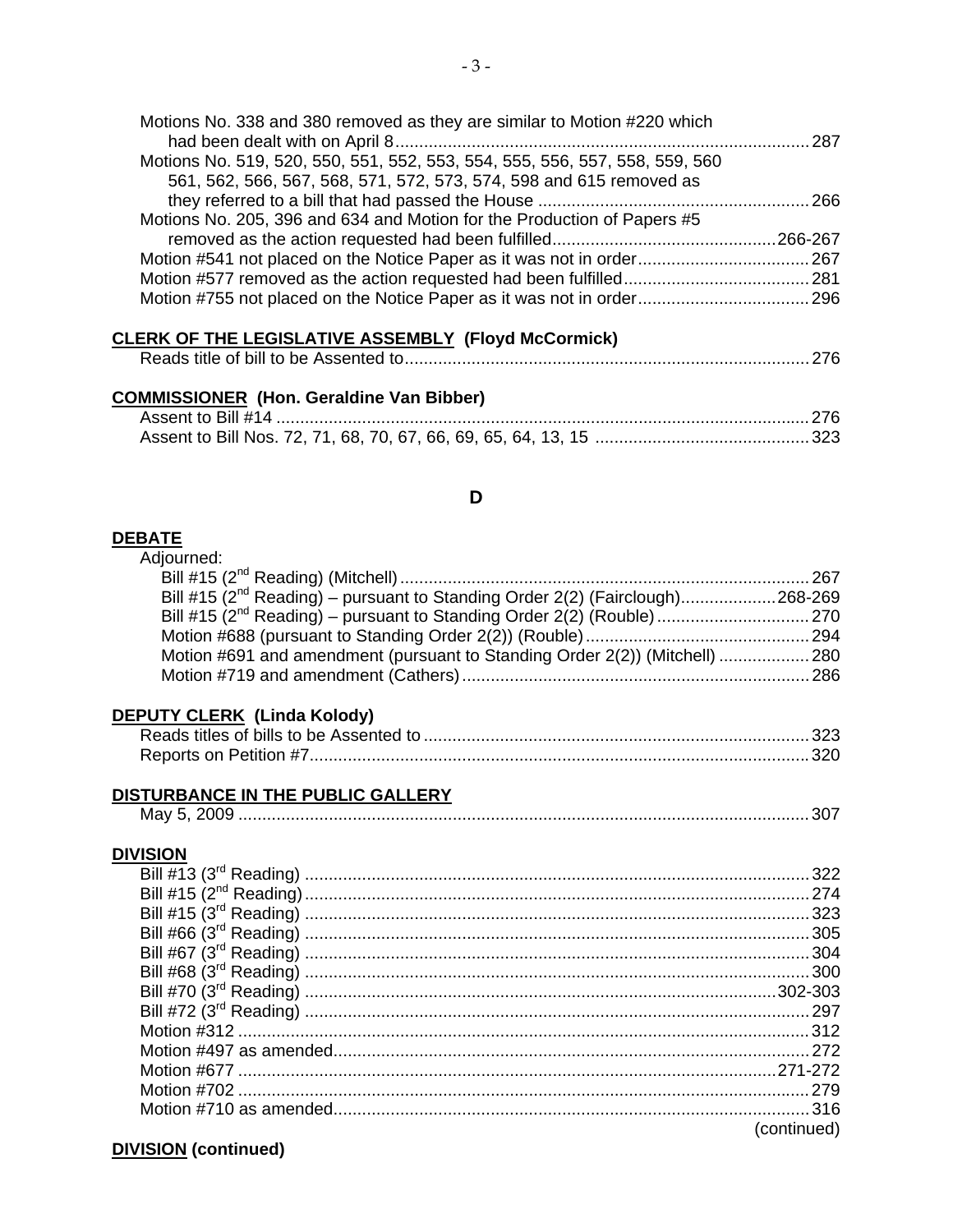Motions No. 338 and 380 removed as they are similar to Motion #220 which had been dealt with on April 8 ... 287
Motions No. 519, 520, 550, 551, 552, 553, 554, 555, 556, 557, 558, 559, 560 561, 562, 566, 567, 568, 571, 572, 573, 574, 598 and 615 removed as they referred to a bill that had passed the House ... 266
Motions No. 205, 396 and 634 and Motion for the Production of Papers #5 removed as the action requested had been fulfilled ... 266-267
Motion #541 not placed on the Notice Paper as it was not in order ... 267
Motion #577 removed as the action requested had been fulfilled ... 281
Motion #755 not placed on the Notice Paper as it was not in order ... 296

**CLERK OF THE LEGISLATIVE ASSEMBLY (Floyd McCormick)**

Reads title of bill to be Assented to ... 276

**COMMISSIONER (Hon. Geraldine Van Bibber)**

Assent to Bill #14 ... 276
Assent to Bill Nos. 72, 71, 68, 70, 67, 66, 69, 65, 64, 13, 15 ... 323

## D

**DEBATE**

Adjourned:

Bill #15 (2nd Reading) (Mitchell) ... 267
Bill #15 (2nd Reading) – pursuant to Standing Order 2(2) (Fairclough) ... 268-269
Bill #15 (2nd Reading) – pursuant to Standing Order 2(2) (Rouble) ... 270
Motion #688 (pursuant to Standing Order 2(2)) (Rouble) ... 294
Motion #691 and amendment (pursuant to Standing Order 2(2)) (Mitchell) ... 280
Motion #719 and amendment (Cathers) ... 286

**DEPUTY CLERK (Linda Kolody)**

Reads titles of bills to be Assented to ... 323
Reports on Petition #7 ... 320

**DISTURBANCE IN THE PUBLIC GALLERY**

May 5, 2009 ... 307

**DIVISION**

Bill #13 (3rd Reading) ... 322
Bill #15 (2nd Reading) ... 274
Bill #15 (3rd Reading) ... 323
Bill #66 (3rd Reading) ... 305
Bill #67 (3rd Reading) ... 304
Bill #68 (3rd Reading) ... 300
Bill #70 (3rd Reading) ... 302-303
Bill #72 (3rd Reading) ... 297
Motion #312 ... 312
Motion #497 as amended ... 272
Motion #677 ... 271-272
Motion #702 ... 279
Motion #710 as amended ... 316

(continued)

**DIVISION (continued)**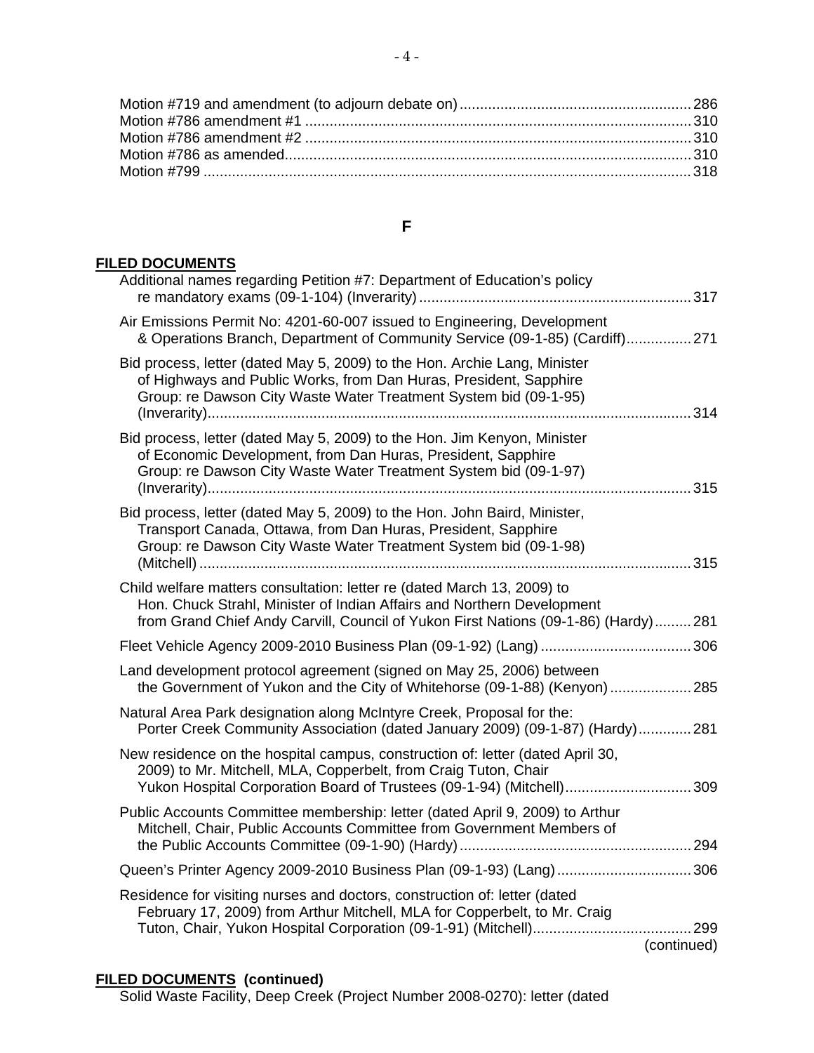Motion #719 and amendment (to adjourn debate on) ......................................................... 286
Motion #786 amendment #1 ............................................................................................... 310
Motion #786 amendment #2 ............................................................................................... 310
Motion #786 as amended .................................................................................................... 310
Motion #799 ........................................................................................................................ 318

## F

**FILED DOCUMENTS**

Additional names regarding Petition #7: Department of Education's policy re mandatory exams (09-1-104) (Inverarity) ................................................................... 317

Air Emissions Permit No: 4201-60-007 issued to Engineering, Development & Operations Branch, Department of Community Service (09-1-85) (Cardiff) ................ 271

Bid process, letter (dated May 5, 2009) to the Hon. Archie Lang, Minister of Highways and Public Works, from Dan Huras, President, Sapphire Group: re Dawson City Waste Water Treatment System bid (09-1-95) (Inverarity) ........................................................................................................................ 314

Bid process, letter (dated May 5, 2009) to the Hon. Jim Kenyon, Minister of Economic Development, from Dan Huras, President, Sapphire Group: re Dawson City Waste Water Treatment System bid (09-1-97) (Inverarity) ........................................................................................................................ 315

Bid process, letter (dated May 5, 2009) to the Hon. John Baird, Minister, Transport Canada, Ottawa, from Dan Huras, President, Sapphire Group: re Dawson City Waste Water Treatment System bid (09-1-98) (Mitchell) .......................................................................................................................... 315

Child welfare matters consultation: letter re (dated March 13, 2009) to Hon. Chuck Strahl, Minister of Indian Affairs and Northern Development from Grand Chief Andy Carvill, Council of Yukon First Nations (09-1-86) (Hardy) ......... 281

Fleet Vehicle Agency 2009-2010 Business Plan (09-1-92) (Lang) ..................................... 306

Land development protocol agreement (signed on May 25, 2006) between the Government of Yukon and the City of Whitehorse (09-1-88) (Kenyon) .................... 285

Natural Area Park designation along McIntyre Creek, Proposal for the: Porter Creek Community Association (dated January 2009) (09-1-87) (Hardy) ............. 281

New residence on the hospital campus, construction of: letter (dated April 30, 2009) to Mr. Mitchell, MLA, Copperbelt, from Craig Tuton, Chair Yukon Hospital Corporation Board of Trustees (09-1-94) (Mitchell) ............................... 309

Public Accounts Committee membership: letter (dated April 9, 2009) to Arthur Mitchell, Chair, Public Accounts Committee from Government Members of the Public Accounts Committee (09-1-90) (Hardy) ......................................................... 294

Queen's Printer Agency 2009-2010 Business Plan (09-1-93) (Lang) ................................. 306

Residence for visiting nurses and doctors, construction of: letter (dated February 17, 2009) from Arthur Mitchell, MLA for Copperbelt, to Mr. Craig Tuton, Chair, Yukon Hospital Corporation (09-1-91) (Mitchell) ....................................... 299

(continued)

**FILED DOCUMENTS (continued)**

Solid Waste Facility, Deep Creek (Project Number 2008-0270): letter (dated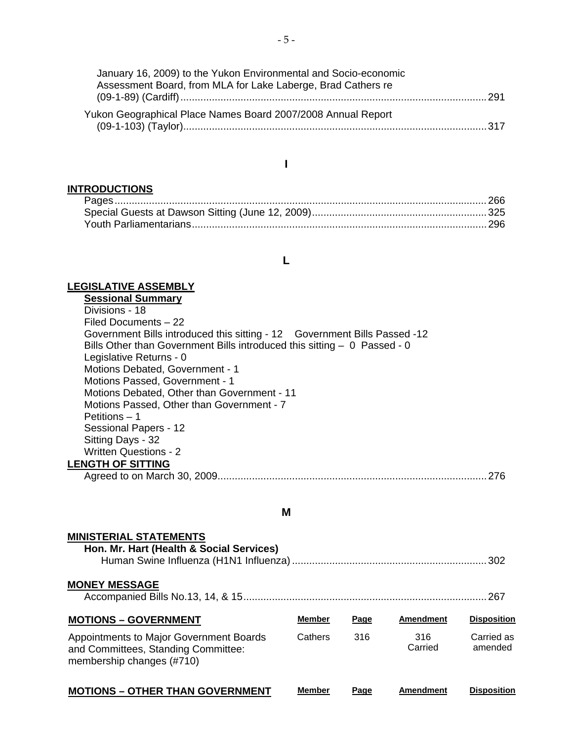January 16, 2009) to the Yukon Environmental and Socio-economic Assessment Board, from MLA for Lake Laberge, Brad Cathers re (09-1-89) (Cardiff)............................................................................................................291

Yukon Geographical Place Names Board 2007/2008 Annual Report (09-1-103) (Taylor)...........................................................................................................317

## I

**INTRODUCTIONS**

Pages..................................................................................................................................266
Special Guests at Dawson Sitting (June 12, 2009)............................................................325
Youth Parliamentarians.......................................................................................................296

## L

**LEGISLATIVE ASSEMBLY**

**Sessional Summary**

Divisions - 18
Filed Documents – 22
Government Bills introduced this sitting - 12    Government Bills Passed -12
Bills Other than Government Bills introduced this sitting – 0  Passed - 0
Legislative Returns - 0
Motions Debated, Government - 1
Motions Passed, Government - 1
Motions Debated, Other than Government - 11
Motions Passed, Other than Government - 7
Petitions – 1
Sessional Papers - 12
Sitting Days - 32
Written Questions - 2

**LENGTH OF SITTING**

Agreed to on March 30, 2009..............................................................................................276

## M

**MINISTERIAL STATEMENTS**

**Hon. Mr. Hart (Health & Social Services)**

Human Swine Influenza (H1N1 Influenza)....................................................................302

**MONEY MESSAGE**

Accompanied Bills No.13, 14, & 15.....................................................................................267

| **MOTIONS – GOVERNMENT** | **Member** | **Page** | **Amendment** | **Disposition** |
|---|---|---|---|---|
| Appointments to Major Government Boards and Committees, Standing Committee: membership changes (#710) | Cathers | 316 | 316 Carried | Carried as amended |

| **MOTIONS – OTHER THAN GOVERNMENT** | **Member** | **Page** | **Amendment** | **Disposition** |
|---|---|---|---|---|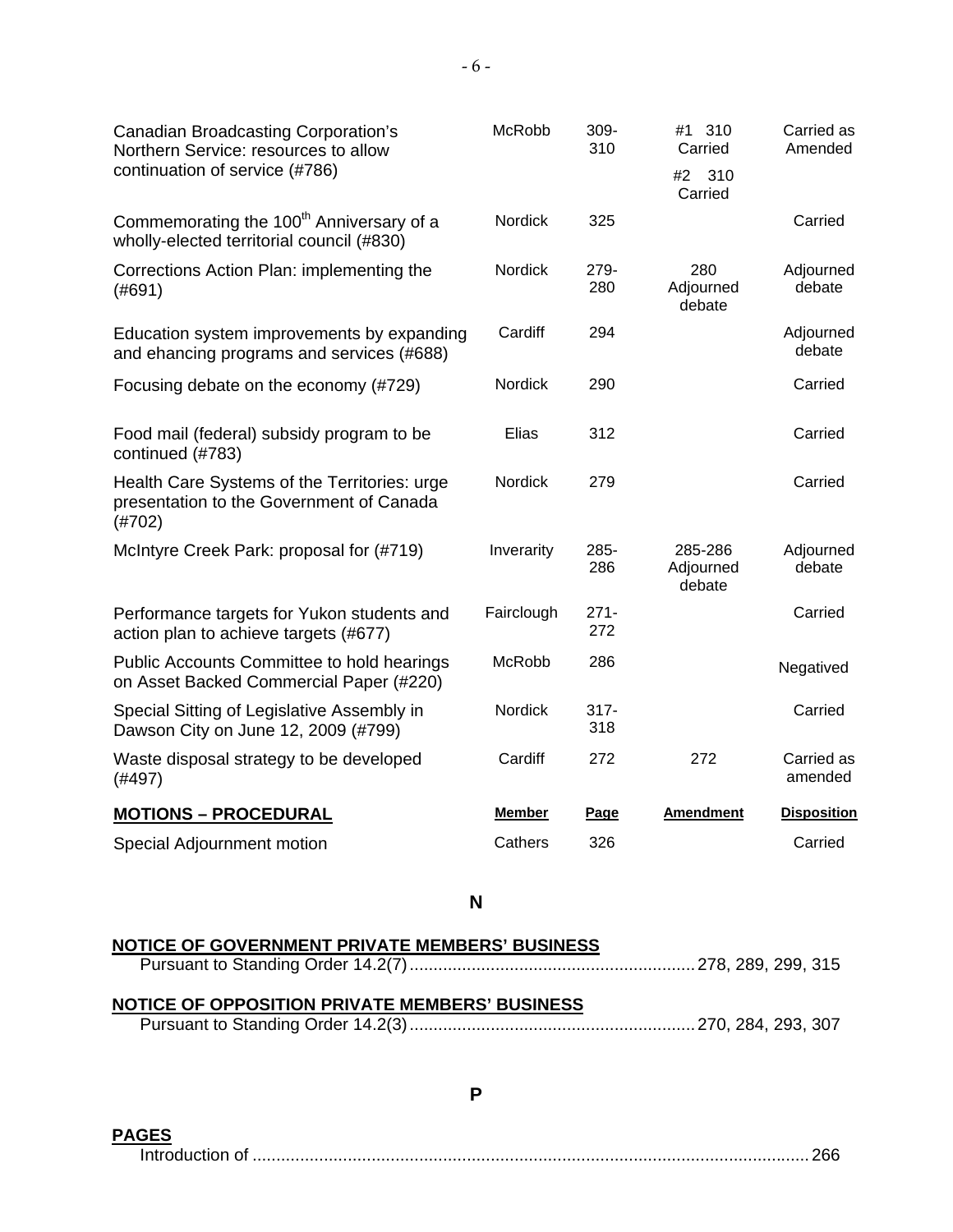| | | | | |
|---|---|---|---|---|
| Canadian Broadcasting Corporation's Northern Service: resources to allow continuation of service (#786) | McRobb | 309-310 | #1 310 Carried<br>#2 310 Carried | Carried as Amended |
| Commemorating the 100th Anniversary of a wholly-elected territorial council (#830) | Nordick | 325 | | Carried |
| Corrections Action Plan: implementing the (#691) | Nordick | 279-280 | 280 Adjourned debate | Adjourned debate |
| Education system improvements by expanding and ehancing programs and services (#688) | Cardiff | 294 | | Adjourned debate |
| Focusing debate on the economy (#729) | Nordick | 290 | | Carried |
| Food mail (federal) subsidy program to be continued (#783) | Elias | 312 | | Carried |
| Health Care Systems of the Territories: urge presentation to the Government of Canada (#702) | Nordick | 279 | | Carried |
| McIntyre Creek Park: proposal for (#719) | Inverarity | 285-286 | 285-286 Adjourned debate | Adjourned debate |
| Performance targets for Yukon students and action plan to achieve targets (#677) | Fairclough | 271-272 | | Carried |
| Public Accounts Committee to hold hearings on Asset Backed Commercial Paper (#220) | McRobb | 286 | | Negatived |
| Special Sitting of Legislative Assembly in Dawson City on June 12, 2009 (#799) | Nordick | 317-318 | | Carried |
| Waste disposal strategy to be developed (#497) | Cardiff | 272 | 272 | Carried as amended |

| **MOTIONS – PROCEDURAL** | **Member** | **Page** | **Amendment** | **Disposition** |
|---|---|---|---|---|
| Special Adjournment motion | Cathers | 326 | | Carried |

## N

**NOTICE OF GOVERNMENT PRIVATE MEMBERS' BUSINESS**

Pursuant to Standing Order 14.2(7) ........ 278, 289, 299, 315

**NOTICE OF OPPOSITION PRIVATE MEMBERS' BUSINESS**

Pursuant to Standing Order 14.2(3) ........ 270, 284, 293, 307

## P

**PAGES**

Introduction of ........ 266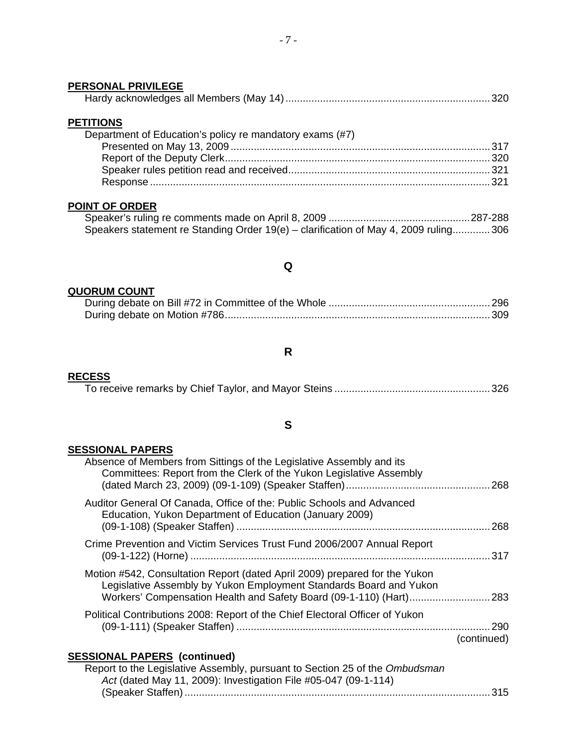**PERSONAL PRIVILEGE**

Hardy acknowledges all Members (May 14) ........ 320

**PETITIONS**

Department of Education's policy re mandatory exams (#7)
- Presented on May 13, 2009 ........ 317
- Report of the Deputy Clerk ........ 320
- Speaker rules petition read and received ........ 321
- Response ........ 321

**POINT OF ORDER**

Speaker's ruling re comments made on April 8, 2009 ........ 287-288
Speakers statement re Standing Order 19(e) – clarification of May 4, 2009 ruling ........ 306

## Q

**QUORUM COUNT**

During debate on Bill #72 in Committee of the Whole ........ 296
During debate on Motion #786 ........ 309

## R

**RECESS**

To receive remarks by Chief Taylor, and Mayor Steins ........ 326

## S

**SESSIONAL PAPERS**

Absence of Members from Sittings of the Legislative Assembly and its Committees: Report from the Clerk of the Yukon Legislative Assembly (dated March 23, 2009) (09-1-109) (Speaker Staffen) ........ 268

Auditor General Of Canada, Office of the: Public Schools and Advanced Education, Yukon Department of Education (January 2009) (09-1-108) (Speaker Staffen) ........ 268

Crime Prevention and Victim Services Trust Fund 2006/2007 Annual Report (09-1-122) (Horne) ........ 317

Motion #542, Consultation Report (dated April 2009) prepared for the Yukon Legislative Assembly by Yukon Employment Standards Board and Yukon Workers' Compensation Health and Safety Board (09-1-110) (Hart) ........ 283

Political Contributions 2008: Report of the Chief Electoral Officer of Yukon (09-1-111) (Speaker Staffen) ........ 290

(continued)

**SESSIONAL PAPERS (continued)**

Report to the Legislative Assembly, pursuant to Section 25 of the *Ombudsman Act* (dated May 11, 2009): Investigation File #05-047 (09-1-114) (Speaker Staffen) ........ 315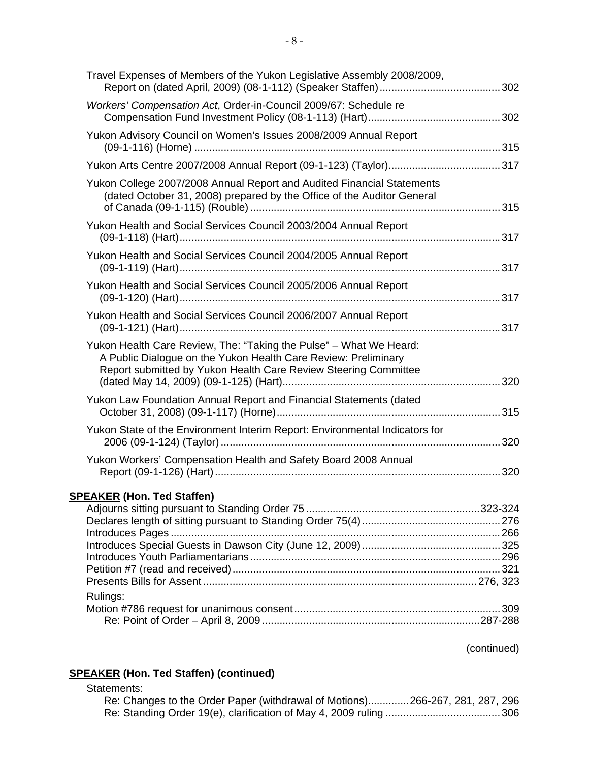Travel Expenses of Members of the Yukon Legislative Assembly 2008/2009, Report on (dated April, 2009) (08-1-112) (Speaker Staffen) ........................................ 302

*Workers' Compensation Act*, Order-in-Council 2009/67: Schedule re Compensation Fund Investment Policy (08-1-113) (Hart) ............................................ 302

Yukon Advisory Council on Women's Issues 2008/2009 Annual Report (09-1-116) (Horne) ...................................................................................................... 315

Yukon Arts Centre 2007/2008 Annual Report (09-1-123) (Taylor) ..................................... 317

Yukon College 2007/2008 Annual Report and Audited Financial Statements (dated October 31, 2008) prepared by the Office of the Auditor General of Canada (09-1-115) (Rouble) ................................................................................... 315

Yukon Health and Social Services Council 2003/2004 Annual Report (09-1-118) (Hart) ........................................................................................................... 317

Yukon Health and Social Services Council 2004/2005 Annual Report (09-1-119) (Hart) ........................................................................................................... 317

Yukon Health and Social Services Council 2005/2006 Annual Report (09-1-120) (Hart) ........................................................................................................... 317

Yukon Health and Social Services Council 2006/2007 Annual Report (09-1-121) (Hart) ........................................................................................................... 317

Yukon Health Care Review, The: "Taking the Pulse" – What We Heard: A Public Dialogue on the Yukon Health Care Review: Preliminary Report submitted by Yukon Health Care Review Steering Committee (dated May 14, 2009) (09-1-125) (Hart) ........................................................................ 320

Yukon Law Foundation Annual Report and Financial Statements (dated October 31, 2008) (09-1-117) (Horne) .......................................................................... 315

Yukon State of the Environment Interim Report: Environmental Indicators for 2006 (09-1-124) (Taylor) ............................................................................................. 320

Yukon Workers' Compensation Health and Safety Board 2008 Annual Report (09-1-126) (Hart) ............................................................................................... 320

**SPEAKER (Hon. Ted Staffen)**

Adjourns sitting pursuant to Standing Order 75 ..........................................................323-324
Declares length of sitting pursuant to Standing Order 75(4) ............................................. 276
Introduces Pages ................................................................................................................. 266
Introduces Special Guests in Dawson City (June 12, 2009) .............................................. 325
Introduces Youth Parliamentarians ...................................................................................... 296
Petition #7 (read and received) ........................................................................................... 321
Presents Bills for Assent ............................................................................................ 276, 323

Rulings:
Motion #786 request for unanimous consent ...................................................................... 309
Re: Point of Order – April 8, 2009 .........................................................................287-288

(continued)

**SPEAKER (Hon. Ted Staffen) (continued)**

Statements:
Re: Changes to the Order Paper (withdrawal of Motions) ............. 266-267, 281, 287, 296
Re: Standing Order 19(e), clarification of May 4, 2009 ruling ....................................... 306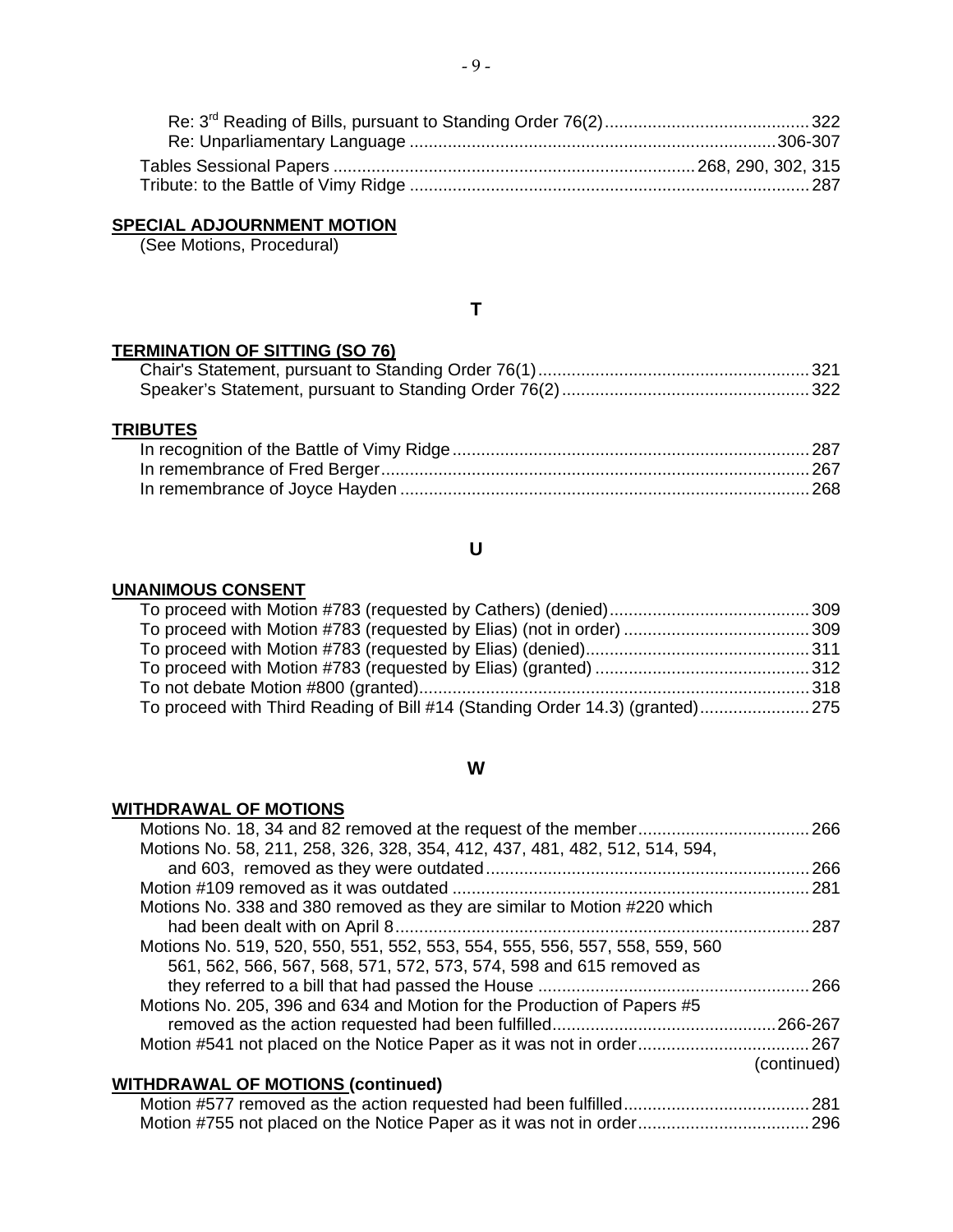Re: 3rd Reading of Bills, pursuant to Standing Order 76(2) ........................................... 322
Re: Unparliamentary Language ............................................................................ 306-307

Tables Sessional Papers ............................................................................ 268, 290, 302, 315
Tribute: to the Battle of Vimy Ridge ................................................................................... 287

**SPECIAL ADJOURNMENT MOTION**
(See Motions, Procedural)

## T

**TERMINATION OF SITTING (SO 76)**
Chair's Statement, pursuant to Standing Order 76(1) ......................................................... 321
Speaker's Statement, pursuant to Standing Order 76(2) ................................................... 322

**TRIBUTES**
In recognition of the Battle of Vimy Ridge .......................................................................... 287
In remembrance of Fred Berger ......................................................................................... 267
In remembrance of Joyce Hayden ...................................................................................... 268

## U

**UNANIMOUS CONSENT**
To proceed with Motion #783 (requested by Cathers) (denied) .......................................... 309
To proceed with Motion #783 (requested by Elias) (not in order) ...................................... 309
To proceed with Motion #783 (requested by Elias) (denied) .............................................. 311
To proceed with Motion #783 (requested by Elias) (granted) ............................................ 312
To not debate Motion #800 (granted) .................................................................................. 318
To proceed with Third Reading of Bill #14 (Standing Order 14.3) (granted) ...................... 275

## W

**WITHDRAWAL OF MOTIONS**
Motions No. 18, 34 and 82 removed at the request of the member .................................... 266
Motions No. 58, 211, 258, 326, 328, 354, 412, 437, 481, 482, 512, 514, 594, and 603, removed as they were outdated .................................................................... 266
Motion #109 removed as it was outdated ........................................................................... 281
Motions No. 338 and 380 removed as they are similar to Motion #220 which had been dealt with on April 8 ....................................................................................... 287
Motions No. 519, 520, 550, 551, 552, 553, 554, 555, 556, 557, 558, 559, 560 561, 562, 566, 567, 568, 571, 572, 573, 574, 598 and 615 removed as they referred to a bill that had passed the House ......................................................... 266
Motions No. 205, 396 and 634 and Motion for the Production of Papers #5 removed as the action requested had been fulfilled ............................................... 266-267
Motion #541 not placed on the Notice Paper as it was not in order .................................... 267
(continued)

**WITHDRAWAL OF MOTIONS (continued)**
Motion #577 removed as the action requested had been fulfilled ....................................... 281
Motion #755 not placed on the Notice Paper as it was not in order .................................... 296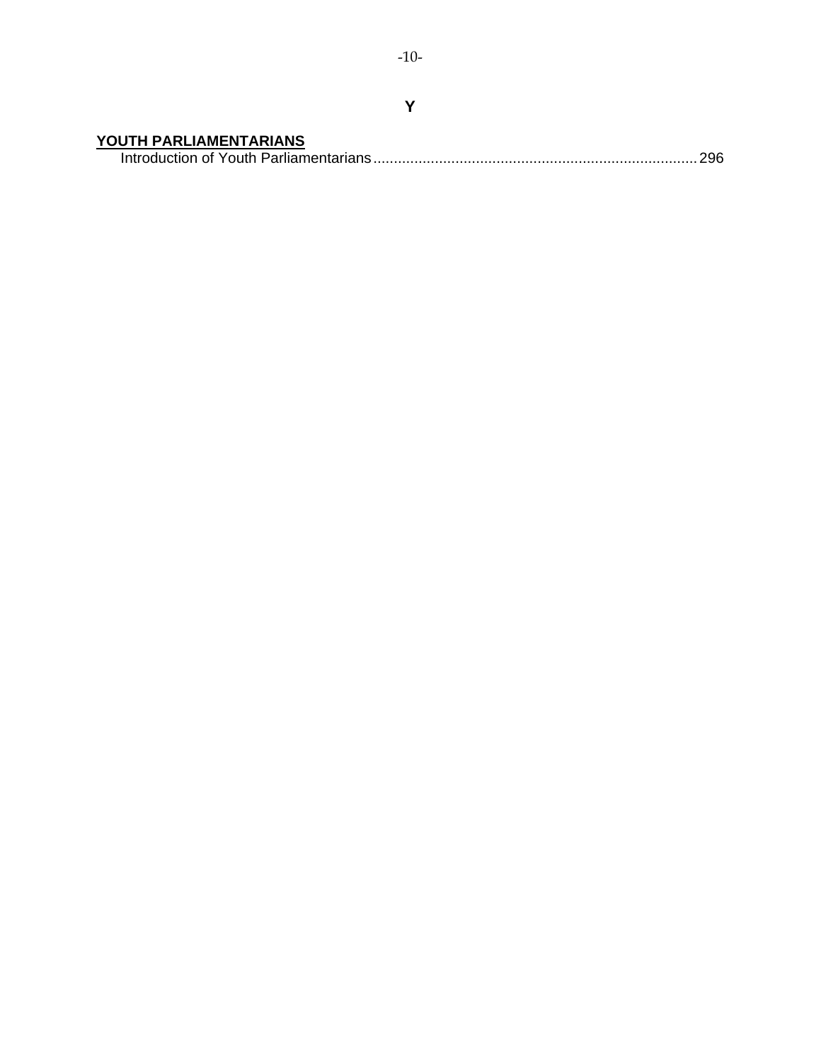## Y

**YOUTH PARLIAMENTARIANS**

Introduction of Youth Parliamentarians ............................................................................... 296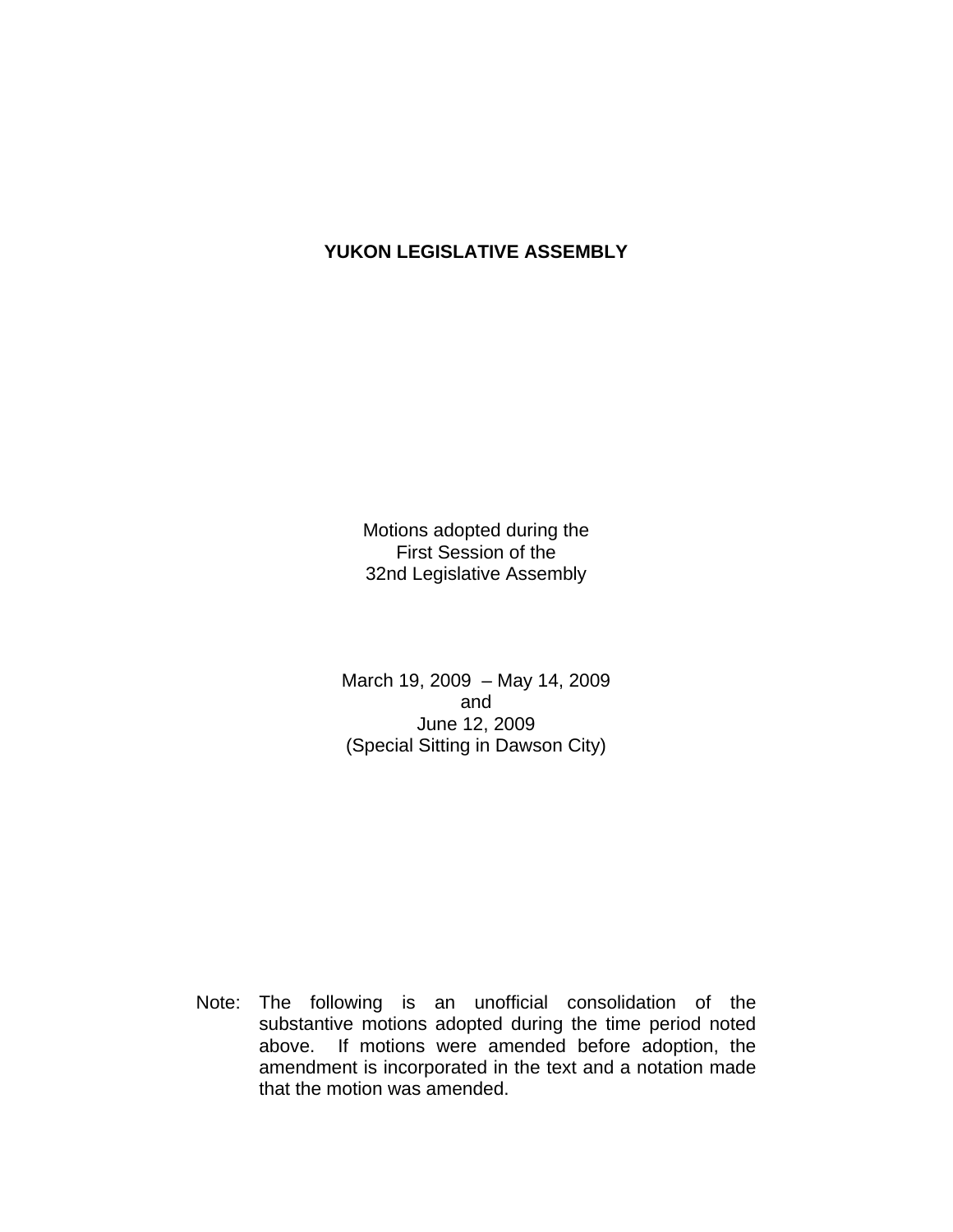# YUKON LEGISLATIVE ASSEMBLY

Motions adopted during the
First Session of the
32nd Legislative Assembly

March 19, 2009 – May 14, 2009
and
June 12, 2009
(Special Sitting in Dawson City)

Note: The following is an unofficial consolidation of the substantive motions adopted during the time period noted above. If motions were amended before adoption, the amendment is incorporated in the text and a notation made that the motion was amended.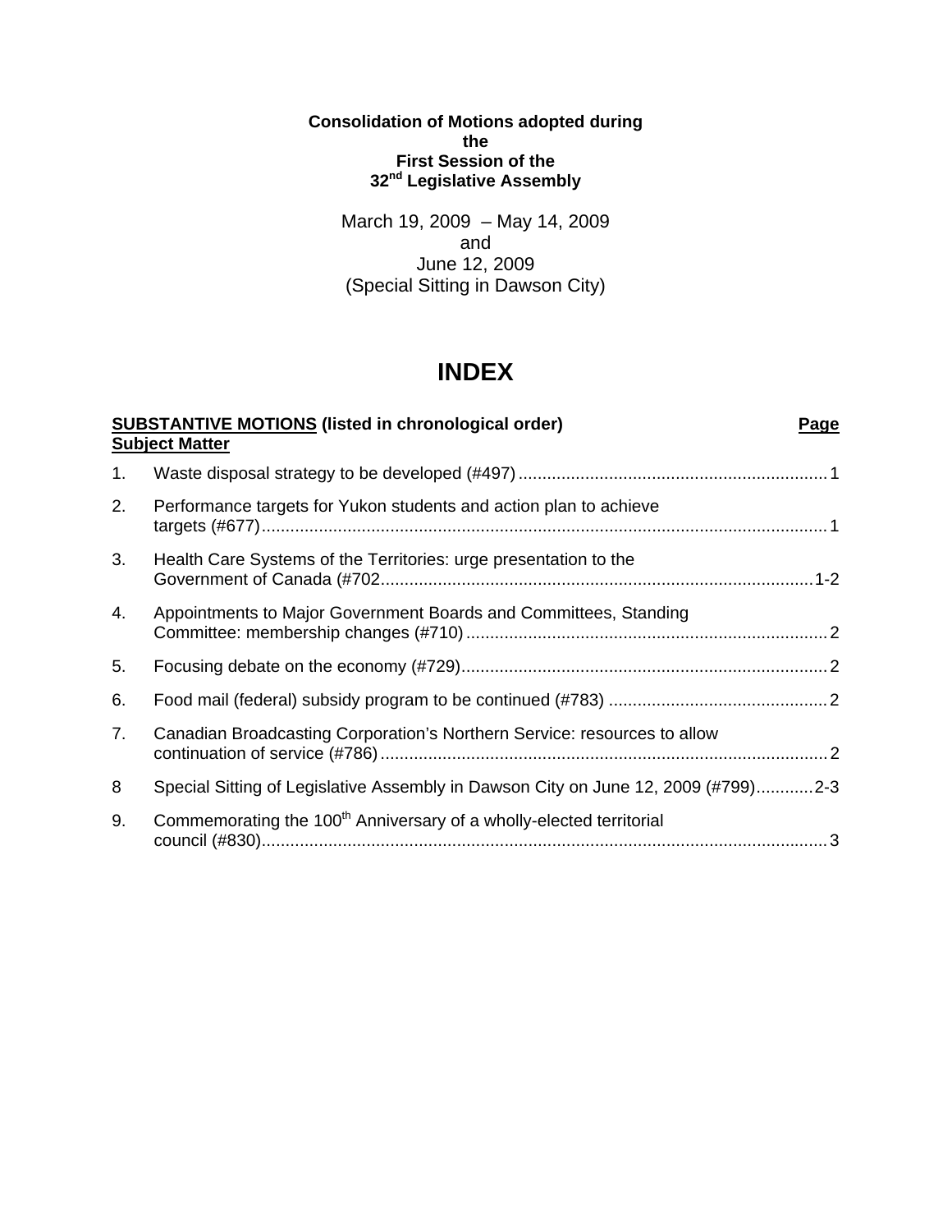**Consolidation of Motions adopted during the First Session of the 32nd Legislative Assembly**

March 19, 2009 – May 14, 2009
and
June 12, 2009
(Special Sitting in Dawson City)

# INDEX

| **<u>SUBSTANTIVE MOTIONS</u> (listed in chronological order)** **<u>Subject Matter</u>** | | **<u>Page</u>** |
|---|---|---|
| 1. | Waste disposal strategy to be developed (#497) | 1 |
| 2. | Performance targets for Yukon students and action plan to achieve targets (#677) | 1 |
| 3. | Health Care Systems of the Territories: urge presentation to the Government of Canada (#702 | 1-2 |
| 4. | Appointments to Major Government Boards and Committees, Standing Committee: membership changes (#710) | 2 |
| 5. | Focusing debate on the economy (#729) | 2 |
| 6. | Food mail (federal) subsidy program to be continued (#783) | 2 |
| 7. | Canadian Broadcasting Corporation's Northern Service: resources to allow continuation of service (#786) | 2 |
| 8 | Special Sitting of Legislative Assembly in Dawson City on June 12, 2009 (#799) | 2-3 |
| 9. | Commemorating the 100th Anniversary of a wholly-elected territorial council (#830) | 3 |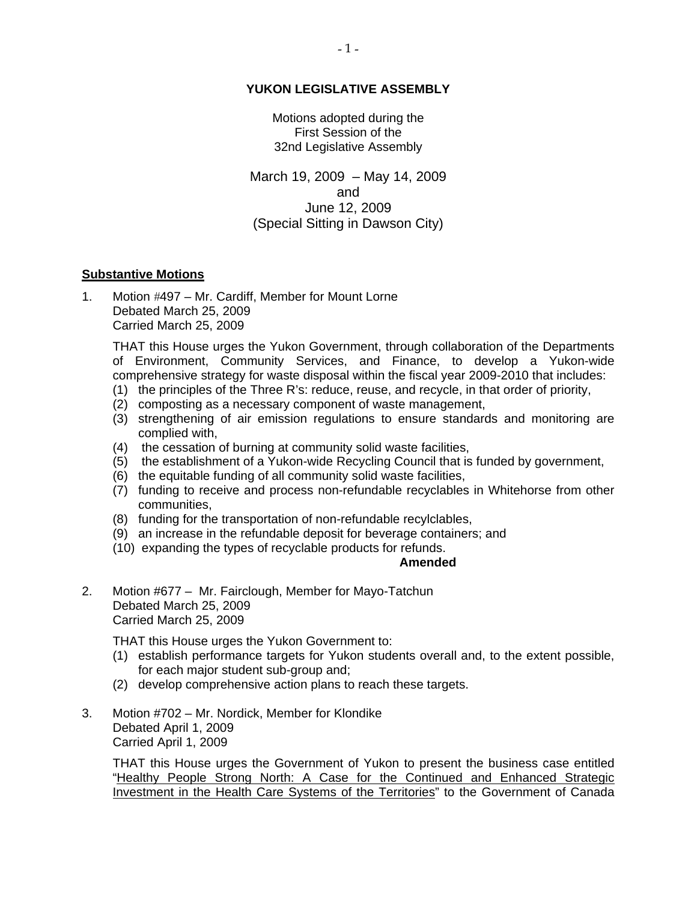**YUKON LEGISLATIVE ASSEMBLY**

Motions adopted during the
First Session of the
32nd Legislative Assembly

March 19, 2009 – May 14, 2009
and
June 12, 2009
(Special Sitting in Dawson City)

## Substantive Motions

1. Motion #497 – Mr. Cardiff, Member for Mount Lorne
   Debated March 25, 2009
   Carried March 25, 2009

   THAT this House urges the Yukon Government, through collaboration of the Departments of Environment, Community Services, and Finance, to develop a Yukon-wide comprehensive strategy for waste disposal within the fiscal year 2009-2010 that includes:
   (1) the principles of the Three R's: reduce, reuse, and recycle, in that order of priority,
   (2) composting as a necessary component of waste management,
   (3) strengthening of air emission regulations to ensure standards and monitoring are complied with,
   (4) the cessation of burning at community solid waste facilities,
   (5) the establishment of a Yukon-wide Recycling Council that is funded by government,
   (6) the equitable funding of all community solid waste facilities,
   (7) funding to receive and process non-refundable recyclables in Whitehorse from other communities,
   (8) funding for the transportation of non-refundable recylclables,
   (9) an increase in the refundable deposit for beverage containers; and
   (10) expanding the types of recyclable products for refunds.

   **Amended**

2. Motion #677 – Mr. Fairclough, Member for Mayo-Tatchun
   Debated March 25, 2009
   Carried March 25, 2009

   THAT this House urges the Yukon Government to:
   (1) establish performance targets for Yukon students overall and, to the extent possible, for each major student sub-group and;
   (2) develop comprehensive action plans to reach these targets.

3. Motion #702 – Mr. Nordick, Member for Klondike
   Debated April 1, 2009
   Carried April 1, 2009

   THAT this House urges the Government of Yukon to present the business case entitled "Healthy People Strong North: A Case for the Continued and Enhanced Strategic Investment in the Health Care Systems of the Territories" to the Government of Canada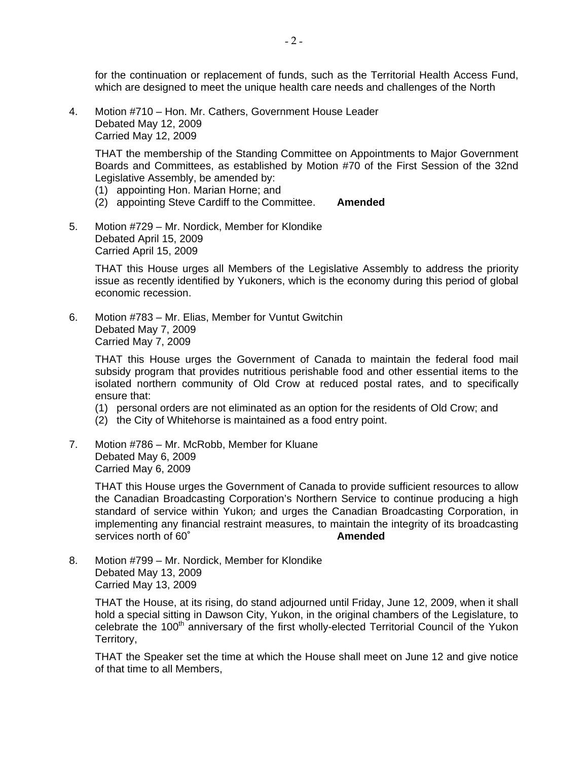for the continuation or replacement of funds, such as the Territorial Health Access Fund, which are designed to meet the unique health care needs and challenges of the North

4. Motion #710 – Hon. Mr. Cathers, Government House Leader
   Debated May 12, 2009
   Carried May 12, 2009

   THAT the membership of the Standing Committee on Appointments to Major Government Boards and Committees, as established by Motion #70 of the First Session of the 32nd Legislative Assembly, be amended by:
   (1) appointing Hon. Marian Horne; and
   (2) appointing Steve Cardiff to the Committee. **Amended**

5. Motion #729 – Mr. Nordick, Member for Klondike
   Debated April 15, 2009
   Carried April 15, 2009

   THAT this House urges all Members of the Legislative Assembly to address the priority issue as recently identified by Yukoners, which is the economy during this period of global economic recession.

6. Motion #783 – Mr. Elias, Member for Vuntut Gwitchin
   Debated May 7, 2009
   Carried May 7, 2009

   THAT this House urges the Government of Canada to maintain the federal food mail subsidy program that provides nutritious perishable food and other essential items to the isolated northern community of Old Crow at reduced postal rates, and to specifically ensure that:
   (1) personal orders are not eliminated as an option for the residents of Old Crow; and
   (2) the City of Whitehorse is maintained as a food entry point.

7. Motion #786 – Mr. McRobb, Member for Kluane
   Debated May 6, 2009
   Carried May 6, 2009

   THAT this House urges the Government of Canada to provide sufficient resources to allow the Canadian Broadcasting Corporation's Northern Service to continue producing a high standard of service within Yukon; and urges the Canadian Broadcasting Corporation, in implementing any financial restraint measures, to maintain the integrity of its broadcasting services north of 60˚ **Amended**

8. Motion #799 – Mr. Nordick, Member for Klondike
   Debated May 13, 2009
   Carried May 13, 2009

   THAT the House, at its rising, do stand adjourned until Friday, June 12, 2009, when it shall hold a special sitting in Dawson City, Yukon, in the original chambers of the Legislature, to celebrate the 100th anniversary of the first wholly-elected Territorial Council of the Yukon Territory,

   THAT the Speaker set the time at which the House shall meet on June 12 and give notice of that time to all Members,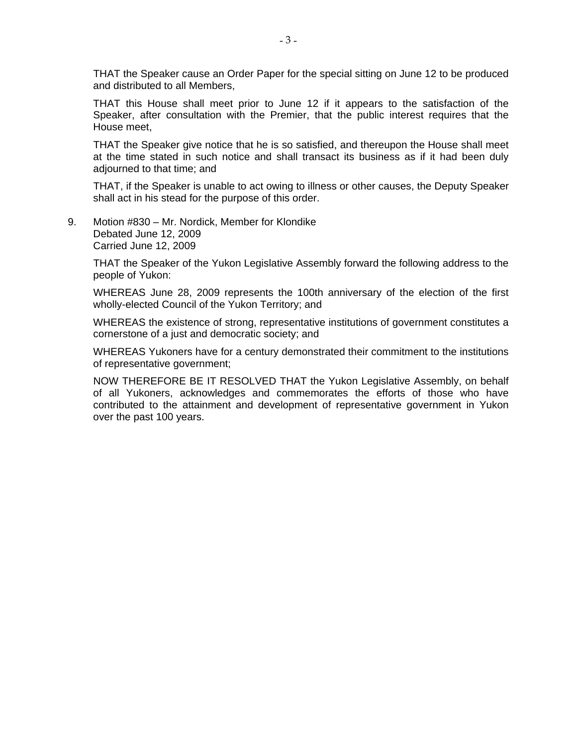THAT the Speaker cause an Order Paper for the special sitting on June 12 to be produced and distributed to all Members,

THAT this House shall meet prior to June 12 if it appears to the satisfaction of the Speaker, after consultation with the Premier, that the public interest requires that the House meet,

THAT the Speaker give notice that he is so satisfied, and thereupon the House shall meet at the time stated in such notice and shall transact its business as if it had been duly adjourned to that time; and

THAT, if the Speaker is unable to act owing to illness or other causes, the Deputy Speaker shall act in his stead for the purpose of this order.

9. Motion #830 – Mr. Nordick, Member for Klondike
   Debated June 12, 2009
   Carried June 12, 2009

   THAT the Speaker of the Yukon Legislative Assembly forward the following address to the people of Yukon:

   WHEREAS June 28, 2009 represents the 100th anniversary of the election of the first wholly-elected Council of the Yukon Territory; and

   WHEREAS the existence of strong, representative institutions of government constitutes a cornerstone of a just and democratic society; and

   WHEREAS Yukoners have for a century demonstrated their commitment to the institutions of representative government;

   NOW THEREFORE BE IT RESOLVED THAT the Yukon Legislative Assembly, on behalf of all Yukoners, acknowledges and commemorates the efforts of those who have contributed to the attainment and development of representative government in Yukon over the past 100 years.